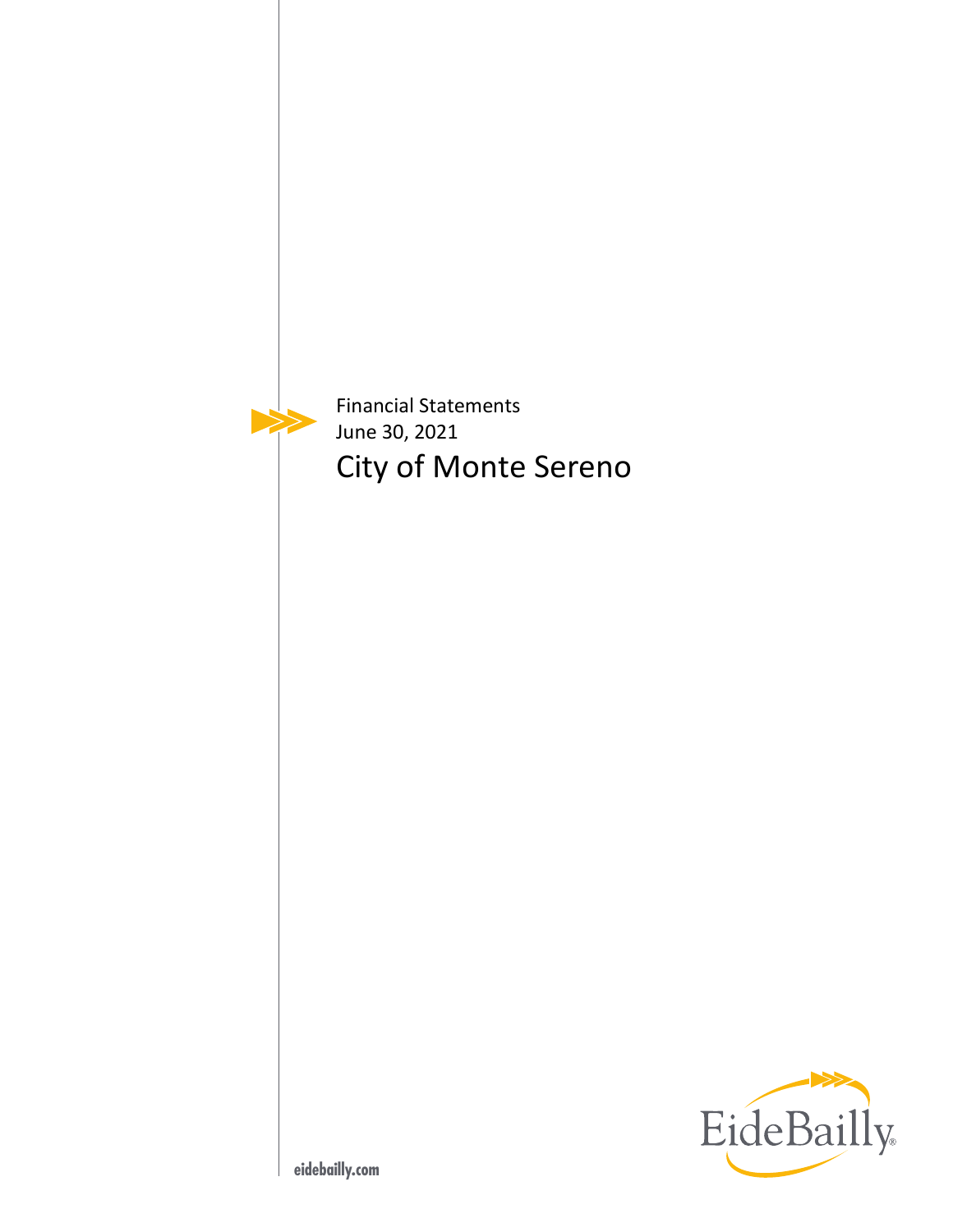Financial Statements

June 30, 2021

# City of Monte Sereno

EideBailly

eidebailly.com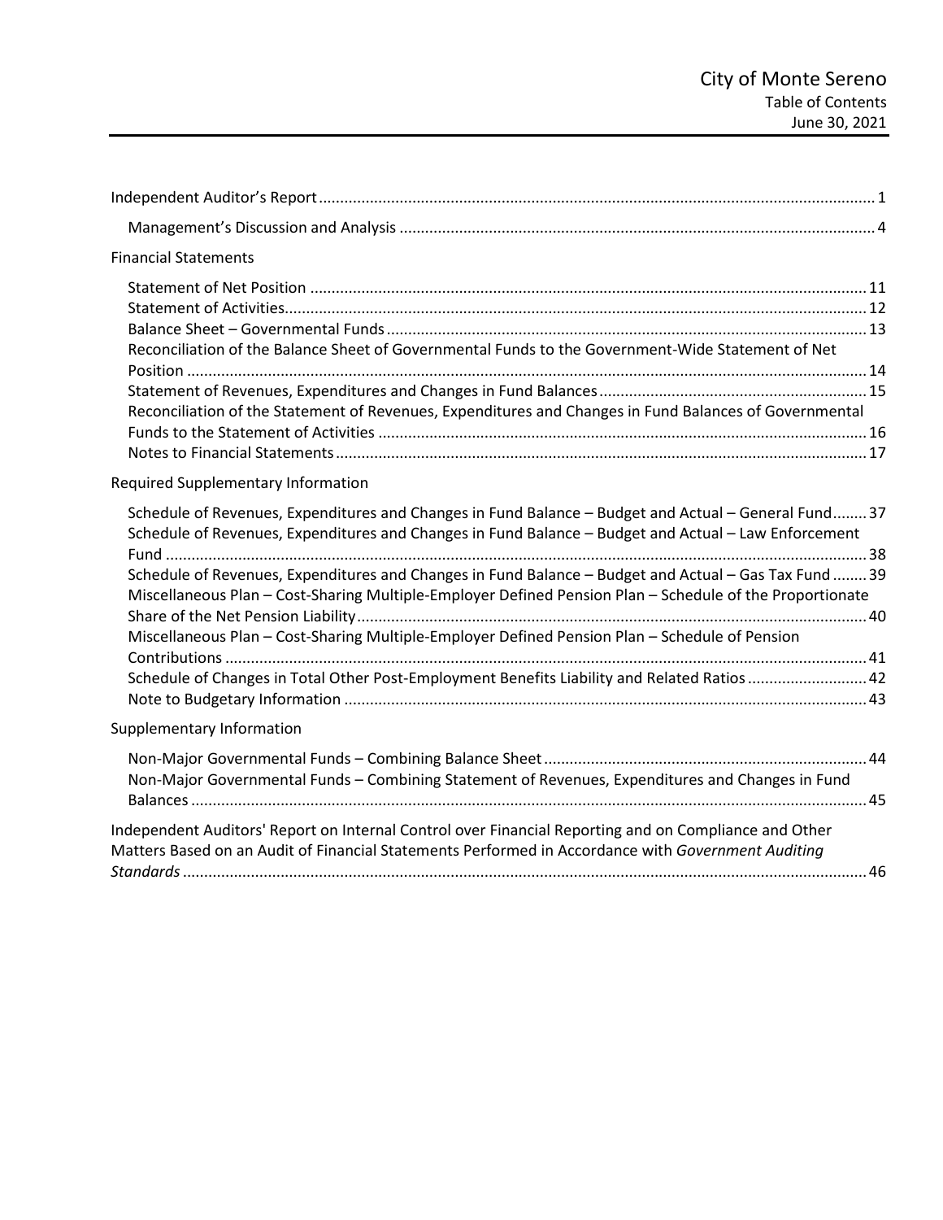# City of Monte Sereno
Table of Contents
June 30, 2021

| | |
|---|---|
| Independent Auditor's Report | 1 |
| Management's Discussion and Analysis | 4 |
| **Financial Statements** | |
| Statement of Net Position | 11 |
| Statement of Activities | 12 |
| Balance Sheet – Governmental Funds | 13 |
| Reconciliation of the Balance Sheet of Governmental Funds to the Government-Wide Statement of Net Position | 14 |
| Statement of Revenues, Expenditures and Changes in Fund Balances | 15 |
| Reconciliation of the Statement of Revenues, Expenditures and Changes in Fund Balances of Governmental Funds to the Statement of Activities | 16 |
| Notes to Financial Statements | 17 |
| **Required Supplementary Information** | |
| Schedule of Revenues, Expenditures and Changes in Fund Balance – Budget and Actual – General Fund | 37 |
| Schedule of Revenues, Expenditures and Changes in Fund Balance – Budget and Actual – Law Enforcement Fund | 38 |
| Schedule of Revenues, Expenditures and Changes in Fund Balance – Budget and Actual – Gas Tax Fund | 39 |
| Miscellaneous Plan – Cost-Sharing Multiple-Employer Defined Pension Plan – Schedule of the Proportionate Share of the Net Pension Liability | 40 |
| Miscellaneous Plan – Cost-Sharing Multiple-Employer Defined Pension Plan – Schedule of Pension Contributions | 41 |
| Schedule of Changes in Total Other Post-Employment Benefits Liability and Related Ratios | 42 |
| Note to Budgetary Information | 43 |
| **Supplementary Information** | |
| Non-Major Governmental Funds – Combining Balance Sheet | 44 |
| Non-Major Governmental Funds – Combining Statement of Revenues, Expenditures and Changes in Fund Balances | 45 |
| Independent Auditors' Report on Internal Control over Financial Reporting and on Compliance and Other Matters Based on an Audit of Financial Statements Performed in Accordance with *Government Auditing Standards* | 46 |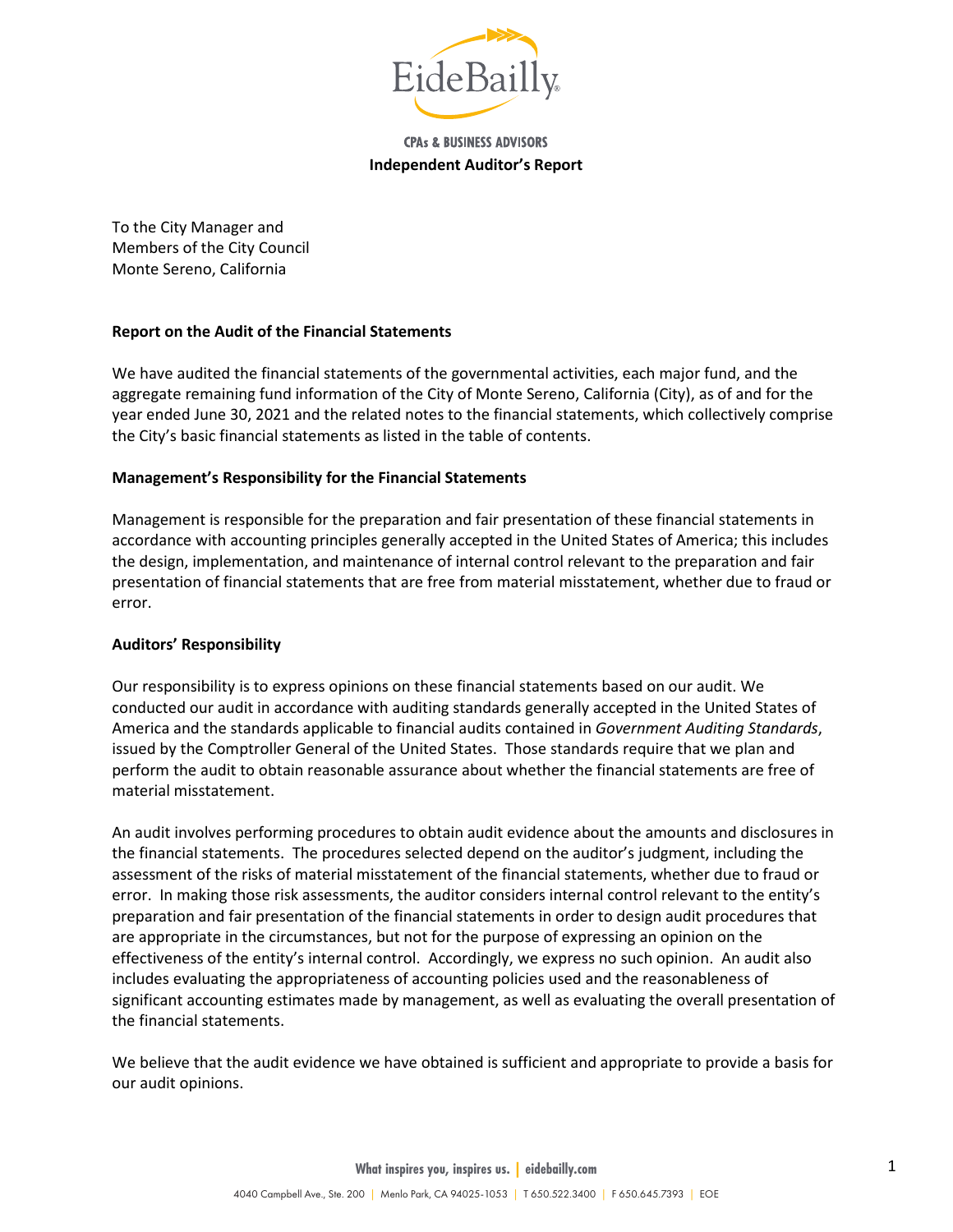**CPAs & BUSINESS ADVISORS**

# Independent Auditor's Report

To the City Manager and
Members of the City Council
Monte Sereno, California

## Report on the Audit of the Financial Statements

We have audited the financial statements of the governmental activities, each major fund, and the aggregate remaining fund information of the City of Monte Sereno, California (City), as of and for the year ended June 30, 2021 and the related notes to the financial statements, which collectively comprise the City's basic financial statements as listed in the table of contents.

## Management's Responsibility for the Financial Statements

Management is responsible for the preparation and fair presentation of these financial statements in accordance with accounting principles generally accepted in the United States of America; this includes the design, implementation, and maintenance of internal control relevant to the preparation and fair presentation of financial statements that are free from material misstatement, whether due to fraud or error.

## Auditors' Responsibility

Our responsibility is to express opinions on these financial statements based on our audit. We conducted our audit in accordance with auditing standards generally accepted in the United States of America and the standards applicable to financial audits contained in *Government Auditing Standards*, issued by the Comptroller General of the United States. Those standards require that we plan and perform the audit to obtain reasonable assurance about whether the financial statements are free of material misstatement.

An audit involves performing procedures to obtain audit evidence about the amounts and disclosures in the financial statements. The procedures selected depend on the auditor's judgment, including the assessment of the risks of material misstatement of the financial statements, whether due to fraud or error. In making those risk assessments, the auditor considers internal control relevant to the entity's preparation and fair presentation of the financial statements in order to design audit procedures that are appropriate in the circumstances, but not for the purpose of expressing an opinion on the effectiveness of the entity's internal control. Accordingly, we express no such opinion. An audit also includes evaluating the appropriateness of accounting policies used and the reasonableness of significant accounting estimates made by management, as well as evaluating the overall presentation of the financial statements.

We believe that the audit evidence we have obtained is sufficient and appropriate to provide a basis for our audit opinions.

What inspires you, inspires us. | eidebailly.com

4040 Campbell Ave., Ste. 200 | Menlo Park, CA 94025-1053 | T 650.522.3400 | F 650.645.7393 | EOE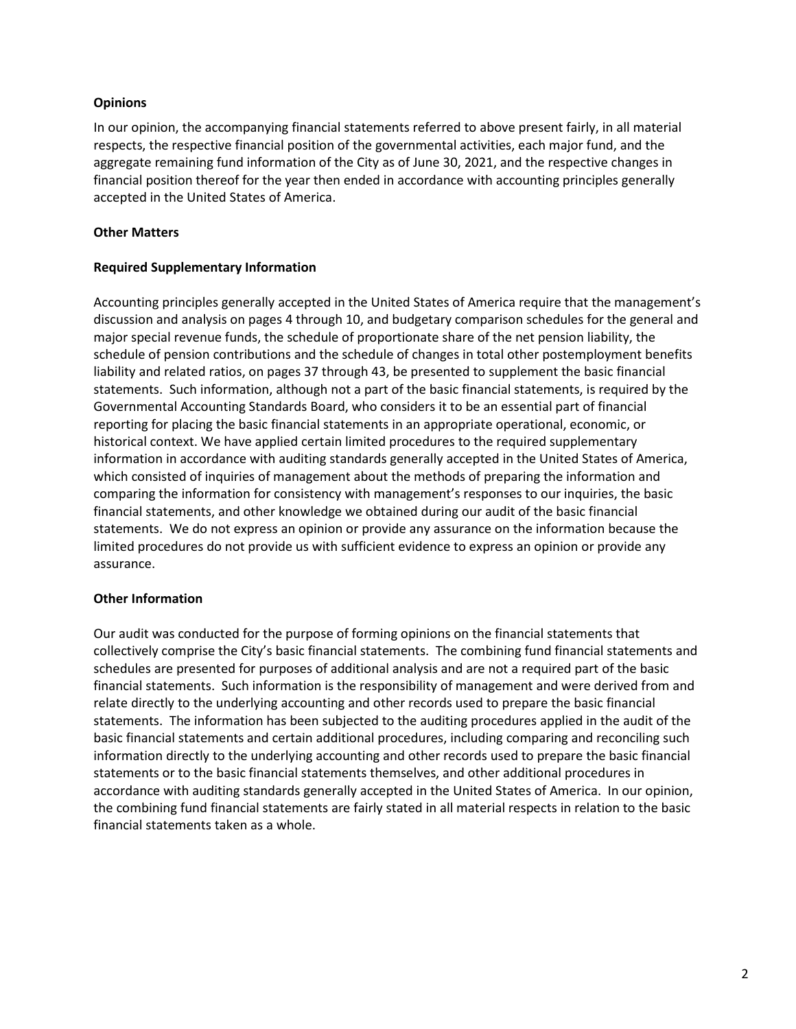**Opinions**

In our opinion, the accompanying financial statements referred to above present fairly, in all material respects, the respective financial position of the governmental activities, each major fund, and the aggregate remaining fund information of the City as of June 30, 2021, and the respective changes in financial position thereof for the year then ended in accordance with accounting principles generally accepted in the United States of America.

**Other Matters**

**Required Supplementary Information**

Accounting principles generally accepted in the United States of America require that the management's discussion and analysis on pages 4 through 10, and budgetary comparison schedules for the general and major special revenue funds, the schedule of proportionate share of the net pension liability, the schedule of pension contributions and the schedule of changes in total other postemployment benefits liability and related ratios, on pages 37 through 43, be presented to supplement the basic financial statements. Such information, although not a part of the basic financial statements, is required by the Governmental Accounting Standards Board, who considers it to be an essential part of financial reporting for placing the basic financial statements in an appropriate operational, economic, or historical context. We have applied certain limited procedures to the required supplementary information in accordance with auditing standards generally accepted in the United States of America, which consisted of inquiries of management about the methods of preparing the information and comparing the information for consistency with management's responses to our inquiries, the basic financial statements, and other knowledge we obtained during our audit of the basic financial statements. We do not express an opinion or provide any assurance on the information because the limited procedures do not provide us with sufficient evidence to express an opinion or provide any assurance.

**Other Information**

Our audit was conducted for the purpose of forming opinions on the financial statements that collectively comprise the City's basic financial statements. The combining fund financial statements and schedules are presented for purposes of additional analysis and are not a required part of the basic financial statements. Such information is the responsibility of management and were derived from and relate directly to the underlying accounting and other records used to prepare the basic financial statements. The information has been subjected to the auditing procedures applied in the audit of the basic financial statements and certain additional procedures, including comparing and reconciling such information directly to the underlying accounting and other records used to prepare the basic financial statements or to the basic financial statements themselves, and other additional procedures in accordance with auditing standards generally accepted in the United States of America. In our opinion, the combining fund financial statements are fairly stated in all material respects in relation to the basic financial statements taken as a whole.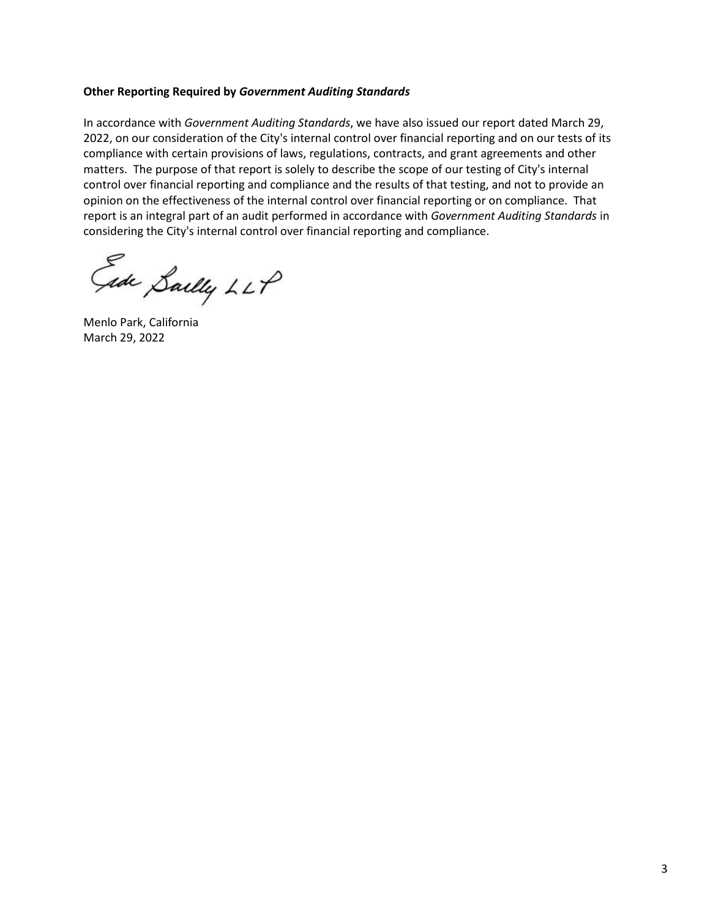**Other Reporting Required by *Government Auditing Standards***

In accordance with *Government Auditing Standards*, we have also issued our report dated March 29, 2022, on our consideration of the City's internal control over financial reporting and on our tests of its compliance with certain provisions of laws, regulations, contracts, and grant agreements and other matters. The purpose of that report is solely to describe the scope of our testing of City's internal control over financial reporting and compliance and the results of that testing, and not to provide an opinion on the effectiveness of the internal control over financial reporting or on compliance. That report is an integral part of an audit performed in accordance with *Government Auditing Standards* in considering the City's internal control over financial reporting and compliance.

Eide Bailly LLP

Menlo Park, California
March 29, 2022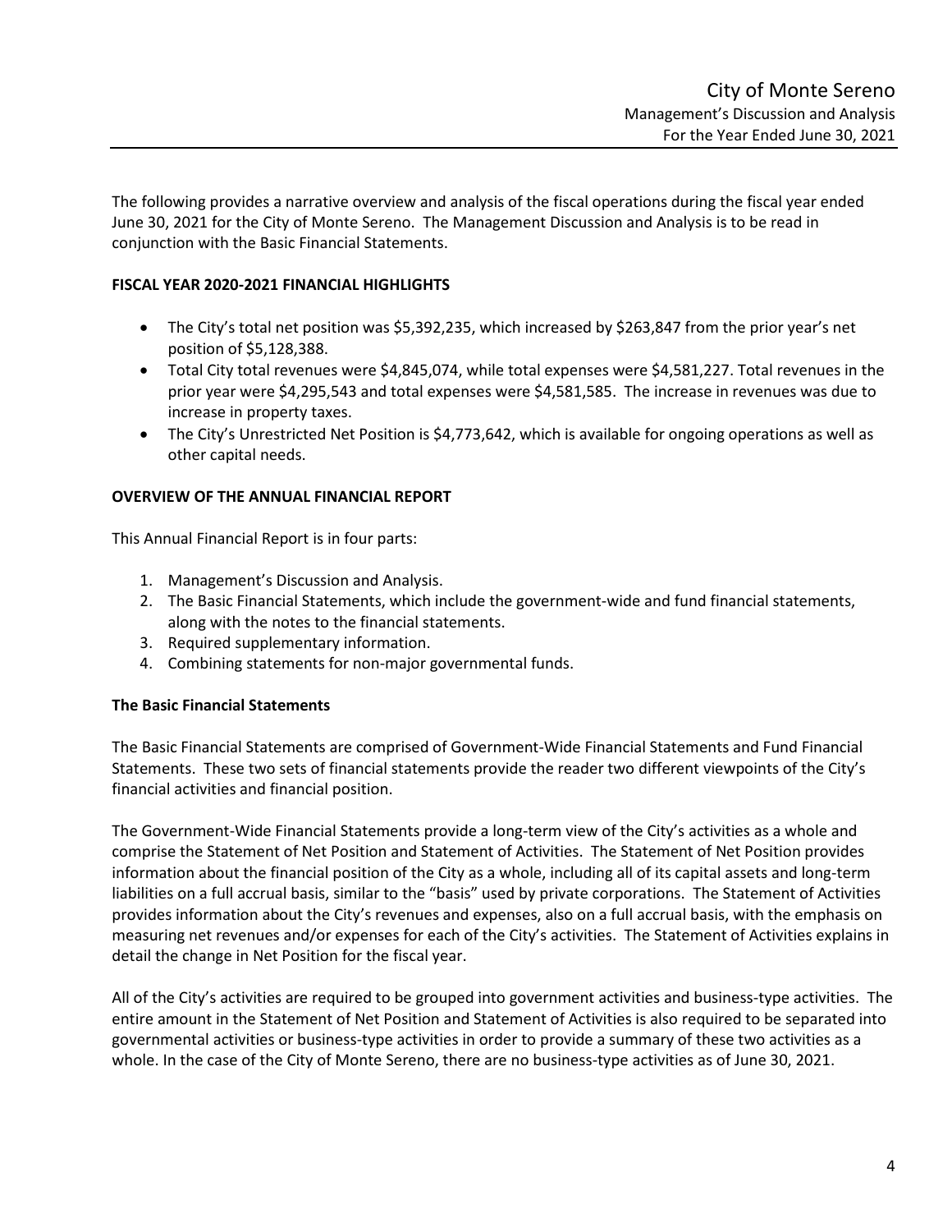The following provides a narrative overview and analysis of the fiscal operations during the fiscal year ended June 30, 2021 for the City of Monte Sereno. The Management Discussion and Analysis is to be read in conjunction with the Basic Financial Statements.

**FISCAL YEAR 2020-2021 FINANCIAL HIGHLIGHTS**

- The City's total net position was $5,392,235, which increased by $263,847 from the prior year's net position of $5,128,388.
- Total City total revenues were $4,845,074, while total expenses were $4,581,227. Total revenues in the prior year were $4,295,543 and total expenses were $4,581,585. The increase in revenues was due to increase in property taxes.
- The City's Unrestricted Net Position is $4,773,642, which is available for ongoing operations as well as other capital needs.

**OVERVIEW OF THE ANNUAL FINANCIAL REPORT**

This Annual Financial Report is in four parts:

1. Management's Discussion and Analysis.
2. The Basic Financial Statements, which include the government-wide and fund financial statements, along with the notes to the financial statements.
3. Required supplementary information.
4. Combining statements for non-major governmental funds.

**The Basic Financial Statements**

The Basic Financial Statements are comprised of Government-Wide Financial Statements and Fund Financial Statements. These two sets of financial statements provide the reader two different viewpoints of the City's financial activities and financial position.

The Government-Wide Financial Statements provide a long-term view of the City's activities as a whole and comprise the Statement of Net Position and Statement of Activities. The Statement of Net Position provides information about the financial position of the City as a whole, including all of its capital assets and long-term liabilities on a full accrual basis, similar to the "basis" used by private corporations. The Statement of Activities provides information about the City's revenues and expenses, also on a full accrual basis, with the emphasis on measuring net revenues and/or expenses for each of the City's activities. The Statement of Activities explains in detail the change in Net Position for the fiscal year.

All of the City's activities are required to be grouped into government activities and business-type activities. The entire amount in the Statement of Net Position and Statement of Activities is also required to be separated into governmental activities or business-type activities in order to provide a summary of these two activities as a whole. In the case of the City of Monte Sereno, there are no business-type activities as of June 30, 2021.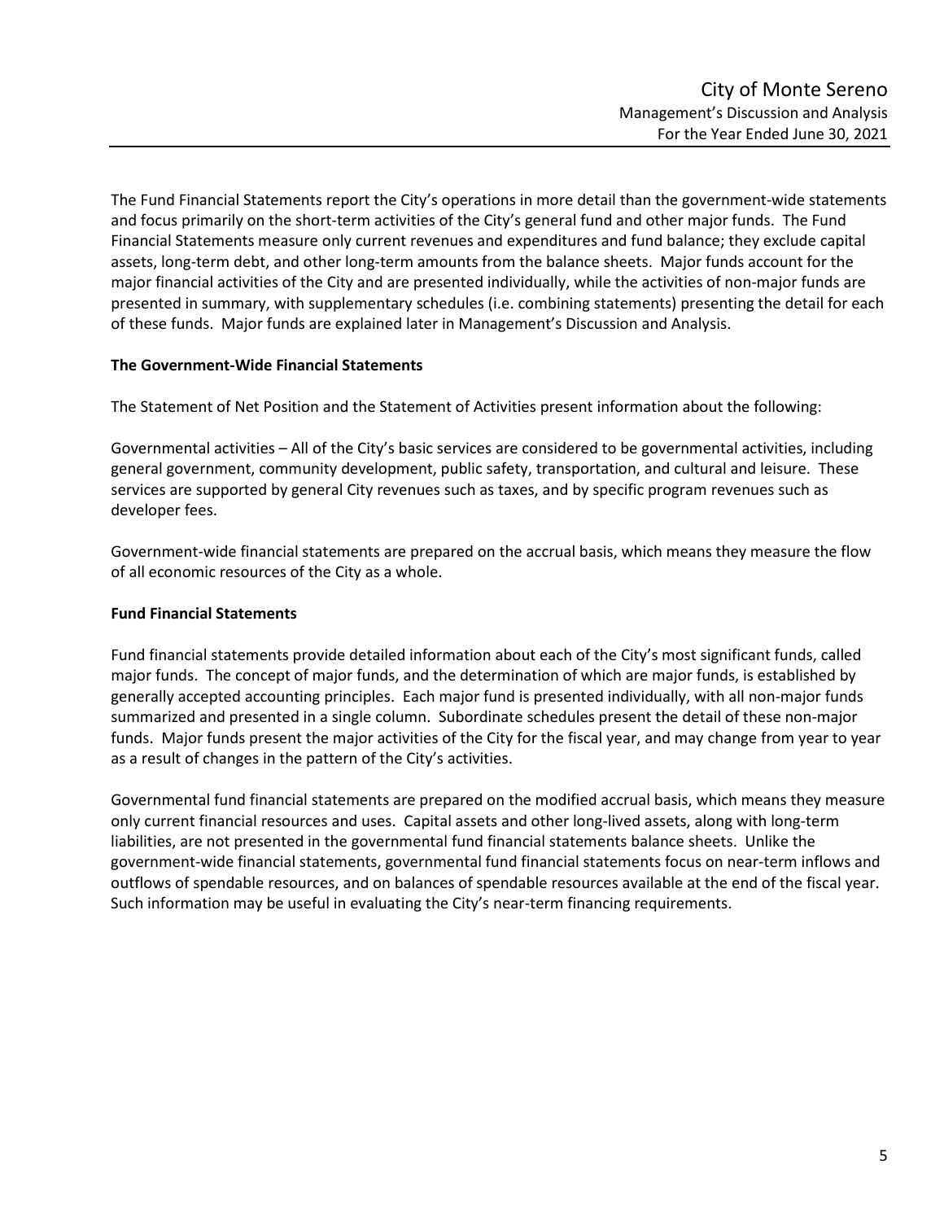The Fund Financial Statements report the City's operations in more detail than the government-wide statements and focus primarily on the short-term activities of the City's general fund and other major funds. The Fund Financial Statements measure only current revenues and expenditures and fund balance; they exclude capital assets, long-term debt, and other long-term amounts from the balance sheets. Major funds account for the major financial activities of the City and are presented individually, while the activities of non-major funds are presented in summary, with supplementary schedules (i.e. combining statements) presenting the detail for each of these funds. Major funds are explained later in Management's Discussion and Analysis.

**The Government-Wide Financial Statements**

The Statement of Net Position and the Statement of Activities present information about the following:

Governmental activities – All of the City's basic services are considered to be governmental activities, including general government, community development, public safety, transportation, and cultural and leisure. These services are supported by general City revenues such as taxes, and by specific program revenues such as developer fees.

Government-wide financial statements are prepared on the accrual basis, which means they measure the flow of all economic resources of the City as a whole.

**Fund Financial Statements**

Fund financial statements provide detailed information about each of the City's most significant funds, called major funds. The concept of major funds, and the determination of which are major funds, is established by generally accepted accounting principles. Each major fund is presented individually, with all non-major funds summarized and presented in a single column. Subordinate schedules present the detail of these non-major funds. Major funds present the major activities of the City for the fiscal year, and may change from year to year as a result of changes in the pattern of the City's activities.

Governmental fund financial statements are prepared on the modified accrual basis, which means they measure only current financial resources and uses. Capital assets and other long-lived assets, along with long-term liabilities, are not presented in the governmental fund financial statements balance sheets. Unlike the government-wide financial statements, governmental fund financial statements focus on near-term inflows and outflows of spendable resources, and on balances of spendable resources available at the end of the fiscal year. Such information may be useful in evaluating the City's near-term financing requirements.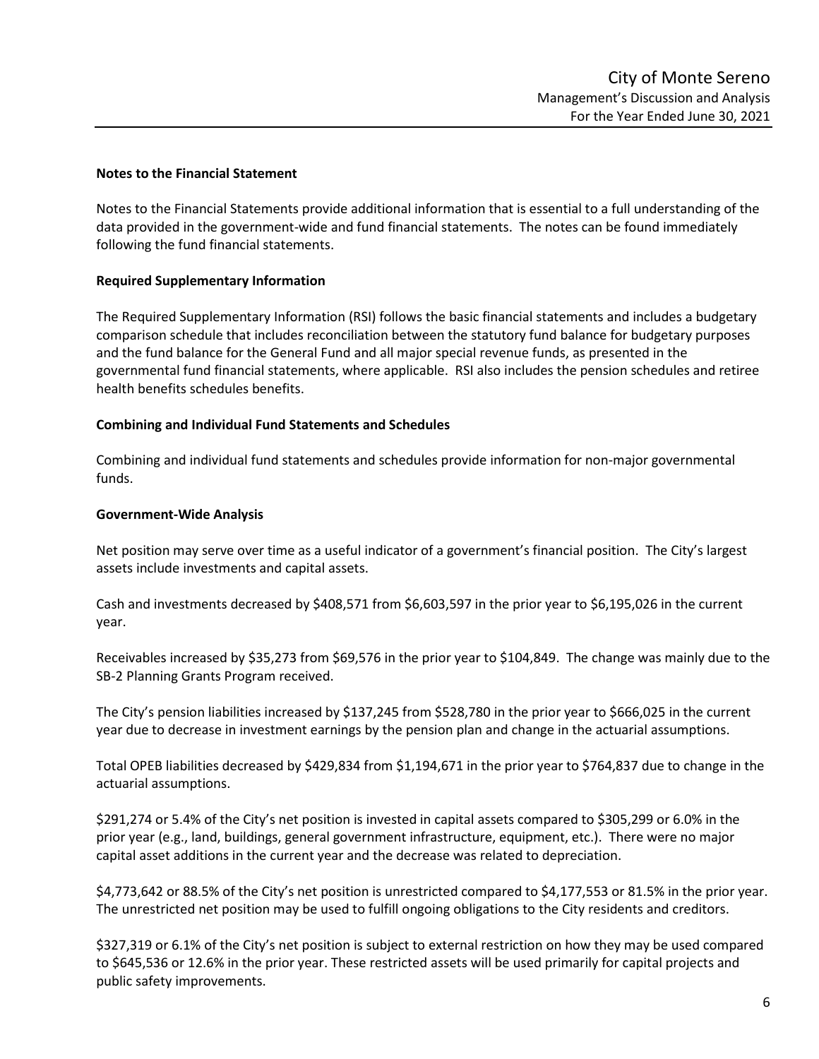### Notes to the Financial Statement

Notes to the Financial Statements provide additional information that is essential to a full understanding of the data provided in the government-wide and fund financial statements. The notes can be found immediately following the fund financial statements.

### Required Supplementary Information

The Required Supplementary Information (RSI) follows the basic financial statements and includes a budgetary comparison schedule that includes reconciliation between the statutory fund balance for budgetary purposes and the fund balance for the General Fund and all major special revenue funds, as presented in the governmental fund financial statements, where applicable. RSI also includes the pension schedules and retiree health benefits schedules benefits.

### Combining and Individual Fund Statements and Schedules

Combining and individual fund statements and schedules provide information for non-major governmental funds.

### Government-Wide Analysis

Net position may serve over time as a useful indicator of a government's financial position. The City's largest assets include investments and capital assets.

Cash and investments decreased by $408,571 from $6,603,597 in the prior year to $6,195,026 in the current year.

Receivables increased by $35,273 from $69,576 in the prior year to $104,849. The change was mainly due to the SB-2 Planning Grants Program received.

The City's pension liabilities increased by $137,245 from $528,780 in the prior year to $666,025 in the current year due to decrease in investment earnings by the pension plan and change in the actuarial assumptions.

Total OPEB liabilities decreased by $429,834 from $1,194,671 in the prior year to $764,837 due to change in the actuarial assumptions.

$291,274 or 5.4% of the City's net position is invested in capital assets compared to $305,299 or 6.0% in the prior year (e.g., land, buildings, general government infrastructure, equipment, etc.). There were no major capital asset additions in the current year and the decrease was related to depreciation.

$4,773,642 or 88.5% of the City's net position is unrestricted compared to $4,177,553 or 81.5% in the prior year. The unrestricted net position may be used to fulfill ongoing obligations to the City residents and creditors.

$327,319 or 6.1% of the City's net position is subject to external restriction on how they may be used compared to $645,536 or 12.6% in the prior year. These restricted assets will be used primarily for capital projects and public safety improvements.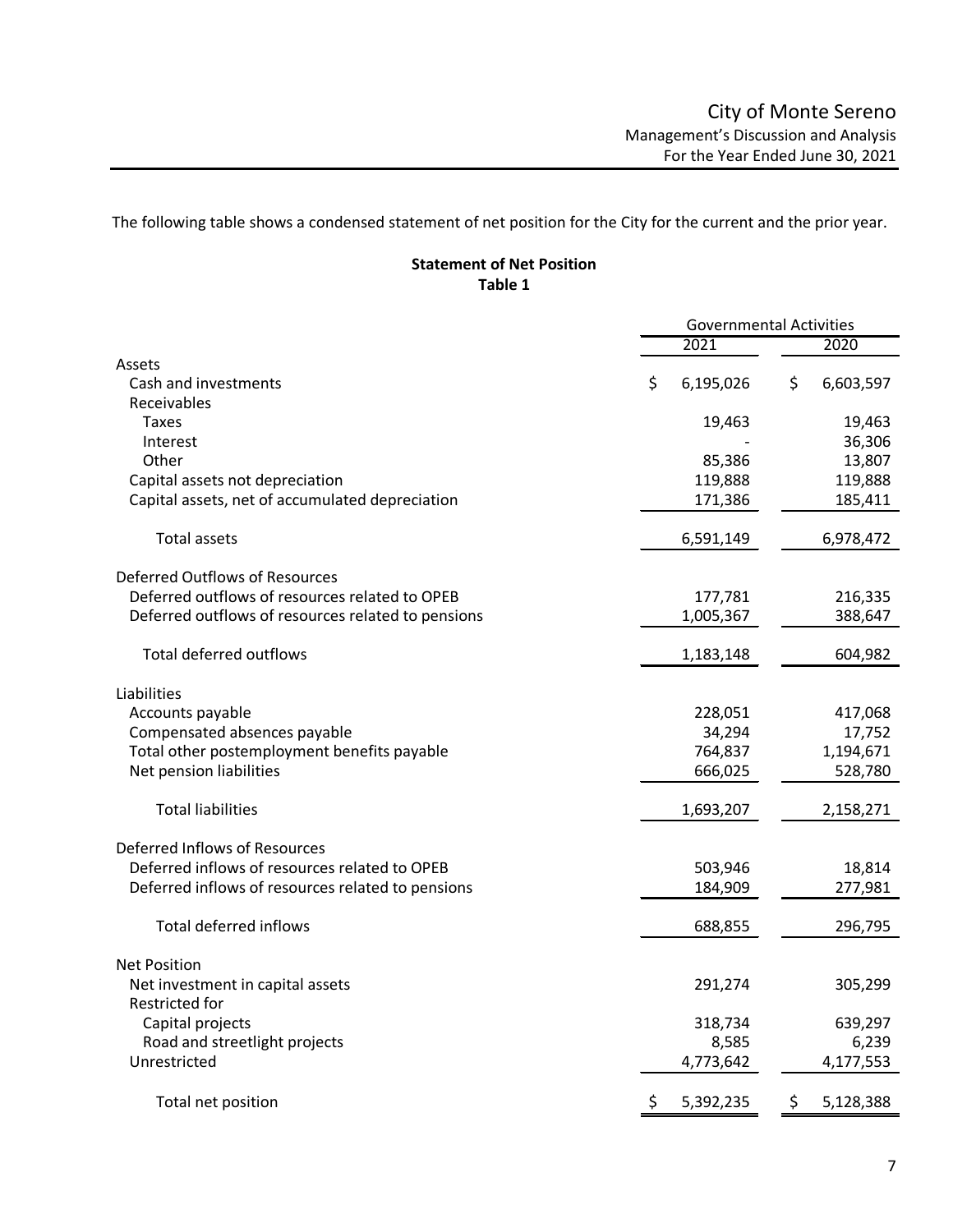The following table shows a condensed statement of net position for the City for the current and the prior year.

**Statement of Net Position**
**Table 1**

| | Governmental Activities | |
|---|---|---|
| | 2021 | 2020 |
| Assets | | |
| Cash and investments | $ 6,195,026 | $ 6,603,597 |
| Receivables | | |
| Taxes | 19,463 | 19,463 |
| Interest | - | 36,306 |
| Other | 85,386 | 13,807 |
| Capital assets not depreciation | 119,888 | 119,888 |
| Capital assets, net of accumulated depreciation | 171,386 | 185,411 |
| Total assets | 6,591,149 | 6,978,472 |
| Deferred Outflows of Resources | | |
| Deferred outflows of resources related to OPEB | 177,781 | 216,335 |
| Deferred outflows of resources related to pensions | 1,005,367 | 388,647 |
| Total deferred outflows | 1,183,148 | 604,982 |
| Liabilities | | |
| Accounts payable | 228,051 | 417,068 |
| Compensated absences payable | 34,294 | 17,752 |
| Total other postemployment benefits payable | 764,837 | 1,194,671 |
| Net pension liabilities | 666,025 | 528,780 |
| Total liabilities | 1,693,207 | 2,158,271 |
| Deferred Inflows of Resources | | |
| Deferred inflows of resources related to OPEB | 503,946 | 18,814 |
| Deferred inflows of resources related to pensions | 184,909 | 277,981 |
| Total deferred inflows | 688,855 | 296,795 |
| Net Position | | |
| Net investment in capital assets | 291,274 | 305,299 |
| Restricted for | | |
| Capital projects | 318,734 | 639,297 |
| Road and streetlight projects | 8,585 | 6,239 |
| Unrestricted | 4,773,642 | 4,177,553 |
| Total net position | $ 5,392,235 | $ 5,128,388 |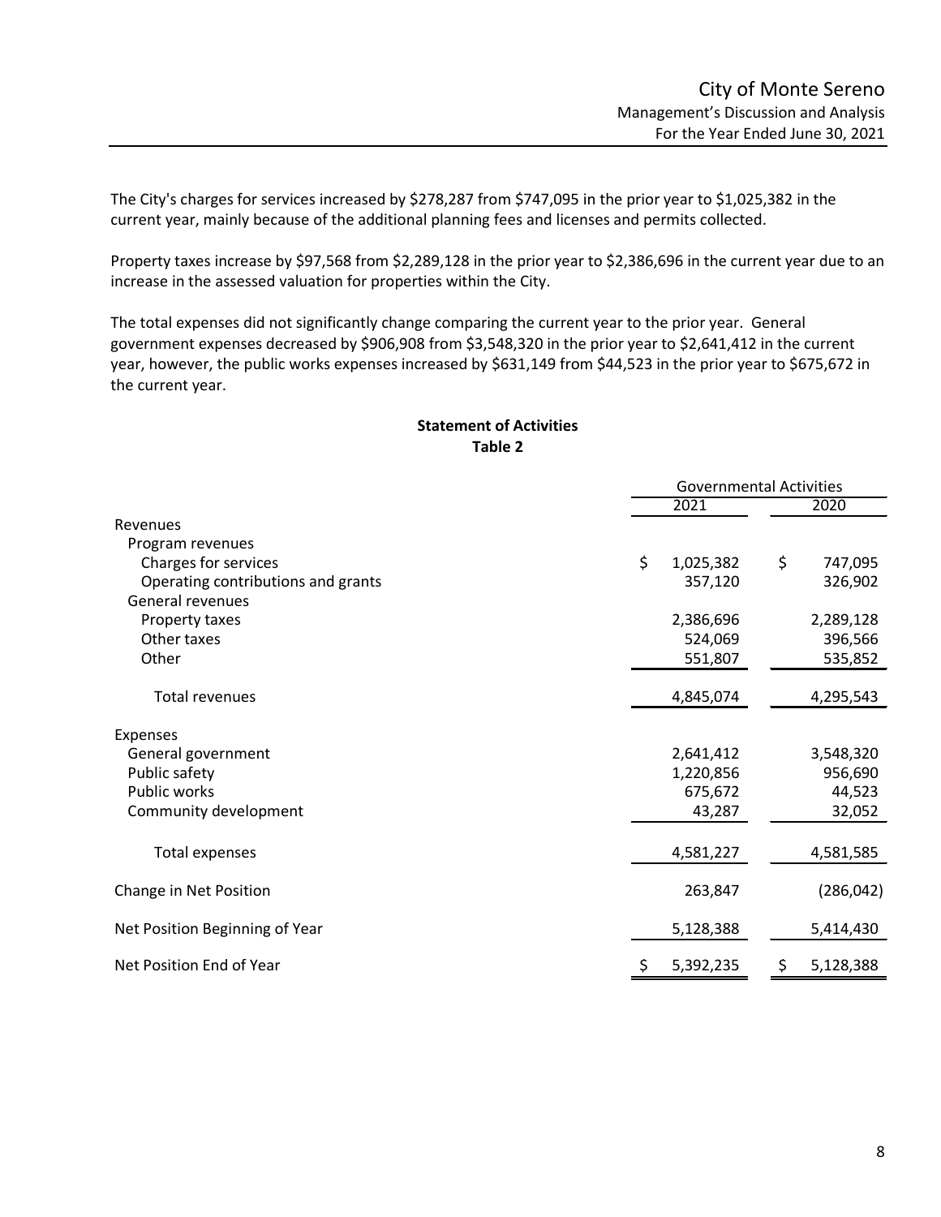The City's charges for services increased by $278,287 from $747,095 in the prior year to $1,025,382 in the current year, mainly because of the additional planning fees and licenses and permits collected.

Property taxes increase by $97,568 from $2,289,128 in the prior year to $2,386,696 in the current year due to an increase in the assessed valuation for properties within the City.

The total expenses did not significantly change comparing the current year to the prior year. General government expenses decreased by $906,908 from $3,548,320 in the prior year to $2,641,412 in the current year, however, the public works expenses increased by $631,149 from $44,523 in the prior year to $675,672 in the current year.

**Statement of Activities**
**Table 2**

| | Governmental Activities | |
|---|---|---|
| | 2021 | 2020 |
| Revenues | | |
| Program revenues | | |
| Charges for services | $ 1,025,382 | $ 747,095 |
| Operating contributions and grants | 357,120 | 326,902 |
| General revenues | | |
| Property taxes | 2,386,696 | 2,289,128 |
| Other taxes | 524,069 | 396,566 |
| Other | 551,807 | 535,852 |
| Total revenues | 4,845,074 | 4,295,543 |
| Expenses | | |
| General government | 2,641,412 | 3,548,320 |
| Public safety | 1,220,856 | 956,690 |
| Public works | 675,672 | 44,523 |
| Community development | 43,287 | 32,052 |
| Total expenses | 4,581,227 | 4,581,585 |
| Change in Net Position | 263,847 | (286,042) |
| Net Position Beginning of Year | 5,128,388 | 5,414,430 |
| Net Position End of Year | $ 5,392,235 | $ 5,128,388 |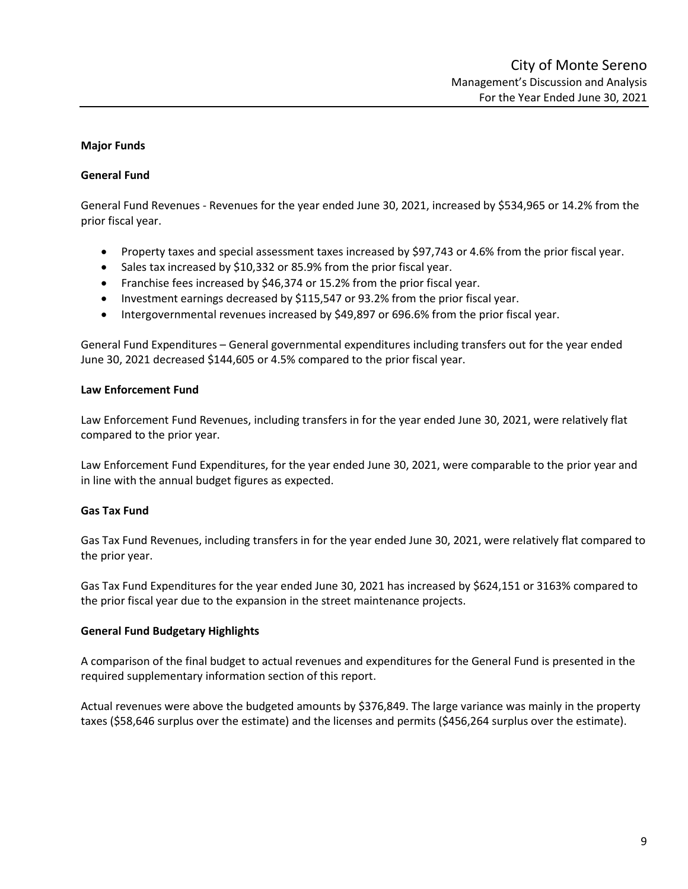## Major Funds

### General Fund

General Fund Revenues - Revenues for the year ended June 30, 2021, increased by $534,965 or 14.2% from the prior fiscal year.

- Property taxes and special assessment taxes increased by $97,743 or 4.6% from the prior fiscal year.
- Sales tax increased by $10,332 or 85.9% from the prior fiscal year.
- Franchise fees increased by $46,374 or 15.2% from the prior fiscal year.
- Investment earnings decreased by $115,547 or 93.2% from the prior fiscal year.
- Intergovernmental revenues increased by $49,897 or 696.6% from the prior fiscal year.

General Fund Expenditures – General governmental expenditures including transfers out for the year ended June 30, 2021 decreased $144,605 or 4.5% compared to the prior fiscal year.

### Law Enforcement Fund

Law Enforcement Fund Revenues, including transfers in for the year ended June 30, 2021, were relatively flat compared to the prior year.

Law Enforcement Fund Expenditures, for the year ended June 30, 2021, were comparable to the prior year and in line with the annual budget figures as expected.

### Gas Tax Fund

Gas Tax Fund Revenues, including transfers in for the year ended June 30, 2021, were relatively flat compared to the prior year.

Gas Tax Fund Expenditures for the year ended June 30, 2021 has increased by $624,151 or 3163% compared to the prior fiscal year due to the expansion in the street maintenance projects.

### General Fund Budgetary Highlights

A comparison of the final budget to actual revenues and expenditures for the General Fund is presented in the required supplementary information section of this report.

Actual revenues were above the budgeted amounts by $376,849. The large variance was mainly in the property taxes ($58,646 surplus over the estimate) and the licenses and permits ($456,264 surplus over the estimate).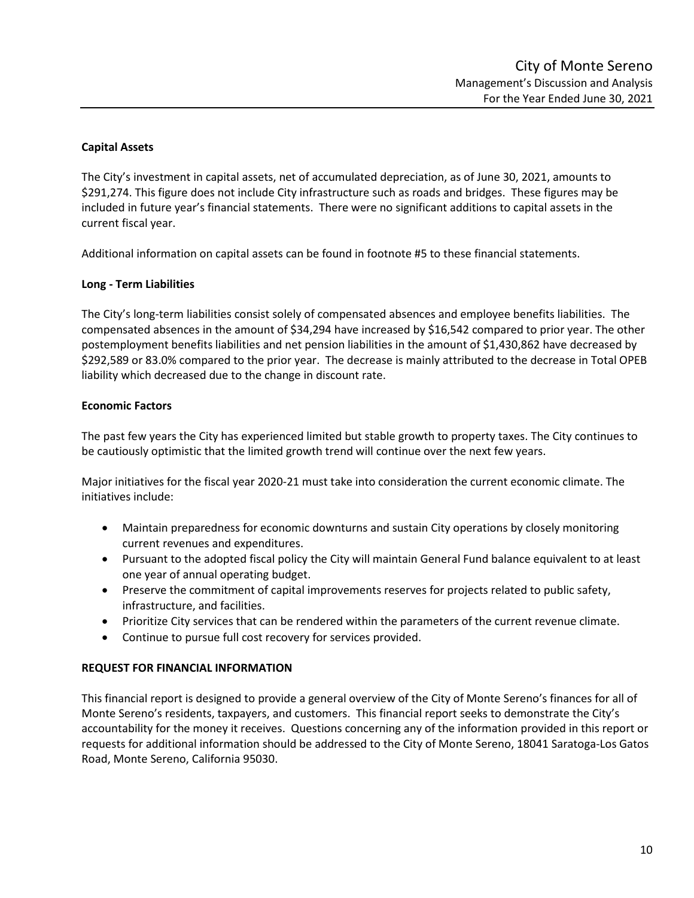**Capital Assets**

The City's investment in capital assets, net of accumulated depreciation, as of June 30, 2021, amounts to $291,274. This figure does not include City infrastructure such as roads and bridges. These figures may be included in future year's financial statements. There were no significant additions to capital assets in the current fiscal year.

Additional information on capital assets can be found in footnote #5 to these financial statements.

**Long - Term Liabilities**

The City's long-term liabilities consist solely of compensated absences and employee benefits liabilities. The compensated absences in the amount of $34,294 have increased by $16,542 compared to prior year. The other postemployment benefits liabilities and net pension liabilities in the amount of $1,430,862 have decreased by $292,589 or 83.0% compared to the prior year. The decrease is mainly attributed to the decrease in Total OPEB liability which decreased due to the change in discount rate.

**Economic Factors**

The past few years the City has experienced limited but stable growth to property taxes. The City continues to be cautiously optimistic that the limited growth trend will continue over the next few years.

Major initiatives for the fiscal year 2020-21 must take into consideration the current economic climate. The initiatives include:

- Maintain preparedness for economic downturns and sustain City operations by closely monitoring current revenues and expenditures.
- Pursuant to the adopted fiscal policy the City will maintain General Fund balance equivalent to at least one year of annual operating budget.
- Preserve the commitment of capital improvements reserves for projects related to public safety, infrastructure, and facilities.
- Prioritize City services that can be rendered within the parameters of the current revenue climate.
- Continue to pursue full cost recovery for services provided.

**REQUEST FOR FINANCIAL INFORMATION**

This financial report is designed to provide a general overview of the City of Monte Sereno's finances for all of Monte Sereno's residents, taxpayers, and customers. This financial report seeks to demonstrate the City's accountability for the money it receives. Questions concerning any of the information provided in this report or requests for additional information should be addressed to the City of Monte Sereno, 18041 Saratoga-Los Gatos Road, Monte Sereno, California 95030.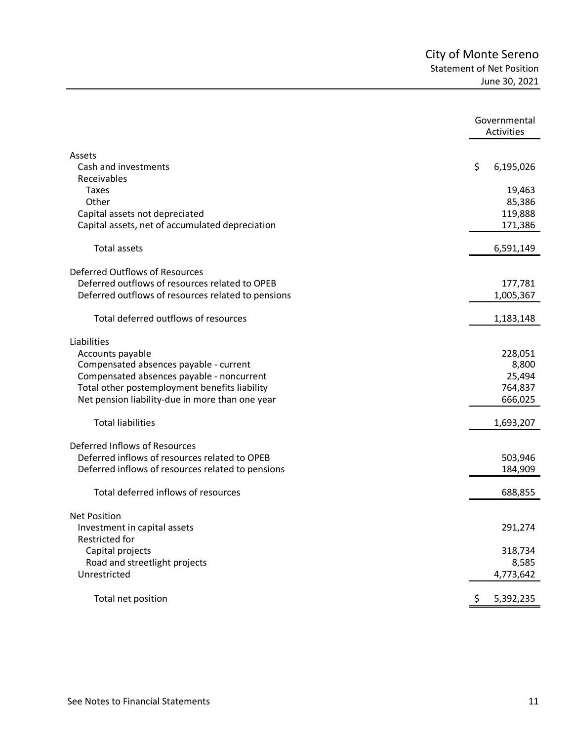# City of Monte Sereno

## Statement of Net Position

### June 30, 2021

| | Governmental Activities |
|---|---|
| **Assets** | |
| Cash and investments | $ 6,195,026 |
| Receivables | |
| Taxes | 19,463 |
| Other | 85,386 |
| Capital assets not depreciated | 119,888 |
| Capital assets, net of accumulated depreciation | 171,386 |
| Total assets | 6,591,149 |
| **Deferred Outflows of Resources** | |
| Deferred outflows of resources related to OPEB | 177,781 |
| Deferred outflows of resources related to pensions | 1,005,367 |
| Total deferred outflows of resources | 1,183,148 |
| **Liabilities** | |
| Accounts payable | 228,051 |
| Compensated absences payable - current | 8,800 |
| Compensated absences payable - noncurrent | 25,494 |
| Total other postemployment benefits liability | 764,837 |
| Net pension liability-due in more than one year | 666,025 |
| Total liabilities | 1,693,207 |
| **Deferred Inflows of Resources** | |
| Deferred inflows of resources related to OPEB | 503,946 |
| Deferred inflows of resources related to pensions | 184,909 |
| Total deferred inflows of resources | 688,855 |
| **Net Position** | |
| Investment in capital assets | 291,274 |
| Restricted for | |
| Capital projects | 318,734 |
| Road and streetlight projects | 8,585 |
| Unrestricted | 4,773,642 |
| Total net position | $ 5,392,235 |

See Notes to Financial Statements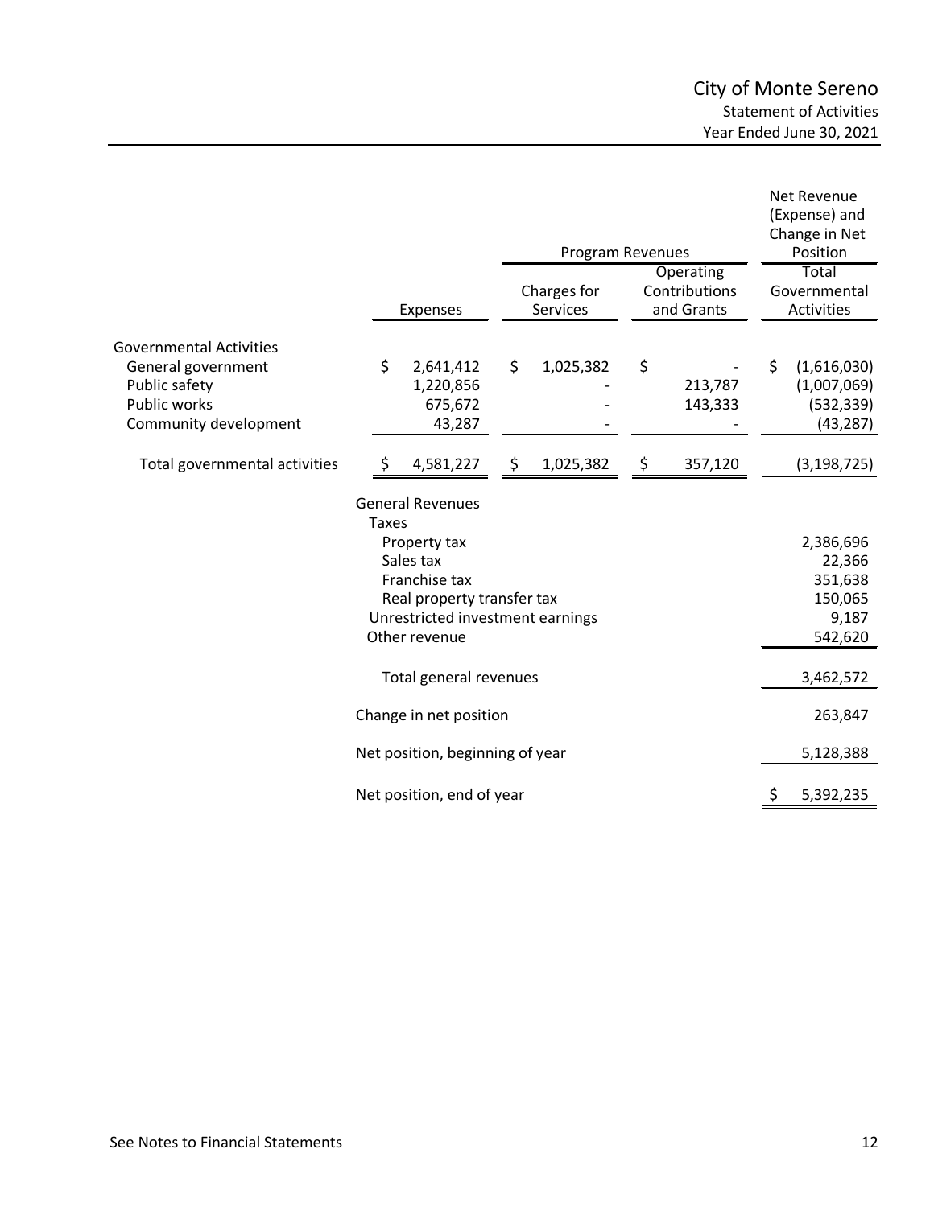# City of Monte Sereno
## Statement of Activities
### Year Ended June 30, 2021

| | | Program Revenues | | Net Revenue (Expense) and Change in Net Position |
|---|---|---|---|---|
| | Expenses | Charges for Services | Operating Contributions and Grants | Total Governmental Activities |
| **Governmental Activities** | | | | |
| General government | $ 2,641,412 | $ 1,025,382 | $ - | $ (1,616,030) |
| Public safety | 1,220,856 | - | 213,787 | (1,007,069) |
| Public works | 675,672 | - | 143,333 | (532,339) |
| Community development | 43,287 | - | - | (43,287) |
| Total governmental activities | $ 4,581,227 | $ 1,025,382 | $ 357,120 | (3,198,725) |
| | General Revenues | | | |
| | Taxes | | | |
| | Property tax | | | 2,386,696 |
| | Sales tax | | | 22,366 |
| | Franchise tax | | | 351,638 |
| | Real property transfer tax | | | 150,065 |
| | Unrestricted investment earnings | | | 9,187 |
| | Other revenue | | | 542,620 |
| | Total general revenues | | | 3,462,572 |
| | Change in net position | | | 263,847 |
| | Net position, beginning of year | | | 5,128,388 |
| | Net position, end of year | | | $ 5,392,235 |

See Notes to Financial Statements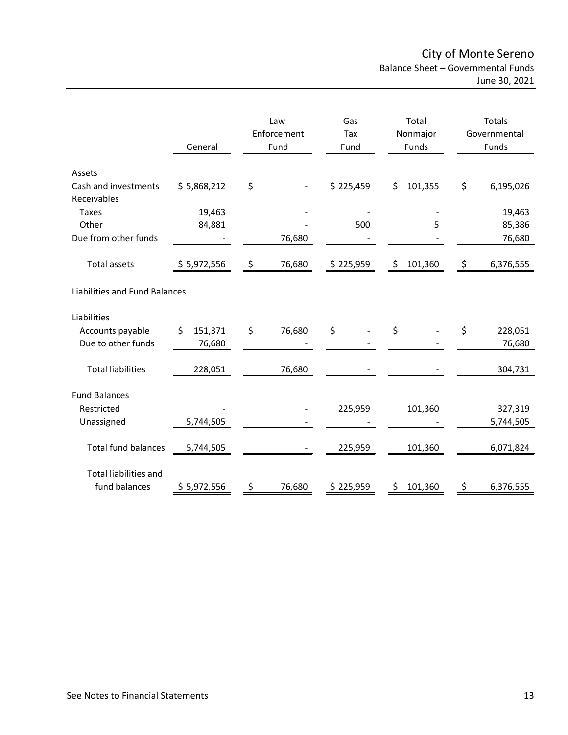# City of Monte Sereno

## Balance Sheet – Governmental Funds

June 30, 2021

| | General | Law Enforcement Fund | Gas Tax Fund | Total Nonmajor Funds | Totals Governmental Funds |
|---|---|---|---|---|---|
| **Assets** | | | | | |
| Cash and investments | $ 5,868,212 | $ - | $ 225,459 | $ 101,355 | $ 6,195,026 |
| Receivables | | | | | |
| Taxes | 19,463 | - | - | - | 19,463 |
| Other | 84,881 | - | 500 | 5 | 85,386 |
| Due from other funds | - | 76,680 | - | - | 76,680 |
| Total assets | $ 5,972,556 | $ 76,680 | $ 225,959 | $ 101,360 | $ 6,376,555 |
| **Liabilities and Fund Balances** | | | | | |
| Liabilities | | | | | |
| Accounts payable | $ 151,371 | $ 76,680 | $ - | $ - | $ 228,051 |
| Due to other funds | 76,680 | - | - | - | 76,680 |
| Total liabilities | 228,051 | 76,680 | - | - | 304,731 |
| Fund Balances | | | | | |
| Restricted | - | - | 225,959 | 101,360 | 327,319 |
| Unassigned | 5,744,505 | - | - | - | 5,744,505 |
| Total fund balances | 5,744,505 | - | 225,959 | 101,360 | 6,071,824 |
| Total liabilities and fund balances | $ 5,972,556 | $ 76,680 | $ 225,959 | $ 101,360 | $ 6,376,555 |

See Notes to Financial Statements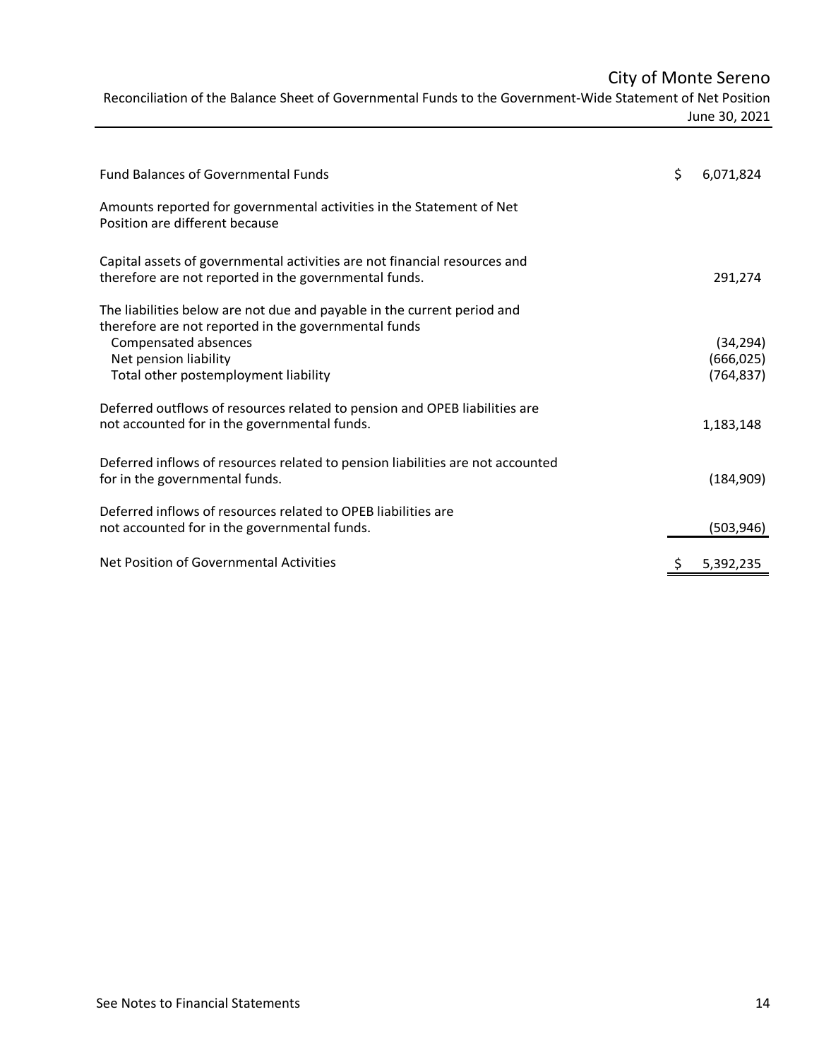# City of Monte Sereno

## Reconciliation of the Balance Sheet of Governmental Funds to the Government-Wide Statement of Net Position

June 30, 2021

| | |
|---|---|
| Fund Balances of Governmental Funds | $ 6,071,824 |
| Amounts reported for governmental activities in the Statement of Net Position are different because | |
| Capital assets of governmental activities are not financial resources and therefore are not reported in the governmental funds. | 291,274 |
| The liabilities below are not due and payable in the current period and therefore are not reported in the governmental funds | |
| Compensated absences | (34,294) |
| Net pension liability | (666,025) |
| Total other postemployment liability | (764,837) |
| Deferred outflows of resources related to pension and OPEB liabilities are not accounted for in the governmental funds. | 1,183,148 |
| Deferred inflows of resources related to pension liabilities are not accounted for in the governmental funds. | (184,909) |
| Deferred inflows of resources related to OPEB liabilities are not accounted for in the governmental funds. | (503,946) |
| Net Position of Governmental Activities | $ 5,392,235 |

See Notes to Financial Statements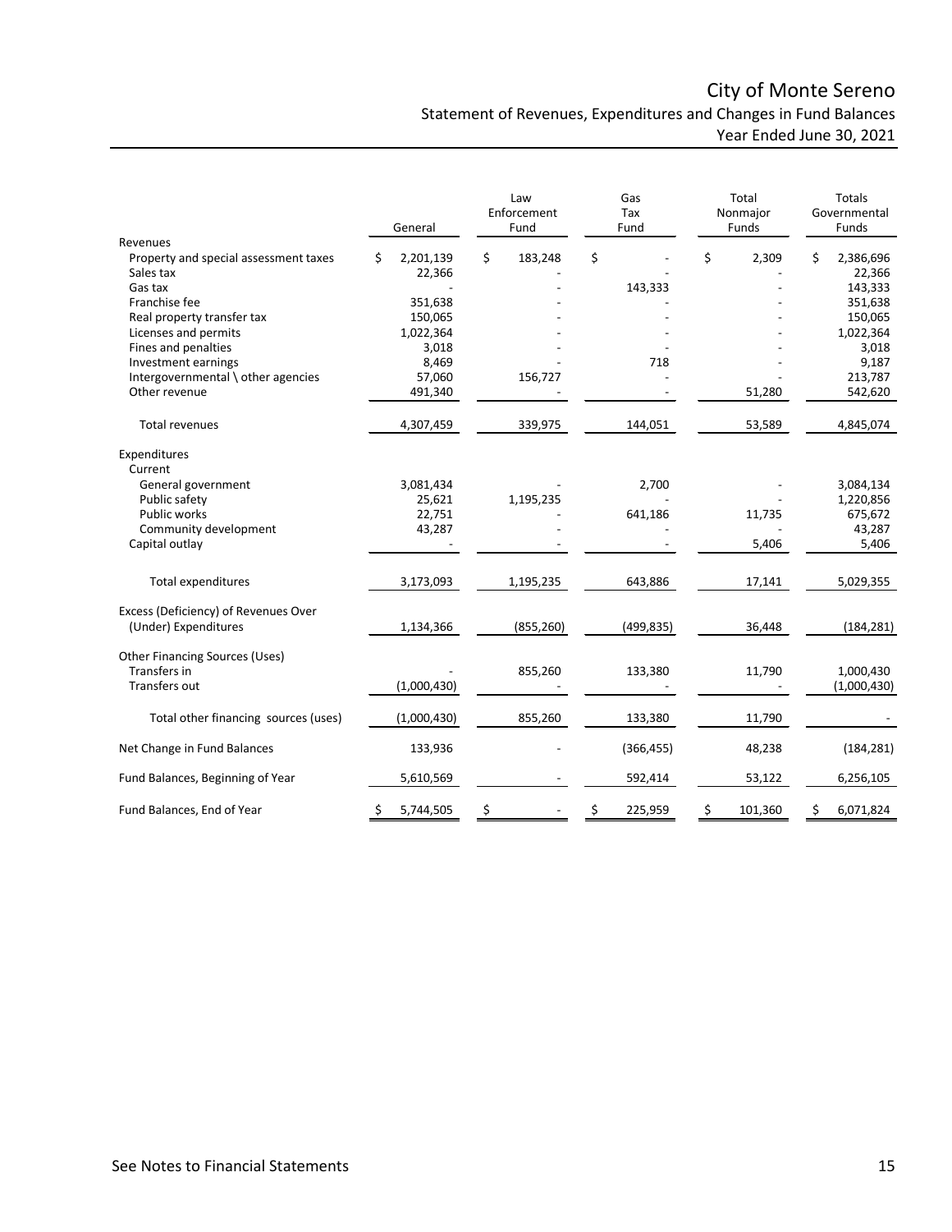# City of Monte Sereno

## Statement of Revenues, Expenditures and Changes in Fund Balances

### Year Ended June 30, 2021

| | General | Law Enforcement Fund | Gas Tax Fund | Total Nonmajor Funds | Totals Governmental Funds |
|---|---|---|---|---|---|
| **Revenues** | | | | | |
| Property and special assessment taxes | $ 2,201,139 | $ 183,248 | $ - | $ 2,309 | $ 2,386,696 |
| Sales tax | 22,366 | - | - | - | 22,366 |
| Gas tax | - | - | 143,333 | - | 143,333 |
| Franchise fee | 351,638 | - | - | - | 351,638 |
| Real property transfer tax | 150,065 | - | - | - | 150,065 |
| Licenses and permits | 1,022,364 | - | - | - | 1,022,364 |
| Fines and penalties | 3,018 | - | - | - | 3,018 |
| Investment earnings | 8,469 | - | 718 | - | 9,187 |
| Intergovernmental \ other agencies | 57,060 | 156,727 | - | - | 213,787 |
| Other revenue | 491,340 | - | - | 51,280 | 542,620 |
| Total revenues | 4,307,459 | 339,975 | 144,051 | 53,589 | 4,845,074 |
| **Expenditures** | | | | | |
| Current | | | | | |
| General government | 3,081,434 | - | 2,700 | - | 3,084,134 |
| Public safety | 25,621 | 1,195,235 | - | - | 1,220,856 |
| Public works | 22,751 | - | 641,186 | 11,735 | 675,672 |
| Community development | 43,287 | - | - | - | 43,287 |
| Capital outlay | - | - | - | 5,406 | 5,406 |
| Total expenditures | 3,173,093 | 1,195,235 | 643,886 | 17,141 | 5,029,355 |
| Excess (Deficiency) of Revenues Over (Under) Expenditures | 1,134,366 | (855,260) | (499,835) | 36,448 | (184,281) |
| **Other Financing Sources (Uses)** | | | | | |
| Transfers in | - | 855,260 | 133,380 | 11,790 | 1,000,430 |
| Transfers out | (1,000,430) | - | - | - | (1,000,430) |
| Total other financing sources (uses) | (1,000,430) | 855,260 | 133,380 | 11,790 | - |
| Net Change in Fund Balances | 133,936 | - | (366,455) | 48,238 | (184,281) |
| Fund Balances, Beginning of Year | 5,610,569 | - | 592,414 | 53,122 | 6,256,105 |
| Fund Balances, End of Year | $ 5,744,505 | $ - | $ 225,959 | $ 101,360 | $ 6,071,824 |

See Notes to Financial Statements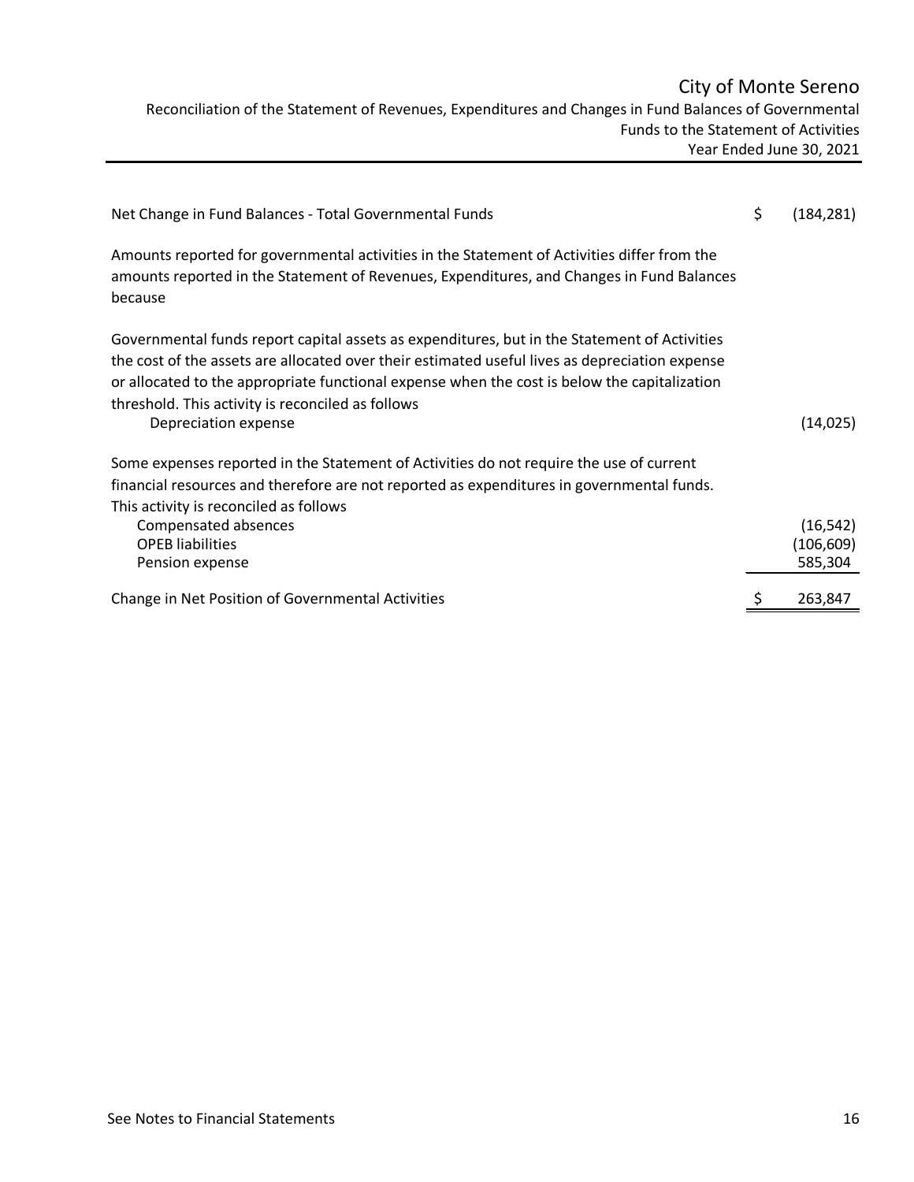# City of Monte Sereno

## Reconciliation of the Statement of Revenues, Expenditures and Changes in Fund Balances of Governmental Funds to the Statement of Activities

### Year Ended June 30, 2021

| | |
|---|---|
| Net Change in Fund Balances - Total Governmental Funds | $ (184,281) |
| Amounts reported for governmental activities in the Statement of Activities differ from the amounts reported in the Statement of Revenues, Expenditures, and Changes in Fund Balances because | |
| Governmental funds report capital assets as expenditures, but in the Statement of Activities the cost of the assets are allocated over their estimated useful lives as depreciation expense or allocated to the appropriate functional expense when the cost is below the capitalization threshold. This activity is reconciled as follows | |
| Depreciation expense | (14,025) |
| Some expenses reported in the Statement of Activities do not require the use of current financial resources and therefore are not reported as expenditures in governmental funds. This activity is reconciled as follows | |
| Compensated absences | (16,542) |
| OPEB liabilities | (106,609) |
| Pension expense | 585,304 |
| Change in Net Position of Governmental Activities | $ 263,847 |

See Notes to Financial Statements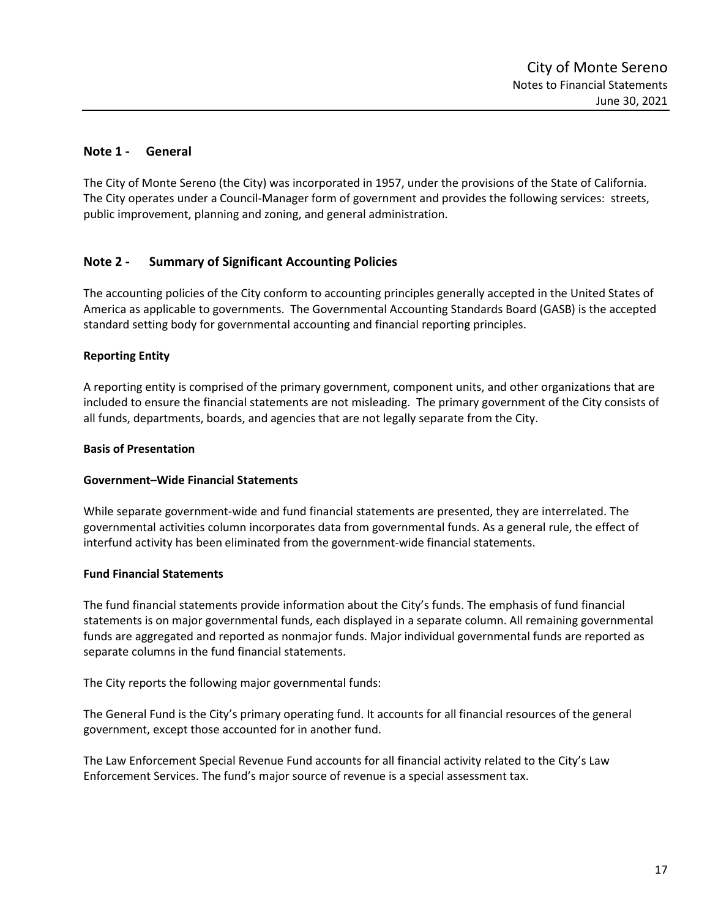## Note 1 - General

The City of Monte Sereno (the City) was incorporated in 1957, under the provisions of the State of California. The City operates under a Council-Manager form of government and provides the following services: streets, public improvement, planning and zoning, and general administration.

## Note 2 - Summary of Significant Accounting Policies

The accounting policies of the City conform to accounting principles generally accepted in the United States of America as applicable to governments. The Governmental Accounting Standards Board (GASB) is the accepted standard setting body for governmental accounting and financial reporting principles.

**Reporting Entity**

A reporting entity is comprised of the primary government, component units, and other organizations that are included to ensure the financial statements are not misleading. The primary government of the City consists of all funds, departments, boards, and agencies that are not legally separate from the City.

**Basis of Presentation**

**Government–Wide Financial Statements**

While separate government-wide and fund financial statements are presented, they are interrelated. The governmental activities column incorporates data from governmental funds. As a general rule, the effect of interfund activity has been eliminated from the government-wide financial statements.

**Fund Financial Statements**

The fund financial statements provide information about the City's funds. The emphasis of fund financial statements is on major governmental funds, each displayed in a separate column. All remaining governmental funds are aggregated and reported as nonmajor funds. Major individual governmental funds are reported as separate columns in the fund financial statements.

The City reports the following major governmental funds:

The General Fund is the City's primary operating fund. It accounts for all financial resources of the general government, except those accounted for in another fund.

The Law Enforcement Special Revenue Fund accounts for all financial activity related to the City's Law Enforcement Services. The fund's major source of revenue is a special assessment tax.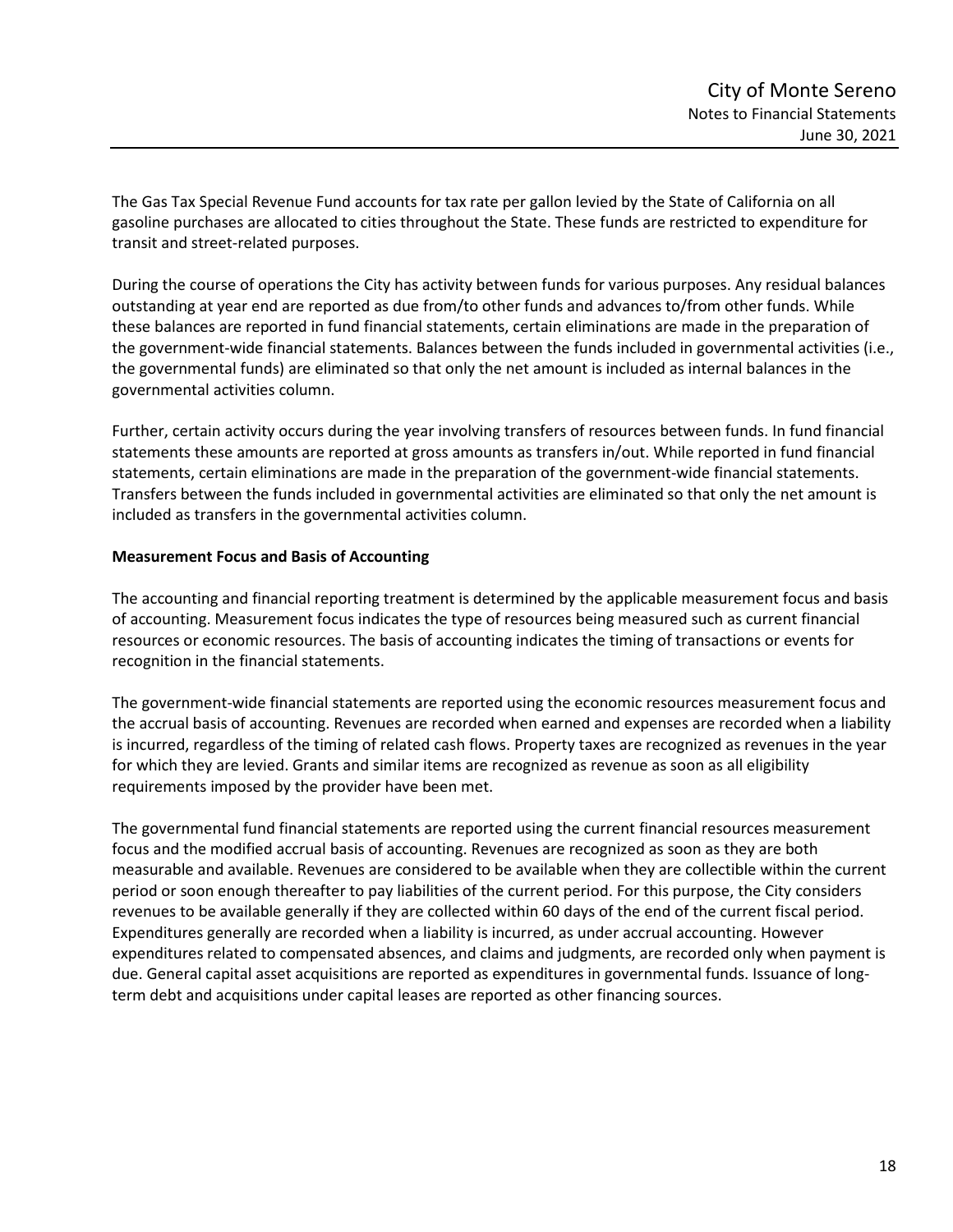The Gas Tax Special Revenue Fund accounts for tax rate per gallon levied by the State of California on all gasoline purchases are allocated to cities throughout the State. These funds are restricted to expenditure for transit and street-related purposes.

During the course of operations the City has activity between funds for various purposes. Any residual balances outstanding at year end are reported as due from/to other funds and advances to/from other funds. While these balances are reported in fund financial statements, certain eliminations are made in the preparation of the government-wide financial statements. Balances between the funds included in governmental activities (i.e., the governmental funds) are eliminated so that only the net amount is included as internal balances in the governmental activities column.

Further, certain activity occurs during the year involving transfers of resources between funds. In fund financial statements these amounts are reported at gross amounts as transfers in/out. While reported in fund financial statements, certain eliminations are made in the preparation of the government-wide financial statements. Transfers between the funds included in governmental activities are eliminated so that only the net amount is included as transfers in the governmental activities column.

**Measurement Focus and Basis of Accounting**

The accounting and financial reporting treatment is determined by the applicable measurement focus and basis of accounting. Measurement focus indicates the type of resources being measured such as current financial resources or economic resources. The basis of accounting indicates the timing of transactions or events for recognition in the financial statements.

The government-wide financial statements are reported using the economic resources measurement focus and the accrual basis of accounting. Revenues are recorded when earned and expenses are recorded when a liability is incurred, regardless of the timing of related cash flows. Property taxes are recognized as revenues in the year for which they are levied. Grants and similar items are recognized as revenue as soon as all eligibility requirements imposed by the provider have been met.

The governmental fund financial statements are reported using the current financial resources measurement focus and the modified accrual basis of accounting. Revenues are recognized as soon as they are both measurable and available. Revenues are considered to be available when they are collectible within the current period or soon enough thereafter to pay liabilities of the current period. For this purpose, the City considers revenues to be available generally if they are collected within 60 days of the end of the current fiscal period. Expenditures generally are recorded when a liability is incurred, as under accrual accounting. However expenditures related to compensated absences, and claims and judgments, are recorded only when payment is due. General capital asset acquisitions are reported as expenditures in governmental funds. Issuance of long-term debt and acquisitions under capital leases are reported as other financing sources.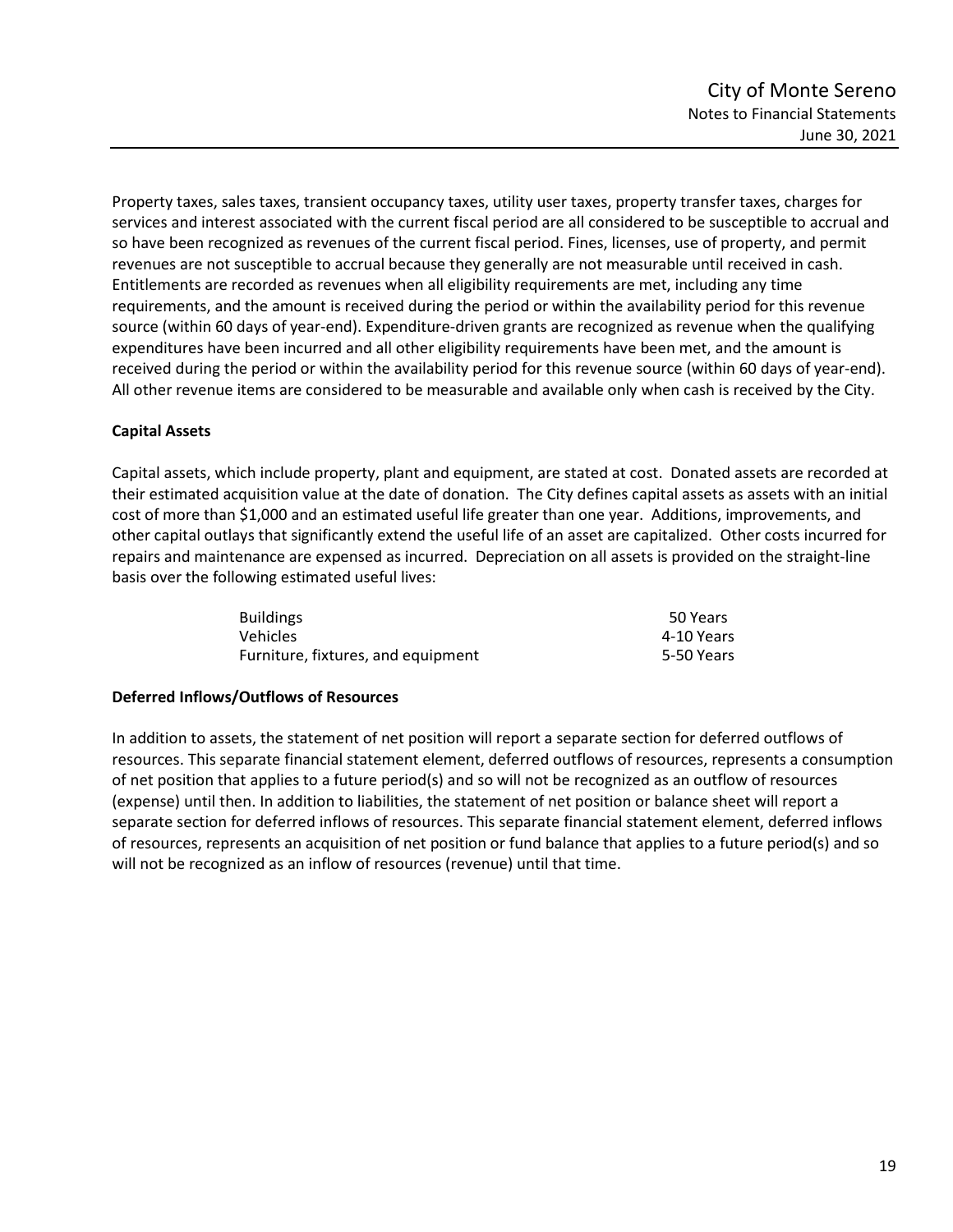Property taxes, sales taxes, transient occupancy taxes, utility user taxes, property transfer taxes, charges for services and interest associated with the current fiscal period are all considered to be susceptible to accrual and so have been recognized as revenues of the current fiscal period. Fines, licenses, use of property, and permit revenues are not susceptible to accrual because they generally are not measurable until received in cash. Entitlements are recorded as revenues when all eligibility requirements are met, including any time requirements, and the amount is received during the period or within the availability period for this revenue source (within 60 days of year-end). Expenditure-driven grants are recognized as revenue when the qualifying expenditures have been incurred and all other eligibility requirements have been met, and the amount is received during the period or within the availability period for this revenue source (within 60 days of year-end). All other revenue items are considered to be measurable and available only when cash is received by the City.

**Capital Assets**

Capital assets, which include property, plant and equipment, are stated at cost. Donated assets are recorded at their estimated acquisition value at the date of donation. The City defines capital assets as assets with an initial cost of more than $1,000 and an estimated useful life greater than one year. Additions, improvements, and other capital outlays that significantly extend the useful life of an asset are capitalized. Other costs incurred for repairs and maintenance are expensed as incurred. Depreciation on all assets is provided on the straight-line basis over the following estimated useful lives:

| | |
|---|---|
| Buildings | 50 Years |
| Vehicles | 4-10 Years |
| Furniture, fixtures, and equipment | 5-50 Years |

**Deferred Inflows/Outflows of Resources**

In addition to assets, the statement of net position will report a separate section for deferred outflows of resources. This separate financial statement element, deferred outflows of resources, represents a consumption of net position that applies to a future period(s) and so will not be recognized as an outflow of resources (expense) until then. In addition to liabilities, the statement of net position or balance sheet will report a separate section for deferred inflows of resources. This separate financial statement element, deferred inflows of resources, represents an acquisition of net position or fund balance that applies to a future period(s) and so will not be recognized as an inflow of resources (revenue) until that time.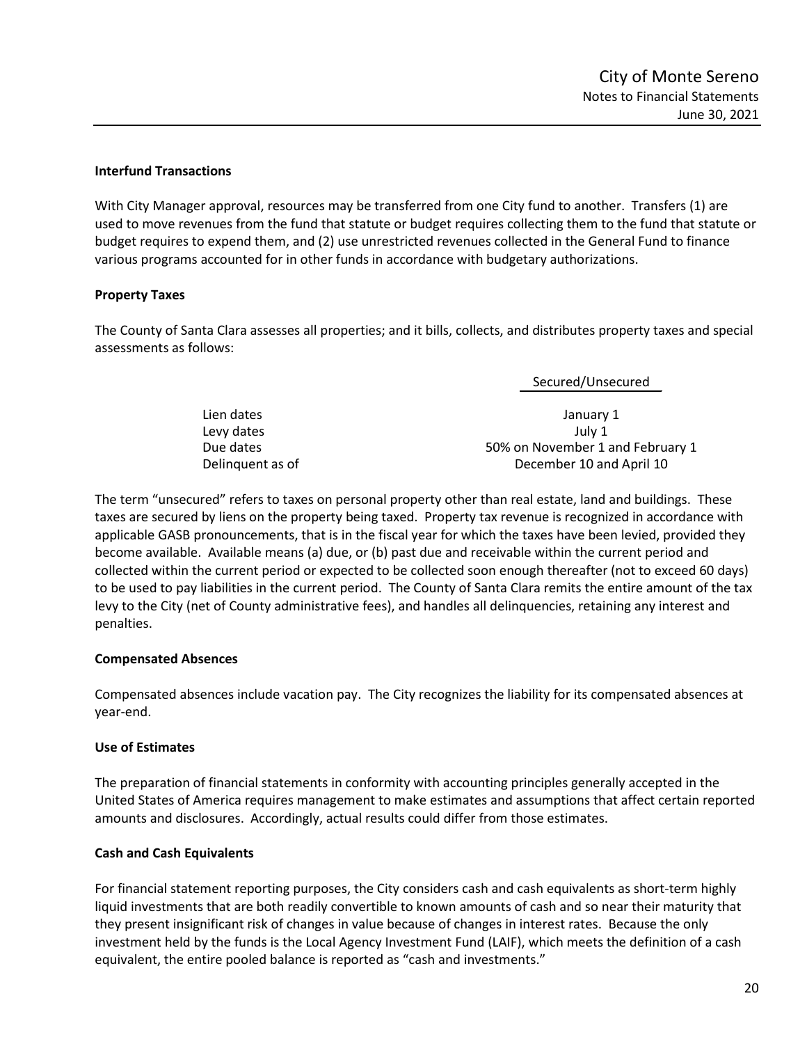### Interfund Transactions

With City Manager approval, resources may be transferred from one City fund to another. Transfers (1) are used to move revenues from the fund that statute or budget requires collecting them to the fund that statute or budget requires to expend them, and (2) use unrestricted revenues collected in the General Fund to finance various programs accounted for in other funds in accordance with budgetary authorizations.

### Property Taxes

The County of Santa Clara assesses all properties; and it bills, collects, and distributes property taxes and special assessments as follows:

| | Secured/Unsecured |
|---|---|
| Lien dates | January 1 |
| Levy dates | July 1 |
| Due dates | 50% on November 1 and February 1 |
| Delinquent as of | December 10 and April 10 |

The term "unsecured" refers to taxes on personal property other than real estate, land and buildings. These taxes are secured by liens on the property being taxed. Property tax revenue is recognized in accordance with applicable GASB pronouncements, that is in the fiscal year for which the taxes have been levied, provided they become available. Available means (a) due, or (b) past due and receivable within the current period and collected within the current period or expected to be collected soon enough thereafter (not to exceed 60 days) to be used to pay liabilities in the current period. The County of Santa Clara remits the entire amount of the tax levy to the City (net of County administrative fees), and handles all delinquencies, retaining any interest and penalties.

### Compensated Absences

Compensated absences include vacation pay. The City recognizes the liability for its compensated absences at year-end.

### Use of Estimates

The preparation of financial statements in conformity with accounting principles generally accepted in the United States of America requires management to make estimates and assumptions that affect certain reported amounts and disclosures. Accordingly, actual results could differ from those estimates.

### Cash and Cash Equivalents

For financial statement reporting purposes, the City considers cash and cash equivalents as short-term highly liquid investments that are both readily convertible to known amounts of cash and so near their maturity that they present insignificant risk of changes in value because of changes in interest rates. Because the only investment held by the funds is the Local Agency Investment Fund (LAIF), which meets the definition of a cash equivalent, the entire pooled balance is reported as "cash and investments."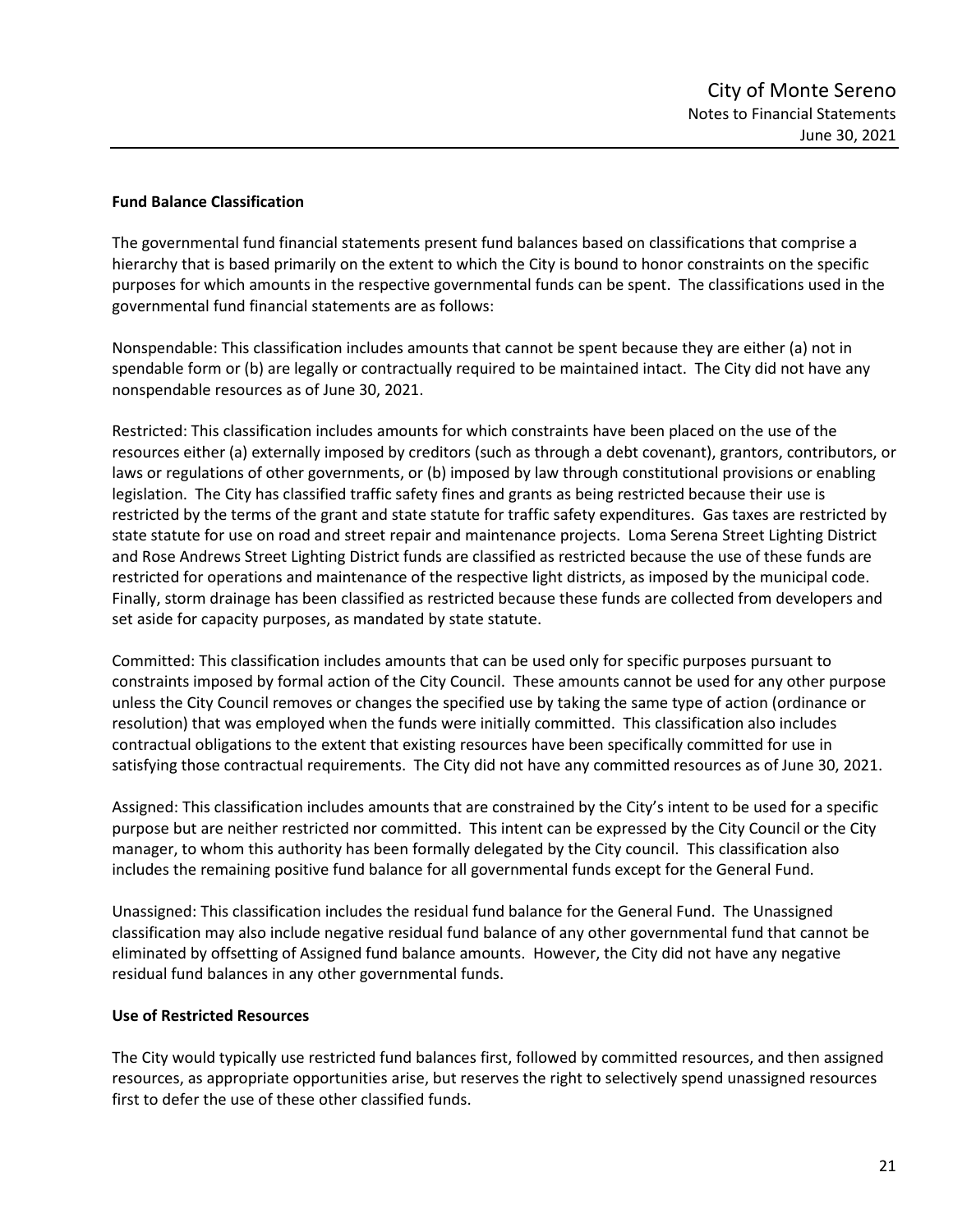### Fund Balance Classification

The governmental fund financial statements present fund balances based on classifications that comprise a hierarchy that is based primarily on the extent to which the City is bound to honor constraints on the specific purposes for which amounts in the respective governmental funds can be spent. The classifications used in the governmental fund financial statements are as follows:

Nonspendable: This classification includes amounts that cannot be spent because they are either (a) not in spendable form or (b) are legally or contractually required to be maintained intact. The City did not have any nonspendable resources as of June 30, 2021.

Restricted: This classification includes amounts for which constraints have been placed on the use of the resources either (a) externally imposed by creditors (such as through a debt covenant), grantors, contributors, or laws or regulations of other governments, or (b) imposed by law through constitutional provisions or enabling legislation. The City has classified traffic safety fines and grants as being restricted because their use is restricted by the terms of the grant and state statute for traffic safety expenditures. Gas taxes are restricted by state statute for use on road and street repair and maintenance projects. Loma Serena Street Lighting District and Rose Andrews Street Lighting District funds are classified as restricted because the use of these funds are restricted for operations and maintenance of the respective light districts, as imposed by the municipal code. Finally, storm drainage has been classified as restricted because these funds are collected from developers and set aside for capacity purposes, as mandated by state statute.

Committed: This classification includes amounts that can be used only for specific purposes pursuant to constraints imposed by formal action of the City Council. These amounts cannot be used for any other purpose unless the City Council removes or changes the specified use by taking the same type of action (ordinance or resolution) that was employed when the funds were initially committed. This classification also includes contractual obligations to the extent that existing resources have been specifically committed for use in satisfying those contractual requirements. The City did not have any committed resources as of June 30, 2021.

Assigned: This classification includes amounts that are constrained by the City's intent to be used for a specific purpose but are neither restricted nor committed. This intent can be expressed by the City Council or the City manager, to whom this authority has been formally delegated by the City council. This classification also includes the remaining positive fund balance for all governmental funds except for the General Fund.

Unassigned: This classification includes the residual fund balance for the General Fund. The Unassigned classification may also include negative residual fund balance of any other governmental fund that cannot be eliminated by offsetting of Assigned fund balance amounts. However, the City did not have any negative residual fund balances in any other governmental funds.

### Use of Restricted Resources

The City would typically use restricted fund balances first, followed by committed resources, and then assigned resources, as appropriate opportunities arise, but reserves the right to selectively spend unassigned resources first to defer the use of these other classified funds.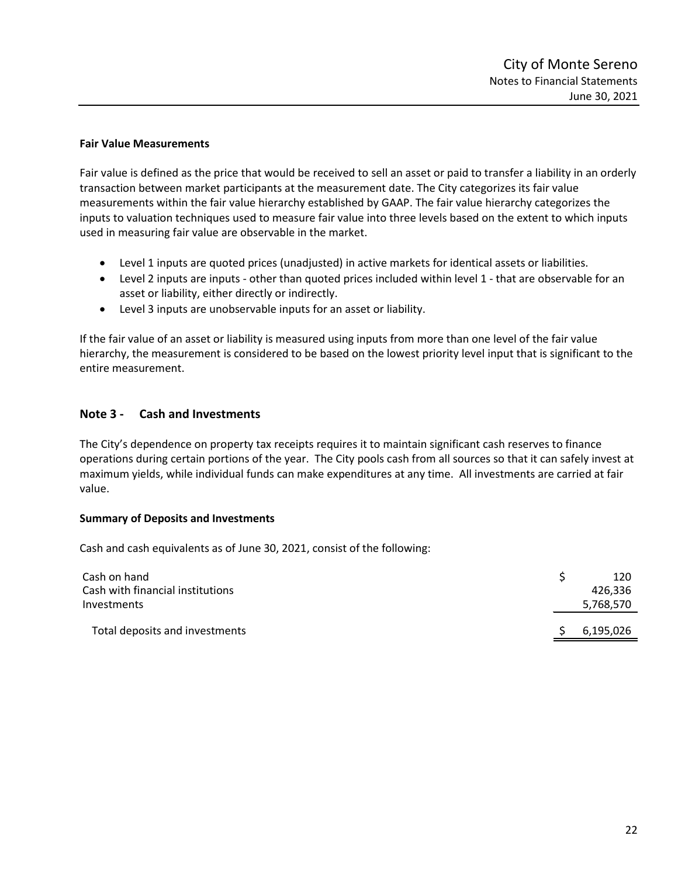### Fair Value Measurements

Fair value is defined as the price that would be received to sell an asset or paid to transfer a liability in an orderly transaction between market participants at the measurement date. The City categorizes its fair value measurements within the fair value hierarchy established by GAAP. The fair value hierarchy categorizes the inputs to valuation techniques used to measure fair value into three levels based on the extent to which inputs used in measuring fair value are observable in the market.

- Level 1 inputs are quoted prices (unadjusted) in active markets for identical assets or liabilities.
- Level 2 inputs are inputs - other than quoted prices included within level 1 - that are observable for an asset or liability, either directly or indirectly.
- Level 3 inputs are unobservable inputs for an asset or liability.

If the fair value of an asset or liability is measured using inputs from more than one level of the fair value hierarchy, the measurement is considered to be based on the lowest priority level input that is significant to the entire measurement.

## Note 3 - Cash and Investments

The City's dependence on property tax receipts requires it to maintain significant cash reserves to finance operations during certain portions of the year. The City pools cash from all sources so that it can safely invest at maximum yields, while individual funds can make expenditures at any time. All investments are carried at fair value.

### Summary of Deposits and Investments

Cash and cash equivalents as of June 30, 2021, consist of the following:

| | |
|---|---|
| Cash on hand | $ 120 |
| Cash with financial institutions | 426,336 |
| Investments | 5,768,570 |
| Total deposits and investments | $ 6,195,026 |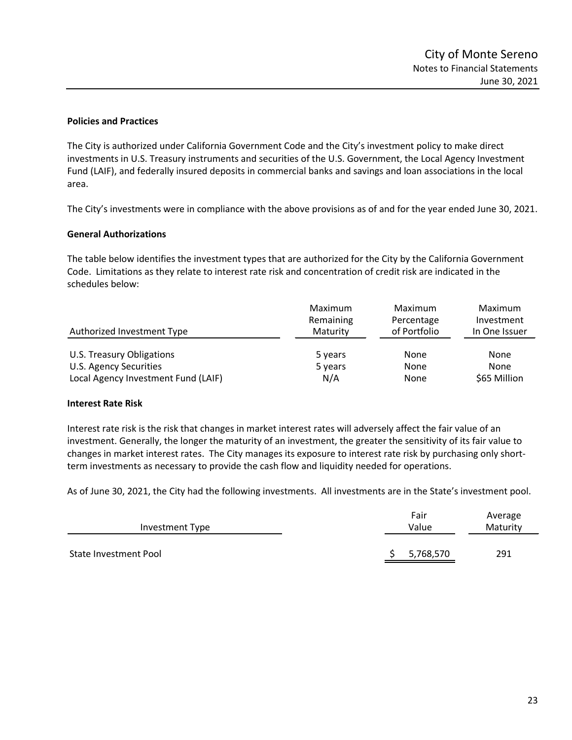**Policies and Practices**

The City is authorized under California Government Code and the City's investment policy to make direct investments in U.S. Treasury instruments and securities of the U.S. Government, the Local Agency Investment Fund (LAIF), and federally insured deposits in commercial banks and savings and loan associations in the local area.

The City's investments were in compliance with the above provisions as of and for the year ended June 30, 2021.

**General Authorizations**

The table below identifies the investment types that are authorized for the City by the California Government Code. Limitations as they relate to interest rate risk and concentration of credit risk are indicated in the schedules below:

| Authorized Investment Type | Maximum Remaining Maturity | Maximum Percentage of Portfolio | Maximum Investment In One Issuer |
|---|---|---|---|
| U.S. Treasury Obligations | 5 years | None | None |
| U.S. Agency Securities | 5 years | None | None |
| Local Agency Investment Fund (LAIF) | N/A | None | $65 Million |

**Interest Rate Risk**

Interest rate risk is the risk that changes in market interest rates will adversely affect the fair value of an investment. Generally, the longer the maturity of an investment, the greater the sensitivity of its fair value to changes in market interest rates. The City manages its exposure to interest rate risk by purchasing only short-term investments as necessary to provide the cash flow and liquidity needed for operations.

As of June 30, 2021, the City had the following investments. All investments are in the State's investment pool.

| Investment Type | Fair Value | Average Maturity |
|---|---|---|
| State Investment Pool | $ 5,768,570 | 291 |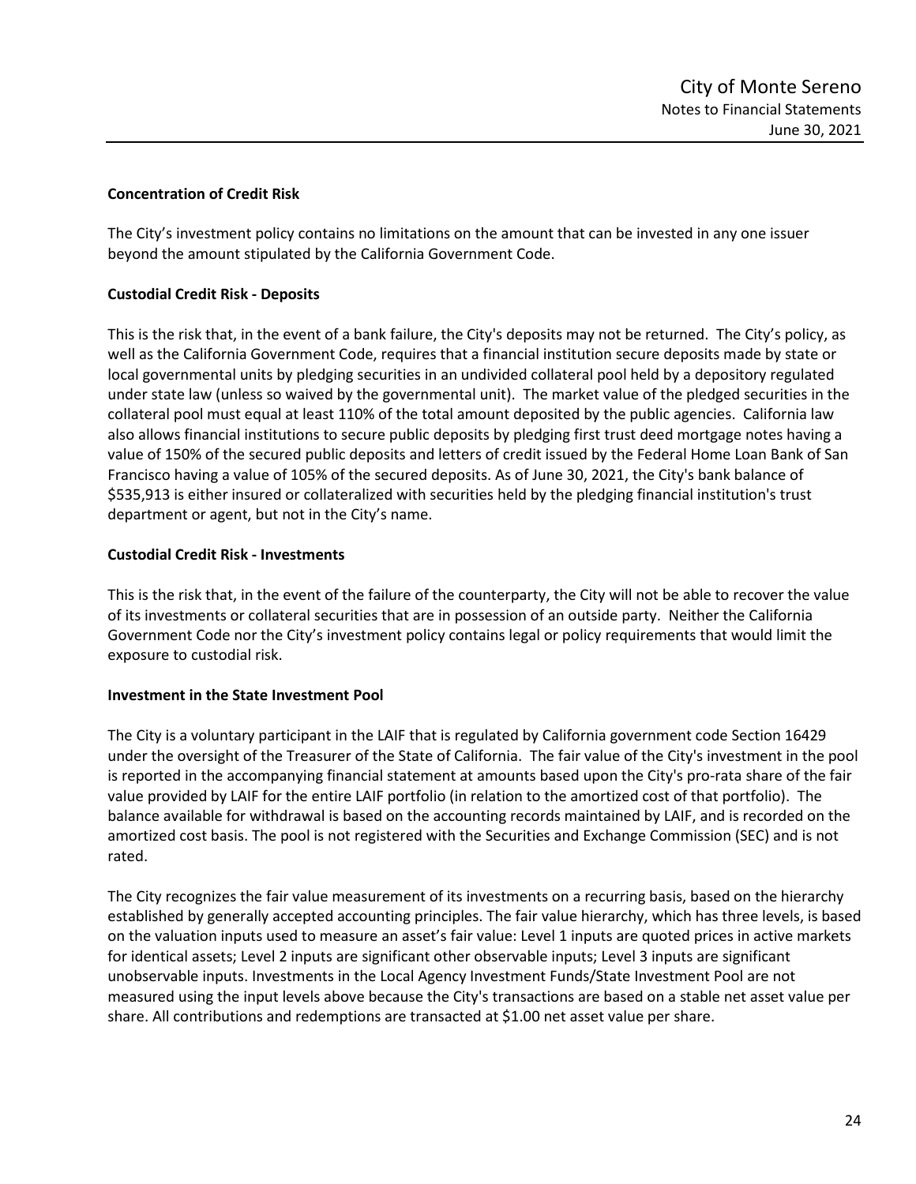### Concentration of Credit Risk

The City's investment policy contains no limitations on the amount that can be invested in any one issuer beyond the amount stipulated by the California Government Code.

### Custodial Credit Risk - Deposits

This is the risk that, in the event of a bank failure, the City's deposits may not be returned. The City's policy, as well as the California Government Code, requires that a financial institution secure deposits made by state or local governmental units by pledging securities in an undivided collateral pool held by a depository regulated under state law (unless so waived by the governmental unit). The market value of the pledged securities in the collateral pool must equal at least 110% of the total amount deposited by the public agencies. California law also allows financial institutions to secure public deposits by pledging first trust deed mortgage notes having a value of 150% of the secured public deposits and letters of credit issued by the Federal Home Loan Bank of San Francisco having a value of 105% of the secured deposits. As of June 30, 2021, the City's bank balance of $535,913 is either insured or collateralized with securities held by the pledging financial institution's trust department or agent, but not in the City's name.

### Custodial Credit Risk - Investments

This is the risk that, in the event of the failure of the counterparty, the City will not be able to recover the value of its investments or collateral securities that are in possession of an outside party. Neither the California Government Code nor the City's investment policy contains legal or policy requirements that would limit the exposure to custodial risk.

### Investment in the State Investment Pool

The City is a voluntary participant in the LAIF that is regulated by California government code Section 16429 under the oversight of the Treasurer of the State of California. The fair value of the City's investment in the pool is reported in the accompanying financial statement at amounts based upon the City's pro-rata share of the fair value provided by LAIF for the entire LAIF portfolio (in relation to the amortized cost of that portfolio). The balance available for withdrawal is based on the accounting records maintained by LAIF, and is recorded on the amortized cost basis. The pool is not registered with the Securities and Exchange Commission (SEC) and is not rated.

The City recognizes the fair value measurement of its investments on a recurring basis, based on the hierarchy established by generally accepted accounting principles. The fair value hierarchy, which has three levels, is based on the valuation inputs used to measure an asset's fair value: Level 1 inputs are quoted prices in active markets for identical assets; Level 2 inputs are significant other observable inputs; Level 3 inputs are significant unobservable inputs. Investments in the Local Agency Investment Funds/State Investment Pool are not measured using the input levels above because the City's transactions are based on a stable net asset value per share. All contributions and redemptions are transacted at $1.00 net asset value per share.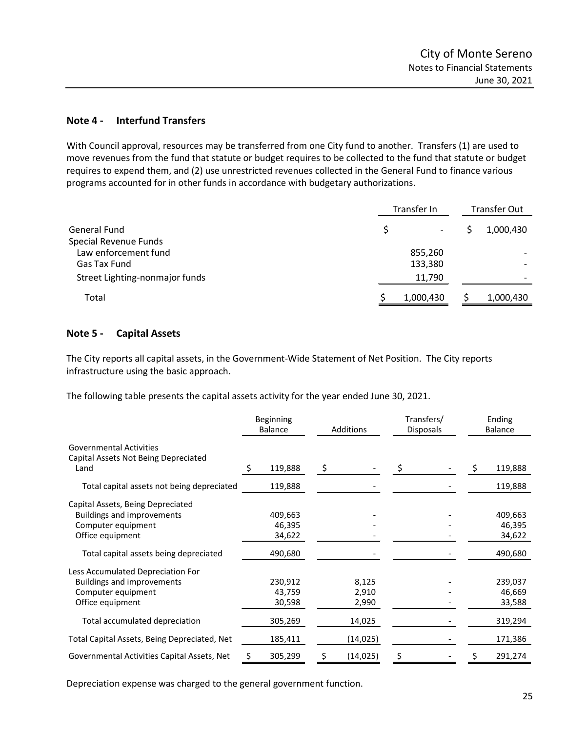## Note 4 - Interfund Transfers

With Council approval, resources may be transferred from one City fund to another. Transfers (1) are used to move revenues from the fund that statute or budget requires to be collected to the fund that statute or budget requires to expend them, and (2) use unrestricted revenues collected in the General Fund to finance various programs accounted for in other funds in accordance with budgetary authorizations.

| | Transfer In | Transfer Out |
|---|---|---|
| General Fund | $ - | $ 1,000,430 |
| Special Revenue Funds | | |
| Law enforcement fund | 855,260 | - |
| Gas Tax Fund | 133,380 | - |
| Street Lighting-nonmajor funds | 11,790 | - |
| Total | $ 1,000,430 | $ 1,000,430 |

## Note 5 - Capital Assets

The City reports all capital assets, in the Government-Wide Statement of Net Position. The City reports infrastructure using the basic approach.

The following table presents the capital assets activity for the year ended June 30, 2021.

| | Beginning Balance | Additions | Transfers/ Disposals | Ending Balance |
|---|---|---|---|---|
| Governmental Activities | | | | |
| Capital Assets Not Being Depreciated | | | | |
| Land | $ 119,888 | $ - | $ - | $ 119,888 |
| Total capital assets not being depreciated | 119,888 | - | - | 119,888 |
| Capital Assets, Being Depreciated | | | | |
| Buildings and improvements | 409,663 | - | - | 409,663 |
| Computer equipment | 46,395 | - | - | 46,395 |
| Office equipment | 34,622 | - | - | 34,622 |
| Total capital assets being depreciated | 490,680 | - | - | 490,680 |
| Less Accumulated Depreciation For | | | | |
| Buildings and improvements | 230,912 | 8,125 | - | 239,037 |
| Computer equipment | 43,759 | 2,910 | - | 46,669 |
| Office equipment | 30,598 | 2,990 | - | 33,588 |
| Total accumulated depreciation | 305,269 | 14,025 | - | 319,294 |
| Total Capital Assets, Being Depreciated, Net | 185,411 | (14,025) | - | 171,386 |
| Governmental Activities Capital Assets, Net | $ 305,299 | $ (14,025) | $ - | $ 291,274 |

Depreciation expense was charged to the general government function.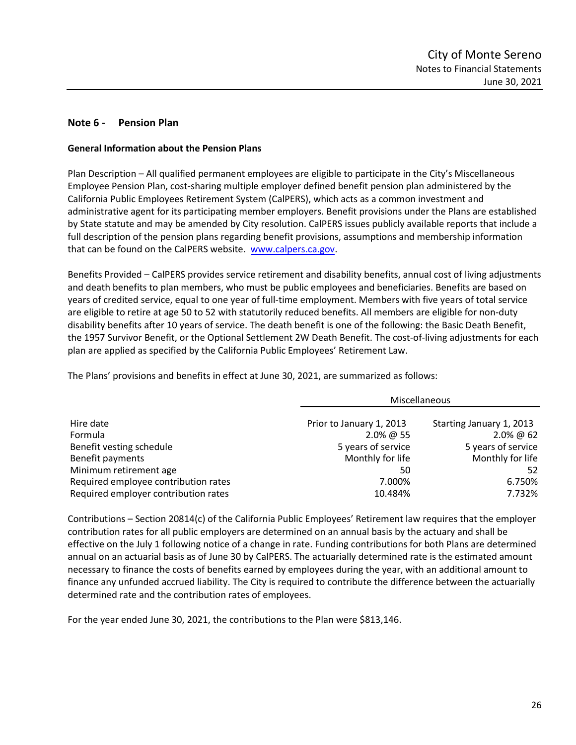## Note 6 - Pension Plan

### General Information about the Pension Plans

Plan Description – All qualified permanent employees are eligible to participate in the City's Miscellaneous Employee Pension Plan, cost-sharing multiple employer defined benefit pension plan administered by the California Public Employees Retirement System (CalPERS), which acts as a common investment and administrative agent for its participating member employers. Benefit provisions under the Plans are established by State statute and may be amended by City resolution. CalPERS issues publicly available reports that include a full description of the pension plans regarding benefit provisions, assumptions and membership information that can be found on the CalPERS website. www.calpers.ca.gov.

Benefits Provided – CalPERS provides service retirement and disability benefits, annual cost of living adjustments and death benefits to plan members, who must be public employees and beneficiaries. Benefits are based on years of credited service, equal to one year of full-time employment. Members with five years of total service are eligible to retire at age 50 to 52 with statutorily reduced benefits. All members are eligible for non-duty disability benefits after 10 years of service. The death benefit is one of the following: the Basic Death Benefit, the 1957 Survivor Benefit, or the Optional Settlement 2W Death Benefit. The cost-of-living adjustments for each plan are applied as specified by the California Public Employees' Retirement Law.

The Plans' provisions and benefits in effect at June 30, 2021, are summarized as follows:

| | Miscellaneous | |
|---|---|---|
| Hire date | Prior to January 1, 2013 | Starting January 1, 2013 |
| Formula | 2.0% @ 55 | 2.0% @ 62 |
| Benefit vesting schedule | 5 years of service | 5 years of service |
| Benefit payments | Monthly for life | Monthly for life |
| Minimum retirement age | 50 | 52 |
| Required employee contribution rates | 7.000% | 6.750% |
| Required employer contribution rates | 10.484% | 7.732% |

Contributions – Section 20814(c) of the California Public Employees' Retirement law requires that the employer contribution rates for all public employers are determined on an annual basis by the actuary and shall be effective on the July 1 following notice of a change in rate. Funding contributions for both Plans are determined annual on an actuarial basis as of June 30 by CalPERS. The actuarially determined rate is the estimated amount necessary to finance the costs of benefits earned by employees during the year, with an additional amount to finance any unfunded accrued liability. The City is required to contribute the difference between the actuarially determined rate and the contribution rates of employees.

For the year ended June 30, 2021, the contributions to the Plan were $813,146.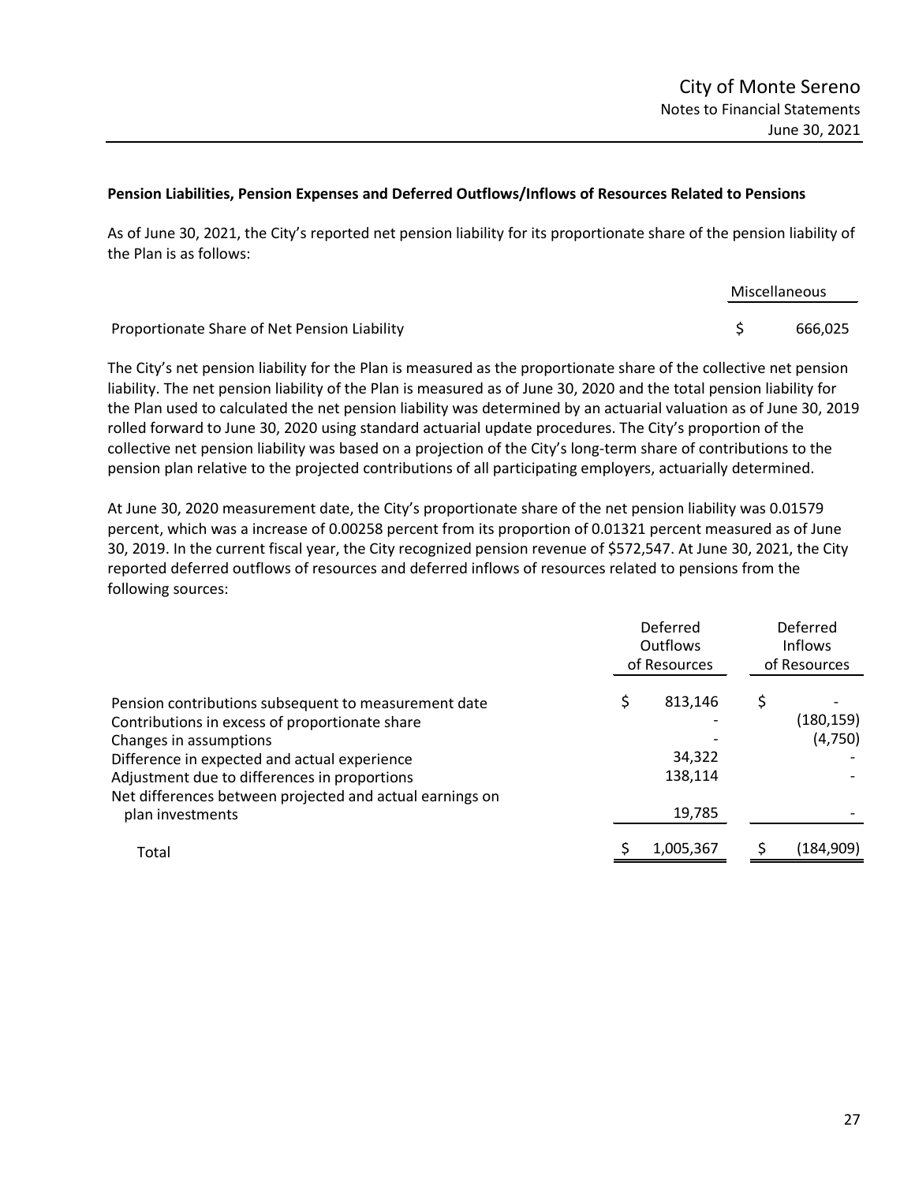**Pension Liabilities, Pension Expenses and Deferred Outflows/Inflows of Resources Related to Pensions**

As of June 30, 2021, the City's reported net pension liability for its proportionate share of the pension liability of the Plan is as follows:

| | Miscellaneous |
|---|---|
| Proportionate Share of Net Pension Liability | $ 666,025 |

The City's net pension liability for the Plan is measured as the proportionate share of the collective net pension liability. The net pension liability of the Plan is measured as of June 30, 2020 and the total pension liability for the Plan used to calculated the net pension liability was determined by an actuarial valuation as of June 30, 2019 rolled forward to June 30, 2020 using standard actuarial update procedures. The City's proportion of the collective net pension liability was based on a projection of the City's long-term share of contributions to the pension plan relative to the projected contributions of all participating employers, actuarially determined.

At June 30, 2020 measurement date, the City's proportionate share of the net pension liability was 0.01579 percent, which was a increase of 0.00258 percent from its proportion of 0.01321 percent measured as of June 30, 2019. In the current fiscal year, the City recognized pension revenue of $572,547. At June 30, 2021, the City reported deferred outflows of resources and deferred inflows of resources related to pensions from the following sources:

| | Deferred Outflows of Resources | Deferred Inflows of Resources |
|---|---|---|
| Pension contributions subsequent to measurement date | $ 813,146 | $ - |
| Contributions in excess of proportionate share | - | (180,159) |
| Changes in assumptions | - | (4,750) |
| Difference in expected and actual experience | 34,322 | - |
| Adjustment due to differences in proportions | 138,114 | - |
| Net differences between projected and actual earnings on plan investments | 19,785 | - |
| Total | $ 1,005,367 | $ (184,909) |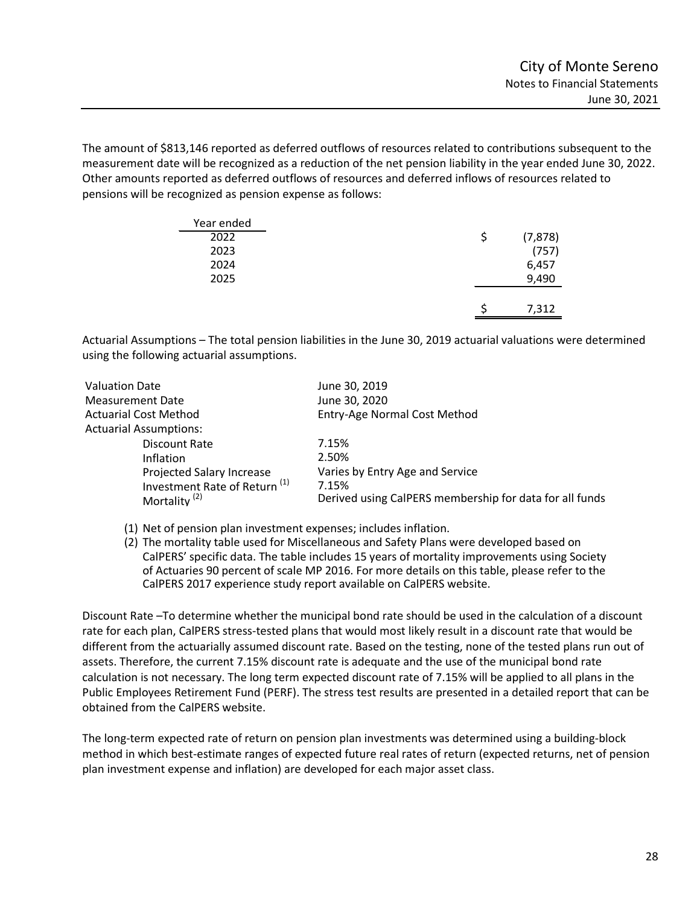The amount of $813,146 reported as deferred outflows of resources related to contributions subsequent to the measurement date will be recognized as a reduction of the net pension liability in the year ended June 30, 2022. Other amounts reported as deferred outflows of resources and deferred inflows of resources related to pensions will be recognized as pension expense as follows:

| Year ended | |
|---|---|
| 2022 | $ (7,878) |
| 2023 | (757) |
| 2024 | 6,457 |
| 2025 | 9,490 |
| | $ 7,312 |

Actuarial Assumptions – The total pension liabilities in the June 30, 2019 actuarial valuations were determined using the following actuarial assumptions.

| | |
|---|---|
| Valuation Date | June 30, 2019 |
| Measurement Date | June 30, 2020 |
| Actuarial Cost Method | Entry-Age Normal Cost Method |
| Actuarial Assumptions: | |
| Discount Rate | 7.15% |
| Inflation | 2.50% |
| Projected Salary Increase | Varies by Entry Age and Service |
| Investment Rate of Return (1) | 7.15% |
| Mortality (2) | Derived using CalPERS membership for data for all funds |

(1) Net of pension plan investment expenses; includes inflation.

(2) The mortality table used for Miscellaneous and Safety Plans were developed based on CalPERS' specific data. The table includes 15 years of mortality improvements using Society of Actuaries 90 percent of scale MP 2016. For more details on this table, please refer to the CalPERS 2017 experience study report available on CalPERS website.

Discount Rate –To determine whether the municipal bond rate should be used in the calculation of a discount rate for each plan, CalPERS stress-tested plans that would most likely result in a discount rate that would be different from the actuarially assumed discount rate. Based on the testing, none of the tested plans run out of assets. Therefore, the current 7.15% discount rate is adequate and the use of the municipal bond rate calculation is not necessary. The long term expected discount rate of 7.15% will be applied to all plans in the Public Employees Retirement Fund (PERF). The stress test results are presented in a detailed report that can be obtained from the CalPERS website.

The long-term expected rate of return on pension plan investments was determined using a building-block method in which best-estimate ranges of expected future real rates of return (expected returns, net of pension plan investment expense and inflation) are developed for each major asset class.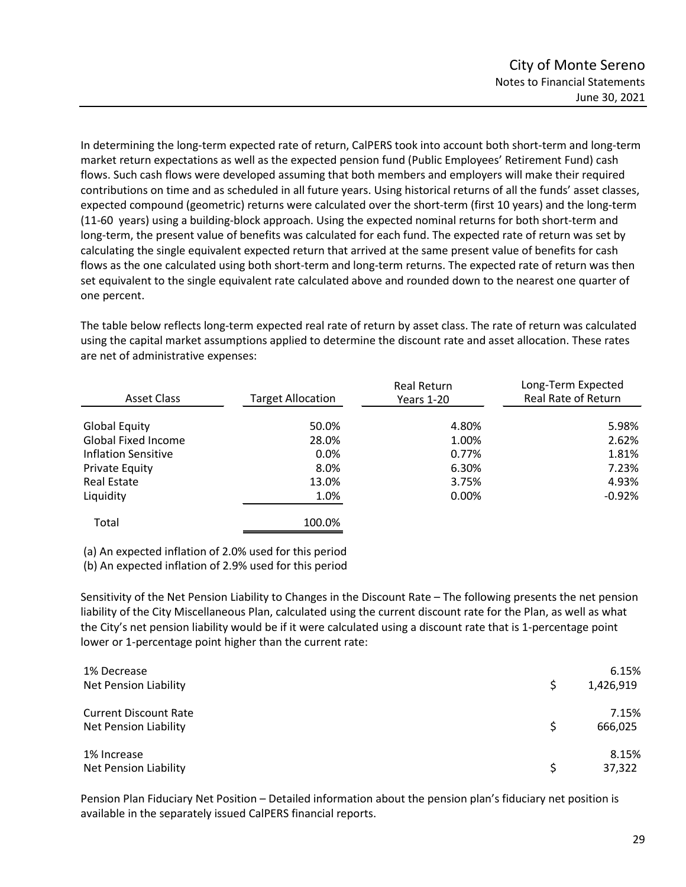In determining the long-term expected rate of return, CalPERS took into account both short-term and long-term market return expectations as well as the expected pension fund (Public Employees' Retirement Fund) cash flows. Such cash flows were developed assuming that both members and employers will make their required contributions on time and as scheduled in all future years. Using historical returns of all the funds' asset classes, expected compound (geometric) returns were calculated over the short-term (first 10 years) and the long-term (11-60 years) using a building-block approach. Using the expected nominal returns for both short-term and long-term, the present value of benefits was calculated for each fund. The expected rate of return was set by calculating the single equivalent expected return that arrived at the same present value of benefits for cash flows as the one calculated using both short-term and long-term returns. The expected rate of return was then set equivalent to the single equivalent rate calculated above and rounded down to the nearest one quarter of one percent.

The table below reflects long-term expected real rate of return by asset class. The rate of return was calculated using the capital market assumptions applied to determine the discount rate and asset allocation. These rates are net of administrative expenses:

| Asset Class | Target Allocation | Real Return Years 1-20 | Long-Term Expected Real Rate of Return |
|---|---|---|---|
| Global Equity | 50.0% | 4.80% | 5.98% |
| Global Fixed Income | 28.0% | 1.00% | 2.62% |
| Inflation Sensitive | 0.0% | 0.77% | 1.81% |
| Private Equity | 8.0% | 6.30% | 7.23% |
| Real Estate | 13.0% | 3.75% | 4.93% |
| Liquidity | 1.0% | 0.00% | -0.92% |
| Total | 100.0% | | |

(a) An expected inflation of 2.0% used for this period

(b) An expected inflation of 2.9% used for this period

Sensitivity of the Net Pension Liability to Changes in the Discount Rate – The following presents the net pension liability of the City Miscellaneous Plan, calculated using the current discount rate for the Plan, as well as what the City's net pension liability would be if it were calculated using a discount rate that is 1-percentage point lower or 1-percentage point higher than the current rate:

| | |
|---|---|
| 1% Decrease | 6.15% |
| Net Pension Liability | $ 1,426,919 |
| Current Discount Rate | 7.15% |
| Net Pension Liability | $ 666,025 |
| 1% Increase | 8.15% |
| Net Pension Liability | $ 37,322 |

Pension Plan Fiduciary Net Position – Detailed information about the pension plan's fiduciary net position is available in the separately issued CalPERS financial reports.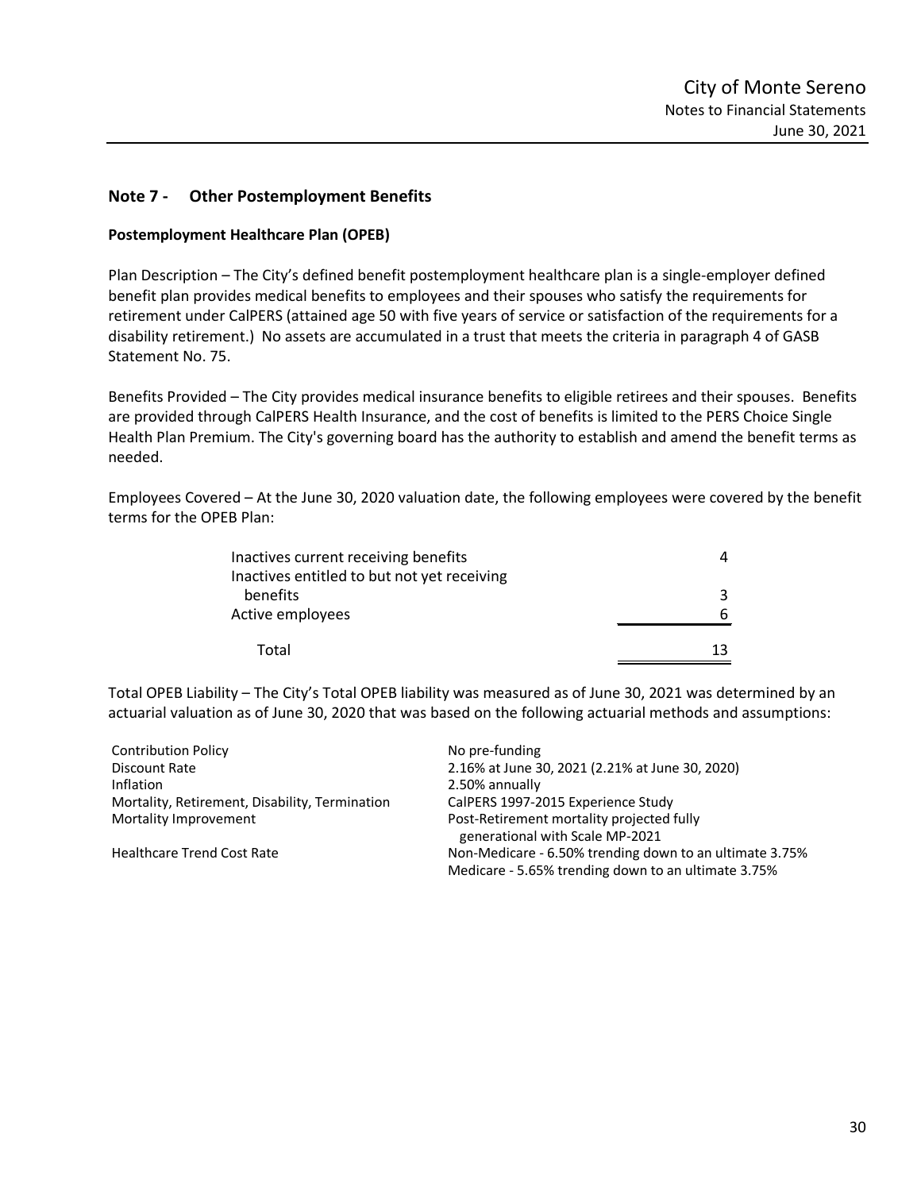## Note 7 - Other Postemployment Benefits

### Postemployment Healthcare Plan (OPEB)

Plan Description – The City's defined benefit postemployment healthcare plan is a single-employer defined benefit plan provides medical benefits to employees and their spouses who satisfy the requirements for retirement under CalPERS (attained age 50 with five years of service or satisfaction of the requirements for a disability retirement.) No assets are accumulated in a trust that meets the criteria in paragraph 4 of GASB Statement No. 75.

Benefits Provided – The City provides medical insurance benefits to eligible retirees and their spouses. Benefits are provided through CalPERS Health Insurance, and the cost of benefits is limited to the PERS Choice Single Health Plan Premium. The City's governing board has the authority to establish and amend the benefit terms as needed.

Employees Covered – At the June 30, 2020 valuation date, the following employees were covered by the benefit terms for the OPEB Plan:

| | |
|---|---|
| Inactives current receiving benefits | 4 |
| Inactives entitled to but not yet receiving benefits | 3 |
| Active employees | 6 |
| Total | 13 |

Total OPEB Liability – The City's Total OPEB liability was measured as of June 30, 2021 was determined by an actuarial valuation as of June 30, 2020 that was based on the following actuarial methods and assumptions:

| | |
|---|---|
| Contribution Policy | No pre-funding |
| Discount Rate | 2.16% at June 30, 2021 (2.21% at June 30, 2020) |
| Inflation | 2.50% annually |
| Mortality, Retirement, Disability, Termination | CalPERS 1997-2015 Experience Study |
| Mortality Improvement | Post-Retirement mortality projected fully generational with Scale MP-2021 |
| Healthcare Trend Cost Rate | Non-Medicare - 6.50% trending down to an ultimate 3.75%<br>Medicare - 5.65% trending down to an ultimate 3.75% |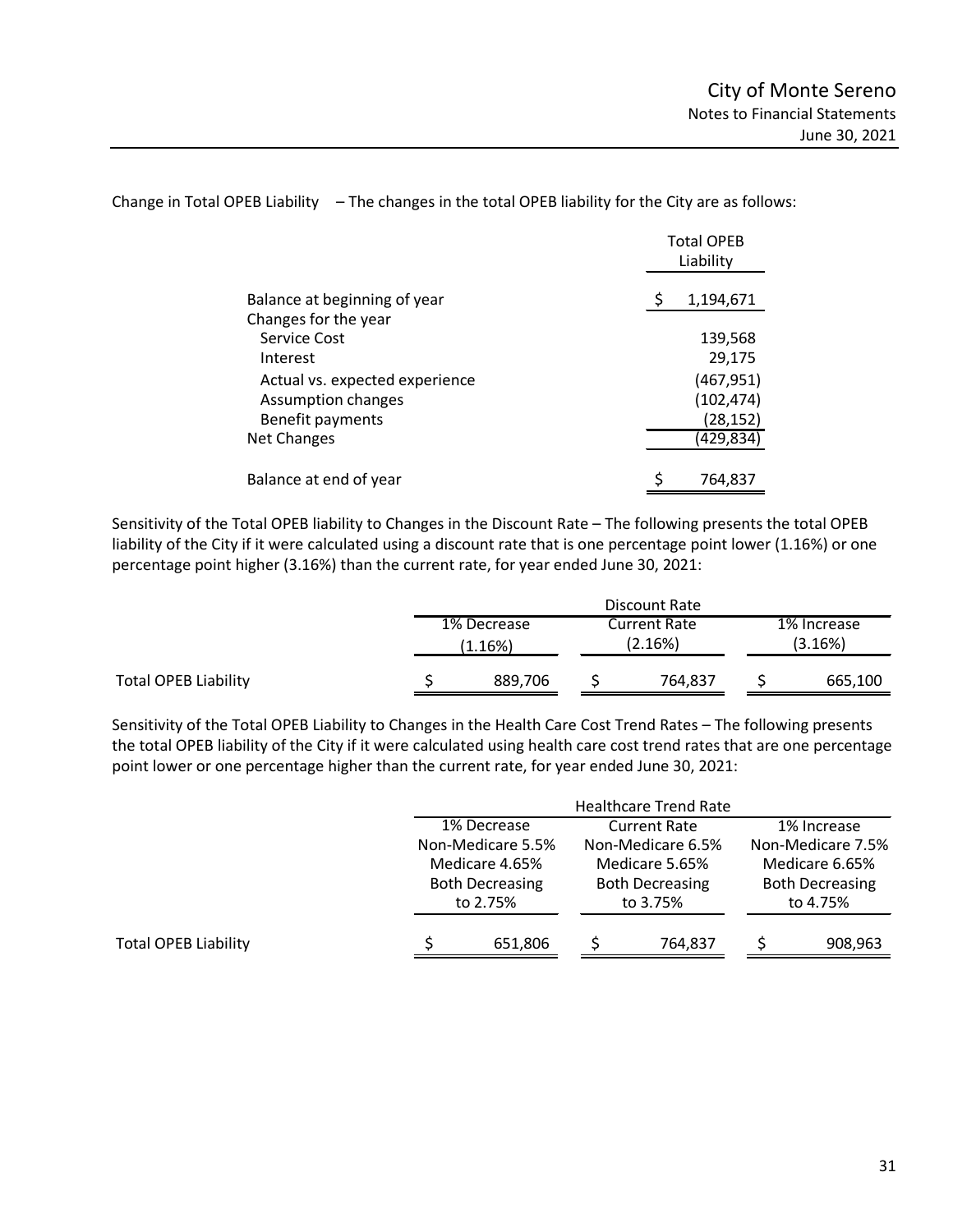Change in Total OPEB Liability – The changes in the total OPEB liability for the City are as follows:

| | Total OPEB Liability |
|---|---|
| Balance at beginning of year | $ 1,194,671 |
| Changes for the year | |
| Service Cost | 139,568 |
| Interest | 29,175 |
| Actual vs. expected experience | (467,951) |
| Assumption changes | (102,474) |
| Benefit payments | (28,152) |
| Net Changes | (429,834) |
| Balance at end of year | $ 764,837 |

Sensitivity of the Total OPEB liability to Changes in the Discount Rate – The following presents the total OPEB liability of the City if it were calculated using a discount rate that is one percentage point lower (1.16%) or one percentage point higher (3.16%) than the current rate, for year ended June 30, 2021:

| | Discount Rate | | |
|---|---|---|---|
| | 1% Decrease (1.16%) | Current Rate (2.16%) | 1% Increase (3.16%) |
| Total OPEB Liability | $ 889,706 | $ 764,837 | $ 665,100 |

Sensitivity of the Total OPEB Liability to Changes in the Health Care Cost Trend Rates – The following presents the total OPEB liability of the City if it were calculated using health care cost trend rates that are one percentage point lower or one percentage higher than the current rate, for year ended June 30, 2021:

| | Healthcare Trend Rate | | |
|---|---|---|---|
| | 1% Decrease Non-Medicare 5.5% Medicare 4.65% Both Decreasing to 2.75% | Current Rate Non-Medicare 6.5% Medicare 5.65% Both Decreasing to 3.75% | 1% Increase Non-Medicare 7.5% Medicare 6.65% Both Decreasing to 4.75% |
| Total OPEB Liability | $ 651,806 | $ 764,837 | $ 908,963 |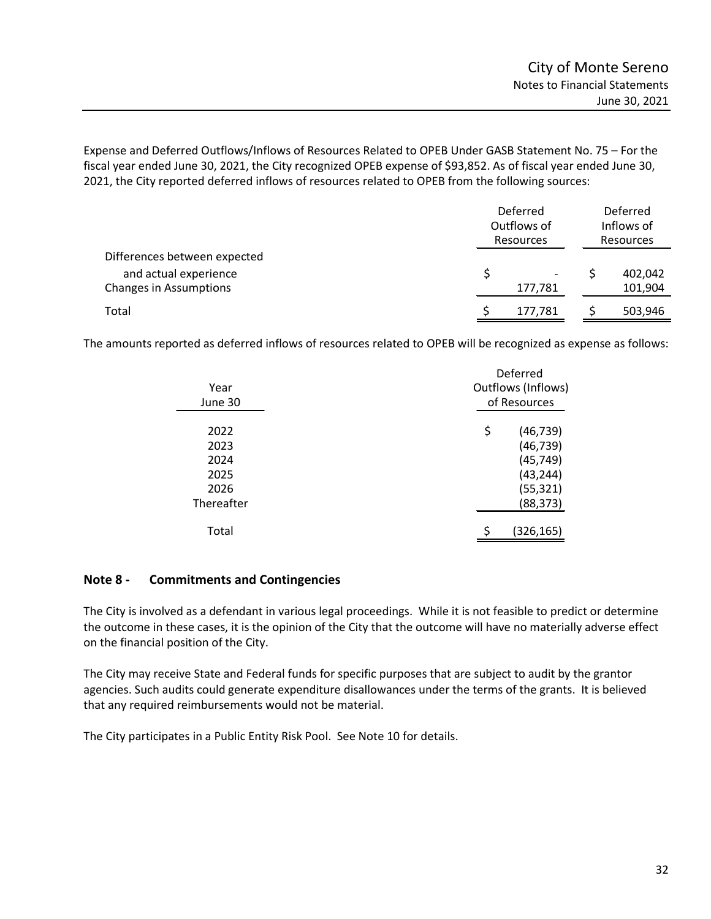Expense and Deferred Outflows/Inflows of Resources Related to OPEB Under GASB Statement No. 75 – For the fiscal year ended June 30, 2021, the City recognized OPEB expense of $93,852. As of fiscal year ended June 30, 2021, the City reported deferred inflows of resources related to OPEB from the following sources:

| | Deferred Outflows of Resources | Deferred Inflows of Resources |
|---|---|---|
| Differences between expected and actual experience | $ - | $ 402,042 |
| Changes in Assumptions | 177,781 | 101,904 |
| Total | $ 177,781 | $ 503,946 |

The amounts reported as deferred inflows of resources related to OPEB will be recognized as expense as follows:

| Year June 30 | Deferred Outflows (Inflows) of Resources |
|---|---|
| 2022 | $ (46,739) |
| 2023 | (46,739) |
| 2024 | (45,749) |
| 2025 | (43,244) |
| 2026 | (55,321) |
| Thereafter | (88,373) |
| Total | $ (326,165) |

## Note 8 - Commitments and Contingencies

The City is involved as a defendant in various legal proceedings. While it is not feasible to predict or determine the outcome in these cases, it is the opinion of the City that the outcome will have no materially adverse effect on the financial position of the City.

The City may receive State and Federal funds for specific purposes that are subject to audit by the grantor agencies. Such audits could generate expenditure disallowances under the terms of the grants. It is believed that any required reimbursements would not be material.

The City participates in a Public Entity Risk Pool. See Note 10 for details.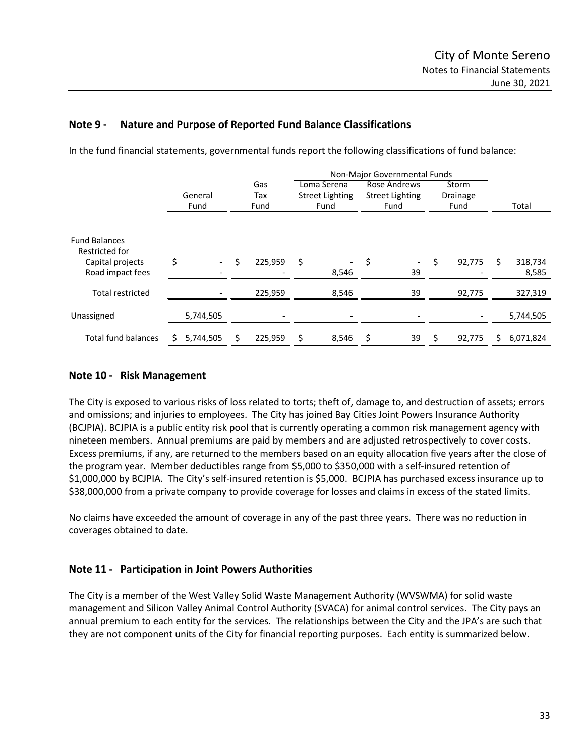## Note 9 - Nature and Purpose of Reported Fund Balance Classifications

In the fund financial statements, governmental funds report the following classifications of fund balance:

| | General Fund | Gas Tax Fund | Non-Major Governmental Funds: Loma Serena Street Lighting Fund | Non-Major Governmental Funds: Rose Andrews Street Lighting Fund | Non-Major Governmental Funds: Storm Drainage Fund | Total |
|---|---|---|---|---|---|---|
| Fund Balances | | | | | | |
| Restricted for | | | | | | |
| Capital projects | $ - | $ 225,959 | $ - | $ - | $ 92,775 | $ 318,734 |
| Road impact fees | - | - | 8,546 | 39 | - | 8,585 |
| Total restricted | - | 225,959 | 8,546 | 39 | 92,775 | 327,319 |
| Unassigned | 5,744,505 | - | - | - | - | 5,744,505 |
| Total fund balances | $ 5,744,505 | $ 225,959 | $ 8,546 | $ 39 | $ 92,775 | $ 6,071,824 |

## Note 10 - Risk Management

The City is exposed to various risks of loss related to torts; theft of, damage to, and destruction of assets; errors and omissions; and injuries to employees. The City has joined Bay Cities Joint Powers Insurance Authority (BCJPIA). BCJPIA is a public entity risk pool that is currently operating a common risk management agency with nineteen members. Annual premiums are paid by members and are adjusted retrospectively to cover costs. Excess premiums, if any, are returned to the members based on an equity allocation five years after the close of the program year. Member deductibles range from $5,000 to $350,000 with a self-insured retention of $1,000,000 by BCJPIA. The City's self-insured retention is $5,000. BCJPIA has purchased excess insurance up to $38,000,000 from a private company to provide coverage for losses and claims in excess of the stated limits.

No claims have exceeded the amount of coverage in any of the past three years. There was no reduction in coverages obtained to date.

## Note 11 - Participation in Joint Powers Authorities

The City is a member of the West Valley Solid Waste Management Authority (WVSWMA) for solid waste management and Silicon Valley Animal Control Authority (SVACA) for animal control services. The City pays an annual premium to each entity for the services. The relationships between the City and the JPA's are such that they are not component units of the City for financial reporting purposes. Each entity is summarized below.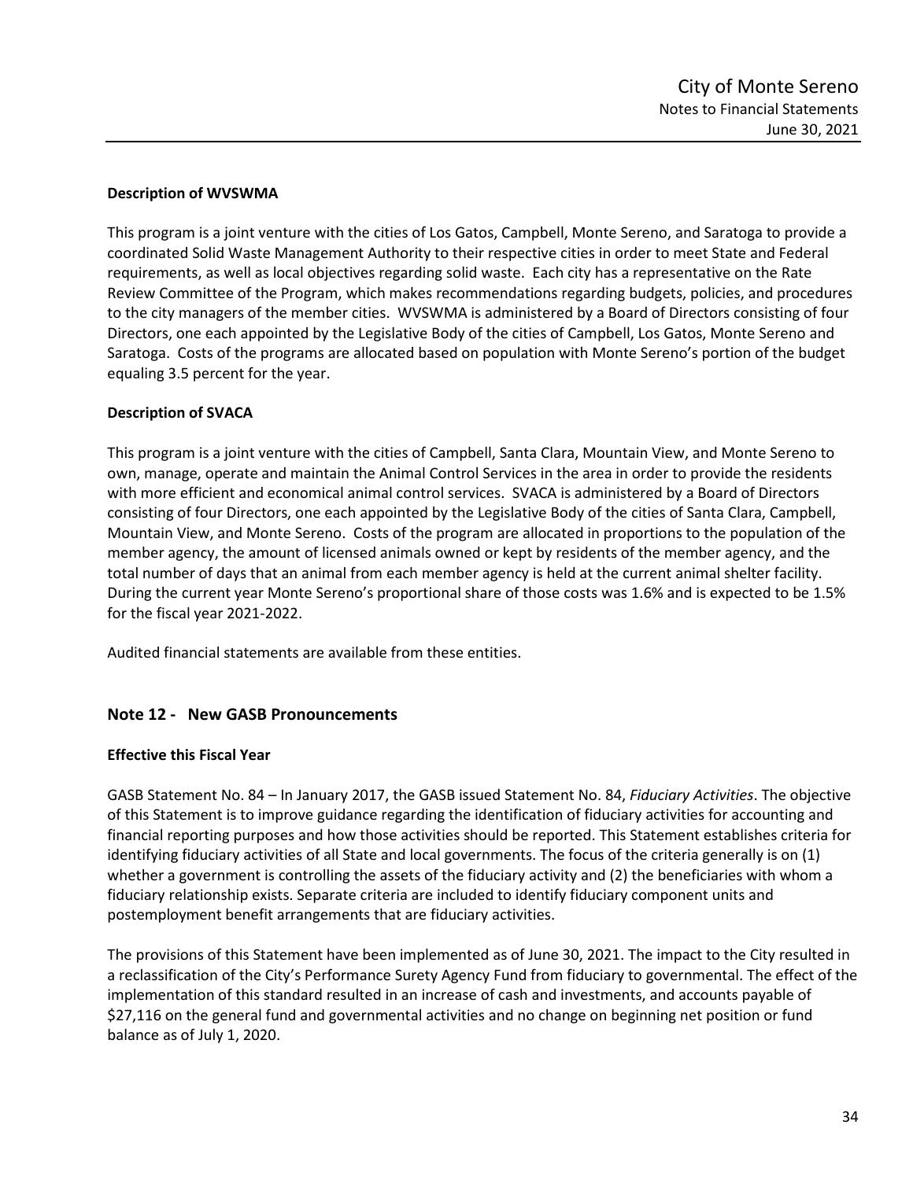**Description of WVSWMA**

This program is a joint venture with the cities of Los Gatos, Campbell, Monte Sereno, and Saratoga to provide a coordinated Solid Waste Management Authority to their respective cities in order to meet State and Federal requirements, as well as local objectives regarding solid waste. Each city has a representative on the Rate Review Committee of the Program, which makes recommendations regarding budgets, policies, and procedures to the city managers of the member cities. WVSWMA is administered by a Board of Directors consisting of four Directors, one each appointed by the Legislative Body of the cities of Campbell, Los Gatos, Monte Sereno and Saratoga. Costs of the programs are allocated based on population with Monte Sereno's portion of the budget equaling 3.5 percent for the year.

**Description of SVACA**

This program is a joint venture with the cities of Campbell, Santa Clara, Mountain View, and Monte Sereno to own, manage, operate and maintain the Animal Control Services in the area in order to provide the residents with more efficient and economical animal control services. SVACA is administered by a Board of Directors consisting of four Directors, one each appointed by the Legislative Body of the cities of Santa Clara, Campbell, Mountain View, and Monte Sereno. Costs of the program are allocated in proportions to the population of the member agency, the amount of licensed animals owned or kept by residents of the member agency, and the total number of days that an animal from each member agency is held at the current animal shelter facility. During the current year Monte Sereno's proportional share of those costs was 1.6% and is expected to be 1.5% for the fiscal year 2021-2022.

Audited financial statements are available from these entities.

## Note 12 - New GASB Pronouncements

**Effective this Fiscal Year**

GASB Statement No. 84 – In January 2017, the GASB issued Statement No. 84, *Fiduciary Activities*. The objective of this Statement is to improve guidance regarding the identification of fiduciary activities for accounting and financial reporting purposes and how those activities should be reported. This Statement establishes criteria for identifying fiduciary activities of all State and local governments. The focus of the criteria generally is on (1) whether a government is controlling the assets of the fiduciary activity and (2) the beneficiaries with whom a fiduciary relationship exists. Separate criteria are included to identify fiduciary component units and postemployment benefit arrangements that are fiduciary activities.

The provisions of this Statement have been implemented as of June 30, 2021. The impact to the City resulted in a reclassification of the City's Performance Surety Agency Fund from fiduciary to governmental. The effect of the implementation of this standard resulted in an increase of cash and investments, and accounts payable of $27,116 on the general fund and governmental activities and no change on beginning net position or fund balance as of July 1, 2020.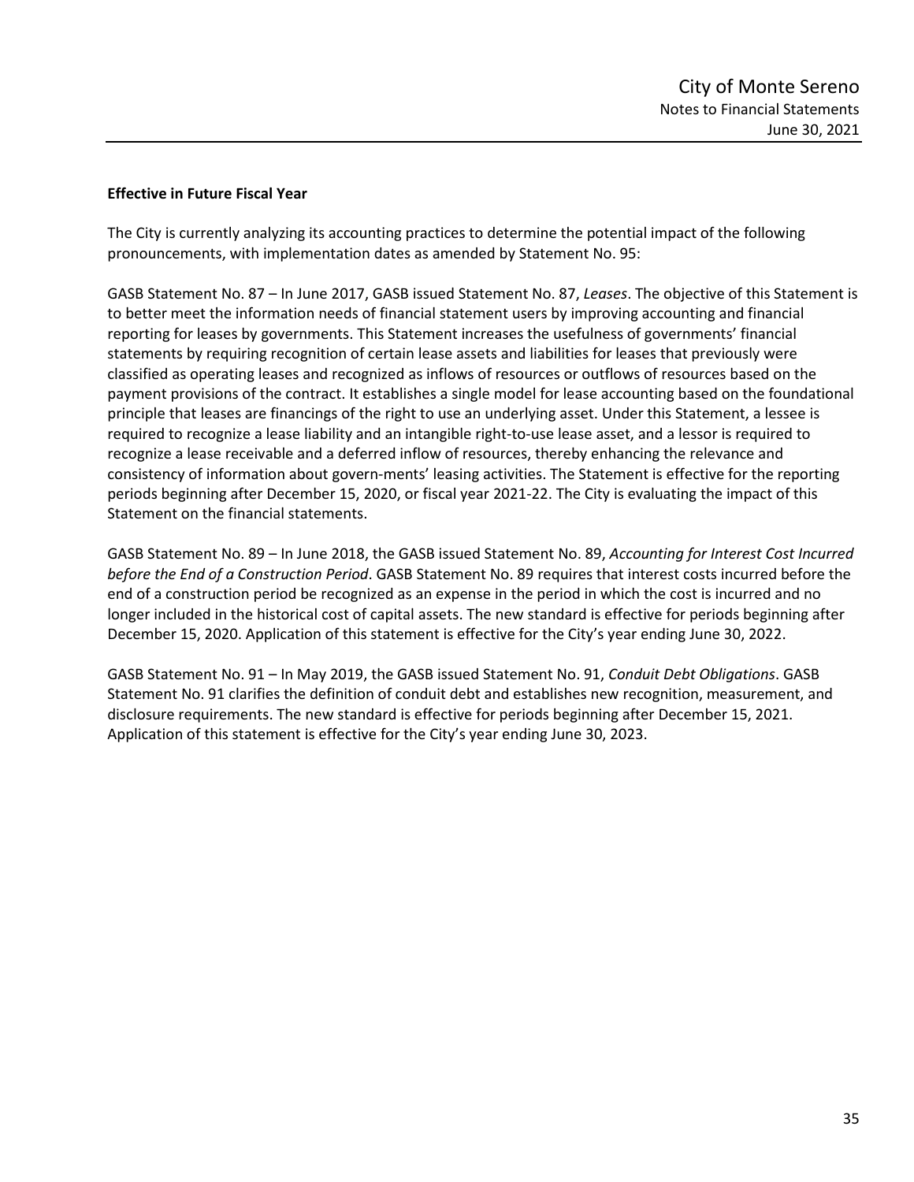**Effective in Future Fiscal Year**

The City is currently analyzing its accounting practices to determine the potential impact of the following pronouncements, with implementation dates as amended by Statement No. 95:

GASB Statement No. 87 – In June 2017, GASB issued Statement No. 87, *Leases*. The objective of this Statement is to better meet the information needs of financial statement users by improving accounting and financial reporting for leases by governments. This Statement increases the usefulness of governments' financial statements by requiring recognition of certain lease assets and liabilities for leases that previously were classified as operating leases and recognized as inflows of resources or outflows of resources based on the payment provisions of the contract. It establishes a single model for lease accounting based on the foundational principle that leases are financings of the right to use an underlying asset. Under this Statement, a lessee is required to recognize a lease liability and an intangible right-to-use lease asset, and a lessor is required to recognize a lease receivable and a deferred inflow of resources, thereby enhancing the relevance and consistency of information about govern-ments' leasing activities. The Statement is effective for the reporting periods beginning after December 15, 2020, or fiscal year 2021-22. The City is evaluating the impact of this Statement on the financial statements.

GASB Statement No. 89 – In June 2018, the GASB issued Statement No. 89, *Accounting for Interest Cost Incurred before the End of a Construction Period*. GASB Statement No. 89 requires that interest costs incurred before the end of a construction period be recognized as an expense in the period in which the cost is incurred and no longer included in the historical cost of capital assets. The new standard is effective for periods beginning after December 15, 2020. Application of this statement is effective for the City's year ending June 30, 2022.

GASB Statement No. 91 – In May 2019, the GASB issued Statement No. 91, *Conduit Debt Obligations*. GASB Statement No. 91 clarifies the definition of conduit debt and establishes new recognition, measurement, and disclosure requirements. The new standard is effective for periods beginning after December 15, 2021. Application of this statement is effective for the City's year ending June 30, 2023.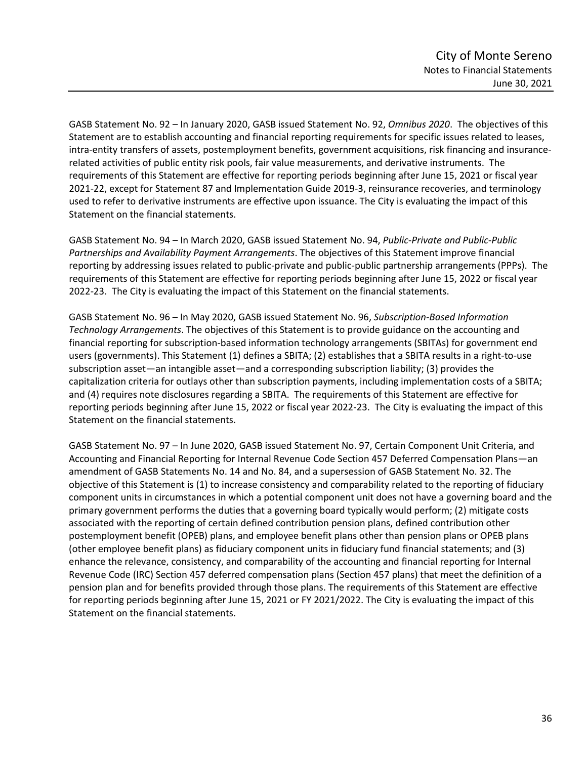GASB Statement No. 92 – In January 2020, GASB issued Statement No. 92, *Omnibus 2020*. The objectives of this Statement are to establish accounting and financial reporting requirements for specific issues related to leases, intra-entity transfers of assets, postemployment benefits, government acquisitions, risk financing and insurance-related activities of public entity risk pools, fair value measurements, and derivative instruments. The requirements of this Statement are effective for reporting periods beginning after June 15, 2021 or fiscal year 2021-22, except for Statement 87 and Implementation Guide 2019-3, reinsurance recoveries, and terminology used to refer to derivative instruments are effective upon issuance. The City is evaluating the impact of this Statement on the financial statements.

GASB Statement No. 94 – In March 2020, GASB issued Statement No. 94, *Public-Private and Public-Public Partnerships and Availability Payment Arrangements*. The objectives of this Statement improve financial reporting by addressing issues related to public-private and public-public partnership arrangements (PPPs). The requirements of this Statement are effective for reporting periods beginning after June 15, 2022 or fiscal year 2022-23. The City is evaluating the impact of this Statement on the financial statements.

GASB Statement No. 96 – In May 2020, GASB issued Statement No. 96, *Subscription-Based Information Technology Arrangements*. The objectives of this Statement is to provide guidance on the accounting and financial reporting for subscription-based information technology arrangements (SBITAs) for government end users (governments). This Statement (1) defines a SBITA; (2) establishes that a SBITA results in a right-to-use subscription asset—an intangible asset—and a corresponding subscription liability; (3) provides the capitalization criteria for outlays other than subscription payments, including implementation costs of a SBITA; and (4) requires note disclosures regarding a SBITA. The requirements of this Statement are effective for reporting periods beginning after June 15, 2022 or fiscal year 2022-23. The City is evaluating the impact of this Statement on the financial statements.

GASB Statement No. 97 – In June 2020, GASB issued Statement No. 97, Certain Component Unit Criteria, and Accounting and Financial Reporting for Internal Revenue Code Section 457 Deferred Compensation Plans—an amendment of GASB Statements No. 14 and No. 84, and a supersession of GASB Statement No. 32. The objective of this Statement is (1) to increase consistency and comparability related to the reporting of fiduciary component units in circumstances in which a potential component unit does not have a governing board and the primary government performs the duties that a governing board typically would perform; (2) mitigate costs associated with the reporting of certain defined contribution pension plans, defined contribution other postemployment benefit (OPEB) plans, and employee benefit plans other than pension plans or OPEB plans (other employee benefit plans) as fiduciary component units in fiduciary fund financial statements; and (3) enhance the relevance, consistency, and comparability of the accounting and financial reporting for Internal Revenue Code (IRC) Section 457 deferred compensation plans (Section 457 plans) that meet the definition of a pension plan and for benefits provided through those plans. The requirements of this Statement are effective for reporting periods beginning after June 15, 2021 or FY 2021/2022. The City is evaluating the impact of this Statement on the financial statements.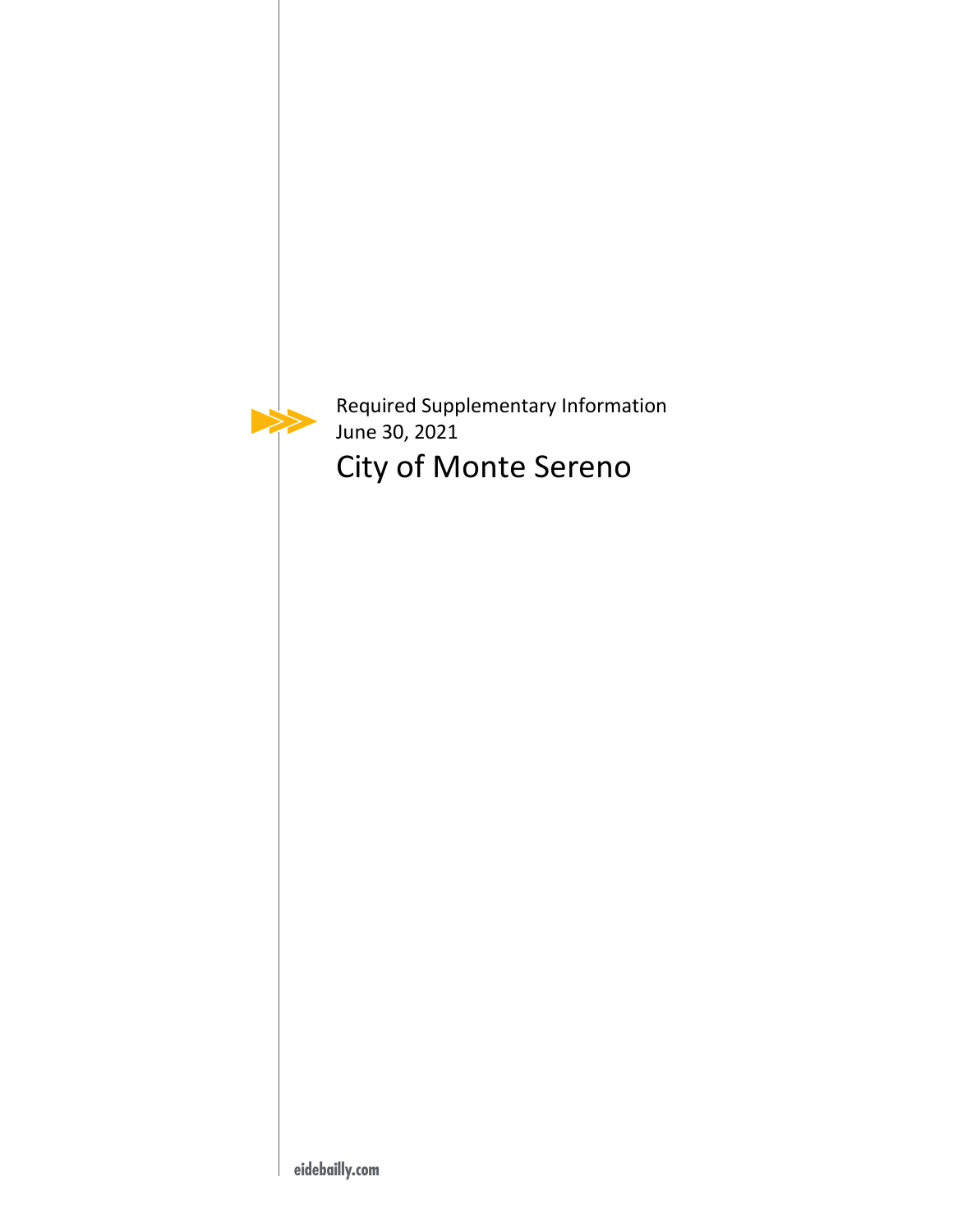Required Supplementary Information
June 30, 2021

# City of Monte Sereno

eidebailly.com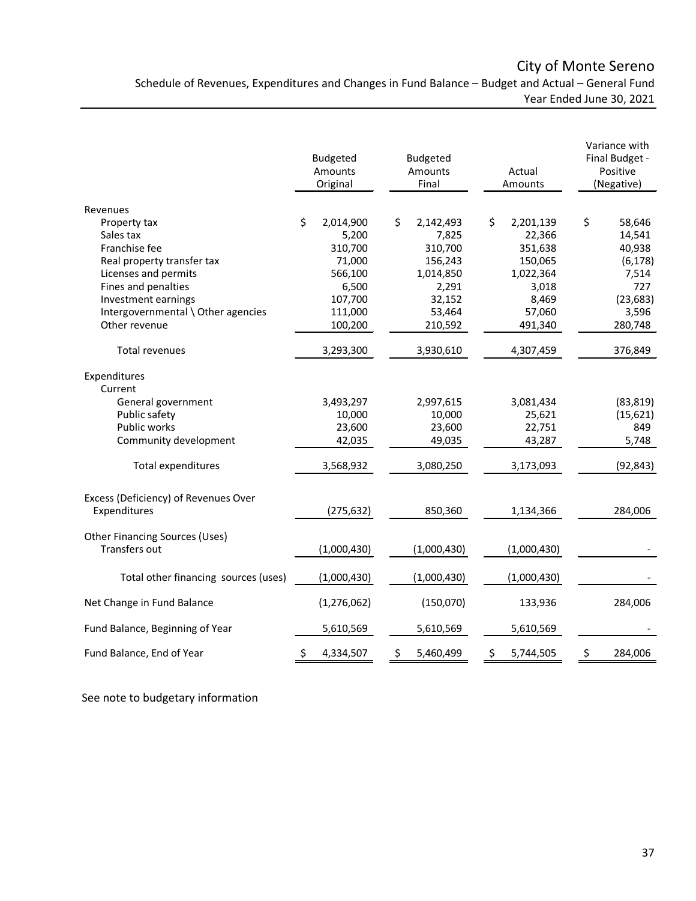# City of Monte Sereno

## Schedule of Revenues, Expenditures and Changes in Fund Balance – Budget and Actual – General Fund

### Year Ended June 30, 2021

| | Budgeted Amounts Original | Budgeted Amounts Final | Actual Amounts | Variance with Final Budget - Positive (Negative) |
|---|---|---|---|---|
| **Revenues** | | | | |
| Property tax | $ 2,014,900 | $ 2,142,493 | $ 2,201,139 | $ 58,646 |
| Sales tax | 5,200 | 7,825 | 22,366 | 14,541 |
| Franchise fee | 310,700 | 310,700 | 351,638 | 40,938 |
| Real property transfer tax | 71,000 | 156,243 | 150,065 | (6,178) |
| Licenses and permits | 566,100 | 1,014,850 | 1,022,364 | 7,514 |
| Fines and penalties | 6,500 | 2,291 | 3,018 | 727 |
| Investment earnings | 107,700 | 32,152 | 8,469 | (23,683) |
| Intergovernmental \ Other agencies | 111,000 | 53,464 | 57,060 | 3,596 |
| Other revenue | 100,200 | 210,592 | 491,340 | 280,748 |
| Total revenues | 3,293,300 | 3,930,610 | 4,307,459 | 376,849 |
| **Expenditures** | | | | |
| Current | | | | |
| General government | 3,493,297 | 2,997,615 | 3,081,434 | (83,819) |
| Public safety | 10,000 | 10,000 | 25,621 | (15,621) |
| Public works | 23,600 | 23,600 | 22,751 | 849 |
| Community development | 42,035 | 49,035 | 43,287 | 5,748 |
| Total expenditures | 3,568,932 | 3,080,250 | 3,173,093 | (92,843) |
| **Excess (Deficiency) of Revenues Over Expenditures** | (275,632) | 850,360 | 1,134,366 | 284,006 |
| **Other Financing Sources (Uses)** | | | | |
| Transfers out | (1,000,430) | (1,000,430) | (1,000,430) | - |
| Total other financing sources (uses) | (1,000,430) | (1,000,430) | (1,000,430) | - |
| **Net Change in Fund Balance** | (1,276,062) | (150,070) | 133,936 | 284,006 |
| **Fund Balance, Beginning of Year** | 5,610,569 | 5,610,569 | 5,610,569 | - |
| **Fund Balance, End of Year** | $ 4,334,507 | $ 5,460,499 | $ 5,744,505 | $ 284,006 |

See note to budgetary information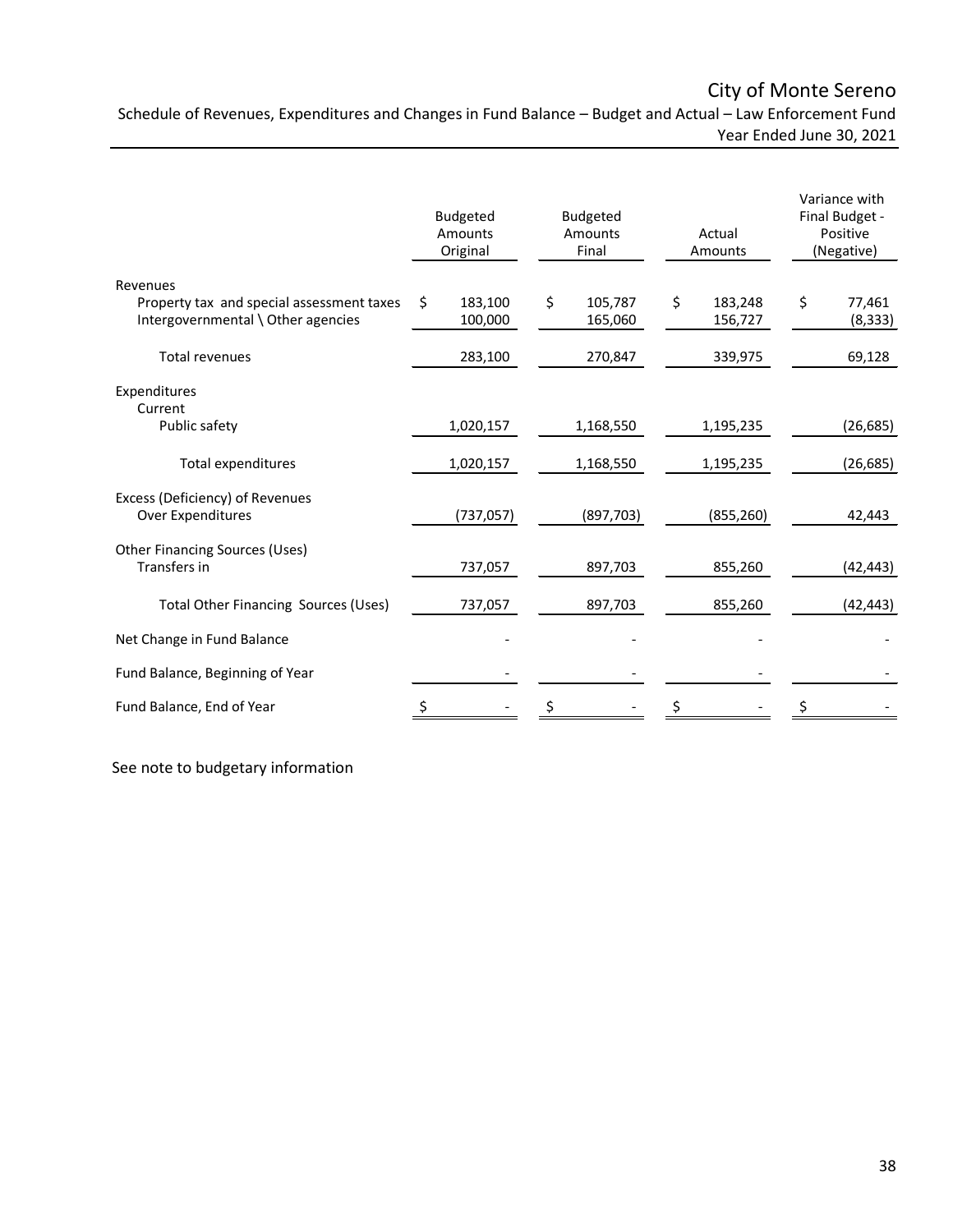# City of Monte Sereno

## Schedule of Revenues, Expenditures and Changes in Fund Balance – Budget and Actual – Law Enforcement Fund
Year Ended June 30, 2021

| | Budgeted Amounts Original | Budgeted Amounts Final | Actual Amounts | Variance with Final Budget - Positive (Negative) |
|---|---|---|---|---|
| Revenues | | | | |
| Property tax and special assessment taxes | $ 183,100 | $ 105,787 | $ 183,248 | $ 77,461 |
| Intergovernmental \ Other agencies | 100,000 | 165,060 | 156,727 | (8,333) |
| Total revenues | 283,100 | 270,847 | 339,975 | 69,128 |
| Expenditures | | | | |
| Current | | | | |
| Public safety | 1,020,157 | 1,168,550 | 1,195,235 | (26,685) |
| Total expenditures | 1,020,157 | 1,168,550 | 1,195,235 | (26,685) |
| Excess (Deficiency) of Revenues Over Expenditures | (737,057) | (897,703) | (855,260) | 42,443 |
| Other Financing Sources (Uses) | | | | |
| Transfers in | 737,057 | 897,703 | 855,260 | (42,443) |
| Total Other Financing Sources (Uses) | 737,057 | 897,703 | 855,260 | (42,443) |
| Net Change in Fund Balance | - | - | - | - |
| Fund Balance, Beginning of Year | - | - | - | - |
| Fund Balance, End of Year | $ - | $ - | $ - | $ - |

See note to budgetary information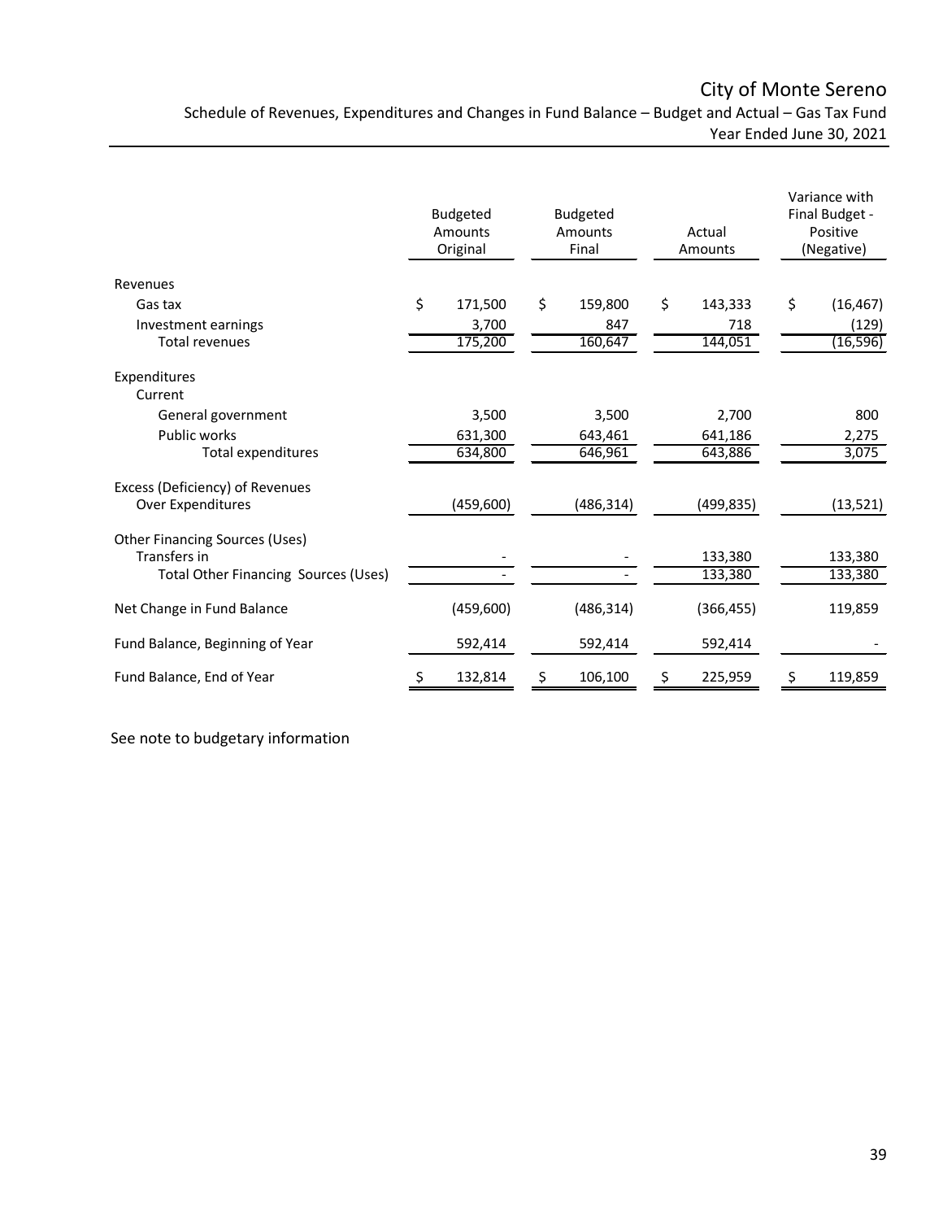# City of Monte Sereno

## Schedule of Revenues, Expenditures and Changes in Fund Balance – Budget and Actual – Gas Tax Fund

### Year Ended June 30, 2021

| | Budgeted Amounts Original | Budgeted Amounts Final | Actual Amounts | Variance with Final Budget - Positive (Negative) |
|---|---|---|---|---|
| **Revenues** | | | | |
| Gas tax | $ 171,500 | $ 159,800 | $ 143,333 | $ (16,467) |
| Investment earnings | 3,700 | 847 | 718 | (129) |
| Total revenues | 175,200 | 160,647 | 144,051 | (16,596) |
| **Expenditures** | | | | |
| Current | | | | |
| General government | 3,500 | 3,500 | 2,700 | 800 |
| Public works | 631,300 | 643,461 | 641,186 | 2,275 |
| Total expenditures | 634,800 | 646,961 | 643,886 | 3,075 |
| Excess (Deficiency) of Revenues Over Expenditures | (459,600) | (486,314) | (499,835) | (13,521) |
| **Other Financing Sources (Uses)** | | | | |
| Transfers in | - | - | 133,380 | 133,380 |
| Total Other Financing Sources (Uses) | - | - | 133,380 | 133,380 |
| Net Change in Fund Balance | (459,600) | (486,314) | (366,455) | 119,859 |
| Fund Balance, Beginning of Year | 592,414 | 592,414 | 592,414 | - |
| Fund Balance, End of Year | $ 132,814 | $ 106,100 | $ 225,959 | $ 119,859 |

See note to budgetary information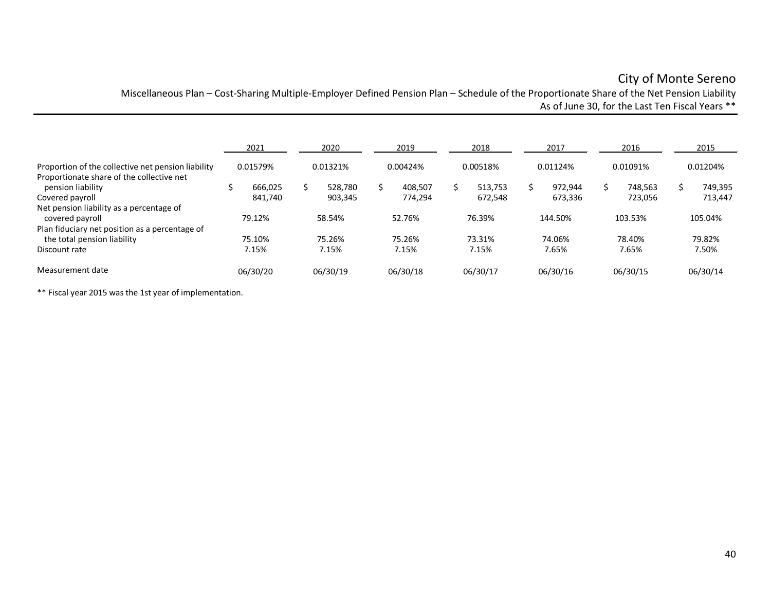# City of Monte Sereno

## Miscellaneous Plan – Cost-Sharing Multiple-Employer Defined Pension Plan – Schedule of the Proportionate Share of the Net Pension Liability

As of June 30, for the Last Ten Fiscal Years **

| | 2021 | 2020 | 2019 | 2018 | 2017 | 2016 | 2015 |
|---|---|---|---|---|---|---|---|
| Proportion of the collective net pension liability | 0.01579% | 0.01321% | 0.00424% | 0.00518% | 0.01124% | 0.01091% | 0.01204% |
| Proportionate share of the collective net pension liability | $ 666,025 | $ 528,780 | $ 408,507 | $ 513,753 | $ 972,944 | $ 748,563 | $ 749,395 |
| Covered payroll | 841,740 | 903,345 | 774,294 | 672,548 | 673,336 | 723,056 | 713,447 |
| Net pension liability as a percentage of covered payroll | 79.12% | 58.54% | 52.76% | 76.39% | 144.50% | 103.53% | 105.04% |
| Plan fiduciary net position as a percentage of the total pension liability | 75.10% | 75.26% | 75.26% | 73.31% | 74.06% | 78.40% | 79.82% |
| Discount rate | 7.15% | 7.15% | 7.15% | 7.15% | 7.65% | 7.65% | 7.50% |
| Measurement date | 06/30/20 | 06/30/19 | 06/30/18 | 06/30/17 | 06/30/16 | 06/30/15 | 06/30/14 |

** Fiscal year 2015 was the 1st year of implementation.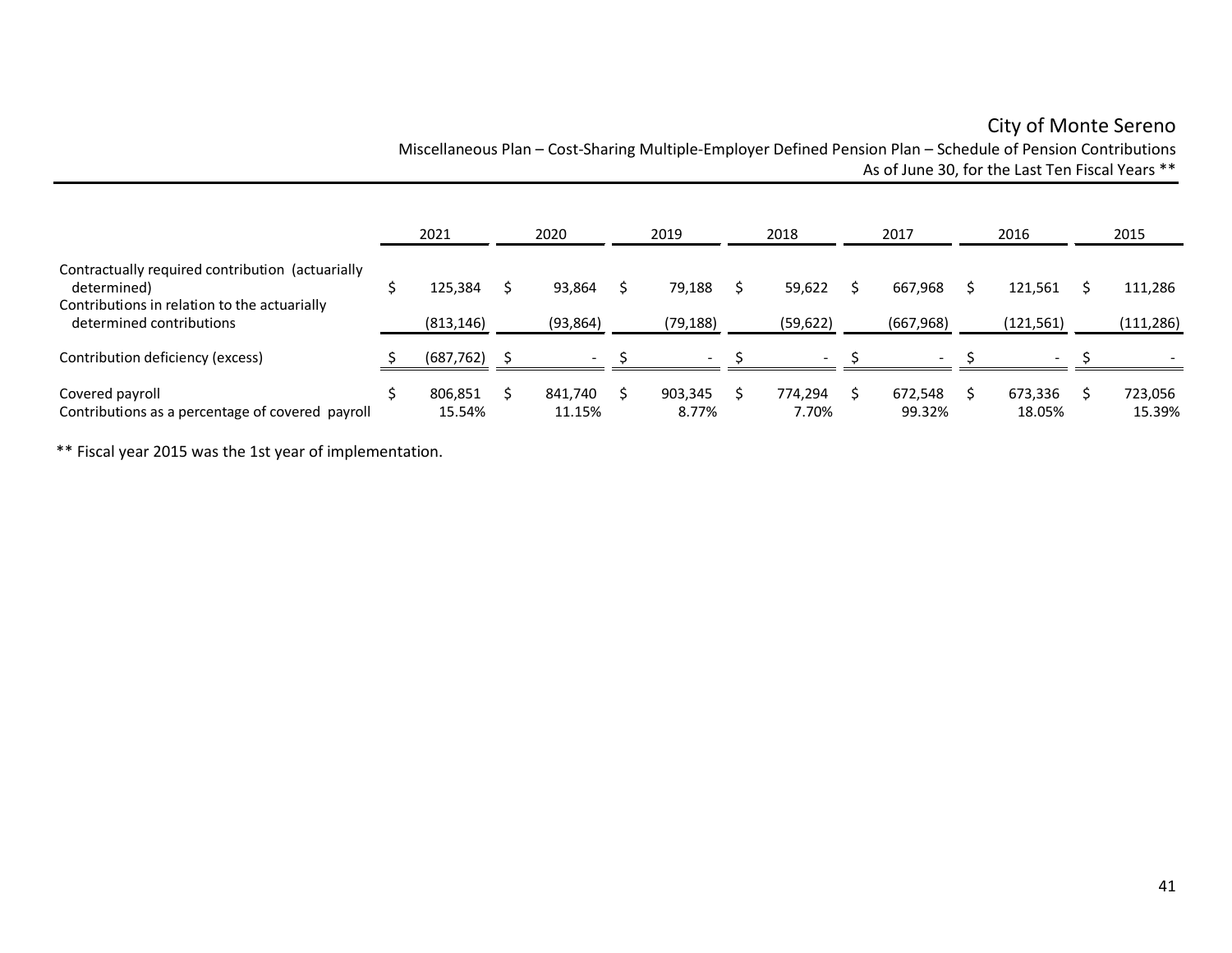# City of Monte Sereno

## Miscellaneous Plan – Cost-Sharing Multiple-Employer Defined Pension Plan – Schedule of Pension Contributions

As of June 30, for the Last Ten Fiscal Years **

| | 2021 | 2020 | 2019 | 2018 | 2017 | 2016 | 2015 |
|---|---|---|---|---|---|---|---|
| Contractually required contribution (actuarially determined) | $ 125,384 | $ 93,864 | $ 79,188 | $ 59,622 | $ 667,968 | $ 121,561 | $ 111,286 |
| Contributions in relation to the actuarially determined contributions | (813,146) | (93,864) | (79,188) | (59,622) | (667,968) | (121,561) | (111,286) |
| Contribution deficiency (excess) | $ (687,762) | $ - | $ - | $ - | $ - | $ - | $ - |
| Covered payroll | $ 806,851 | $ 841,740 | $ 903,345 | $ 774,294 | $ 672,548 | $ 673,336 | $ 723,056 |
| Contributions as a percentage of covered payroll | 15.54% | 11.15% | 8.77% | 7.70% | 99.32% | 18.05% | 15.39% |

** Fiscal year 2015 was the 1st year of implementation.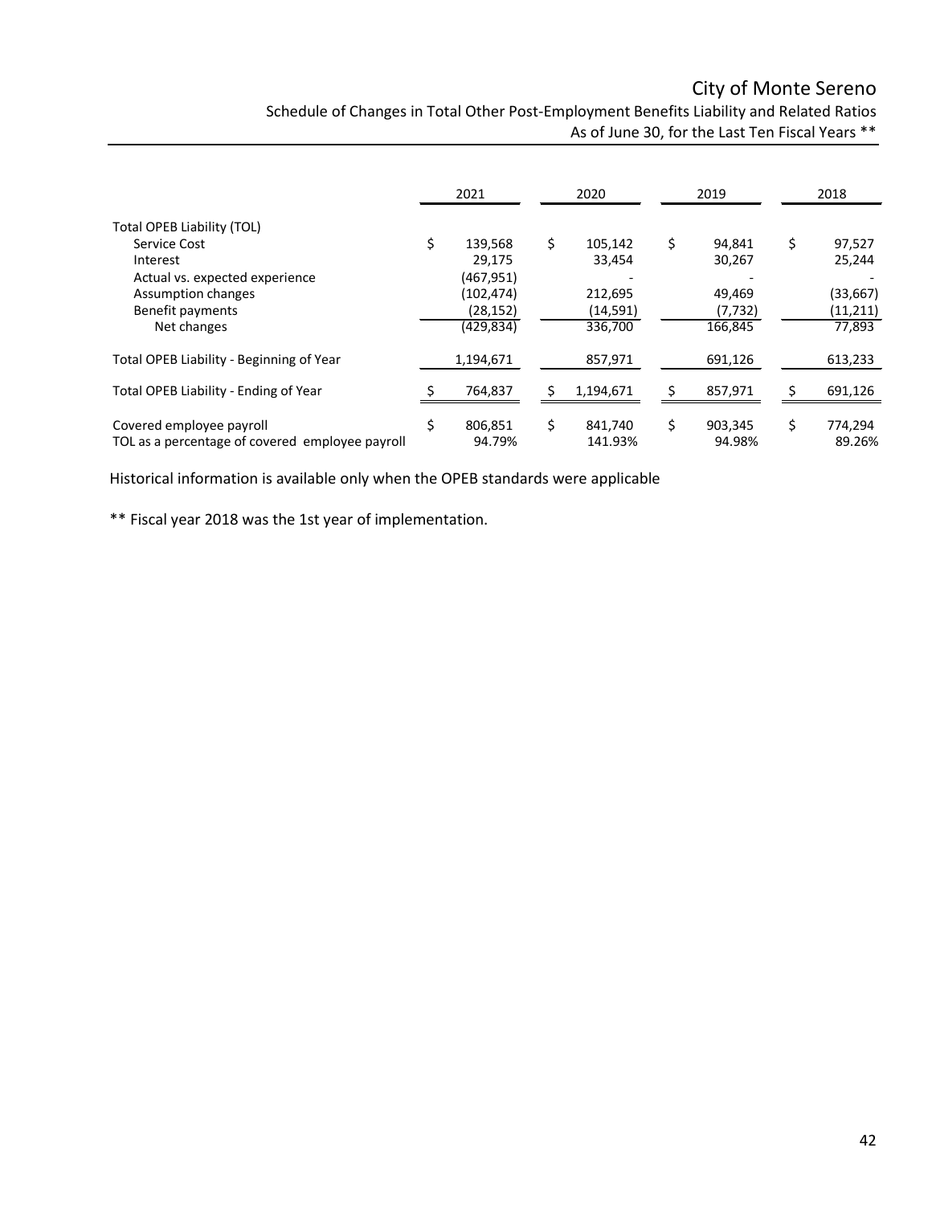# City of Monte Sereno

## Schedule of Changes in Total Other Post-Employment Benefits Liability and Related Ratios

### As of June 30, for the Last Ten Fiscal Years **

| | 2021 | 2020 | 2019 | 2018 |
|---|---|---|---|---|
| Total OPEB Liability (TOL) | | | | |
| Service Cost | $ 139,568 | $ 105,142 | $ 94,841 | $ 97,527 |
| Interest | 29,175 | 33,454 | 30,267 | 25,244 |
| Actual vs. expected experience | (467,951) | - | - | - |
| Assumption changes | (102,474) | 212,695 | 49,469 | (33,667) |
| Benefit payments | (28,152) | (14,591) | (7,732) | (11,211) |
| Net changes | (429,834) | 336,700 | 166,845 | 77,893 |
| Total OPEB Liability - Beginning of Year | 1,194,671 | 857,971 | 691,126 | 613,233 |
| Total OPEB Liability - Ending of Year | $ 764,837 | $ 1,194,671 | $ 857,971 | $ 691,126 |
| Covered employee payroll | $ 806,851 | $ 841,740 | $ 903,345 | $ 774,294 |
| TOL as a percentage of covered employee payroll | 94.79% | 141.93% | 94.98% | 89.26% |

Historical information is available only when the OPEB standards were applicable

** Fiscal year 2018 was the 1st year of implementation.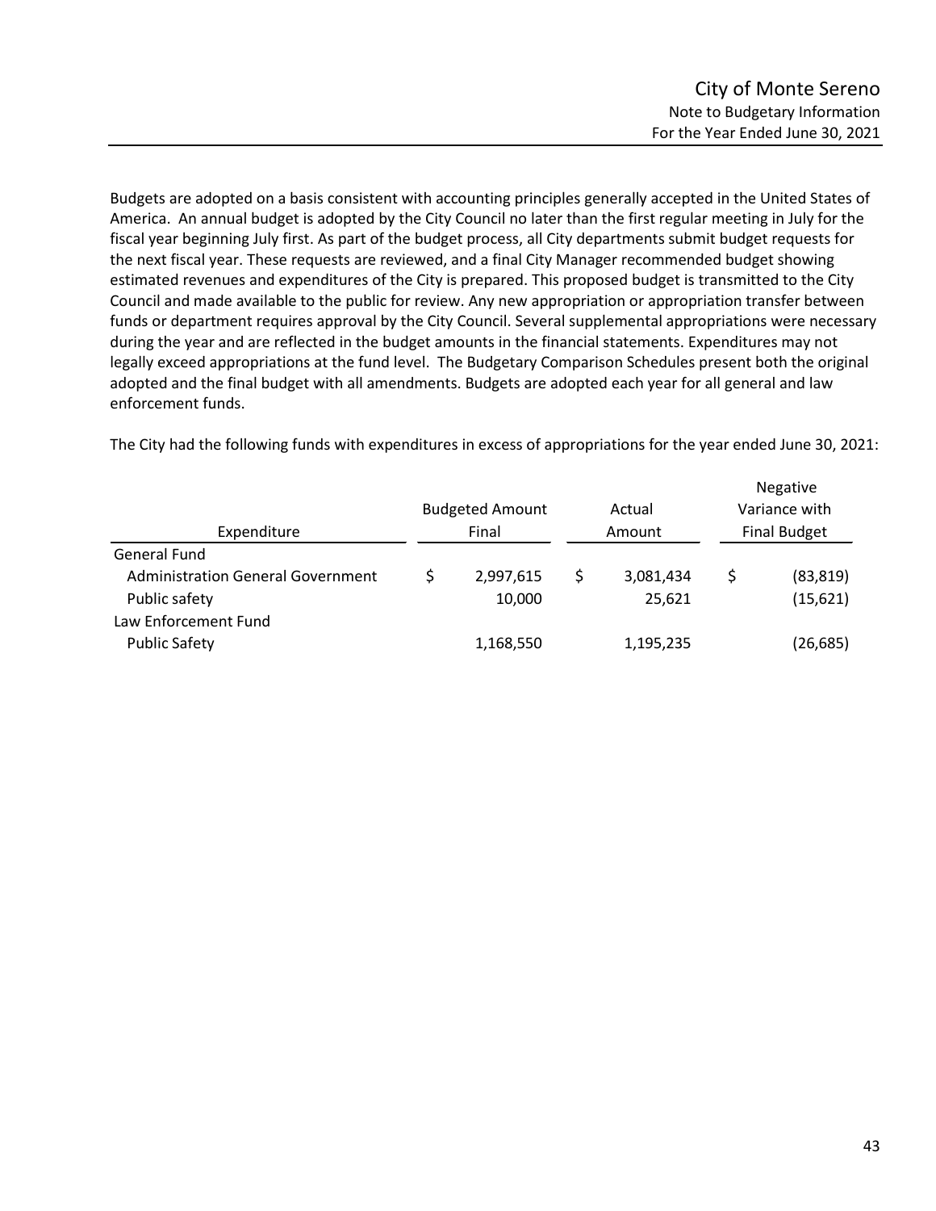# City of Monte Sereno
## Note to Budgetary Information
### For the Year Ended June 30, 2021

Budgets are adopted on a basis consistent with accounting principles generally accepted in the United States of America. An annual budget is adopted by the City Council no later than the first regular meeting in July for the fiscal year beginning July first. As part of the budget process, all City departments submit budget requests for the next fiscal year. These requests are reviewed, and a final City Manager recommended budget showing estimated revenues and expenditures of the City is prepared. This proposed budget is transmitted to the City Council and made available to the public for review. Any new appropriation or appropriation transfer between funds or department requires approval by the City Council. Several supplemental appropriations were necessary during the year and are reflected in the budget amounts in the financial statements. Expenditures may not legally exceed appropriations at the fund level. The Budgetary Comparison Schedules present both the original adopted and the final budget with all amendments. Budgets are adopted each year for all general and law enforcement funds.

The City had the following funds with expenditures in excess of appropriations for the year ended June 30, 2021:

| Expenditure | Budgeted Amount Final | Actual Amount | Negative Variance with Final Budget |
|---|---|---|---|
| General Fund | | | |
| Administration General Government | $ 2,997,615 | $ 3,081,434 | $ (83,819) |
| Public safety | 10,000 | 25,621 | (15,621) |
| Law Enforcement Fund | | | |
| Public Safety | 1,168,550 | 1,195,235 | (26,685) |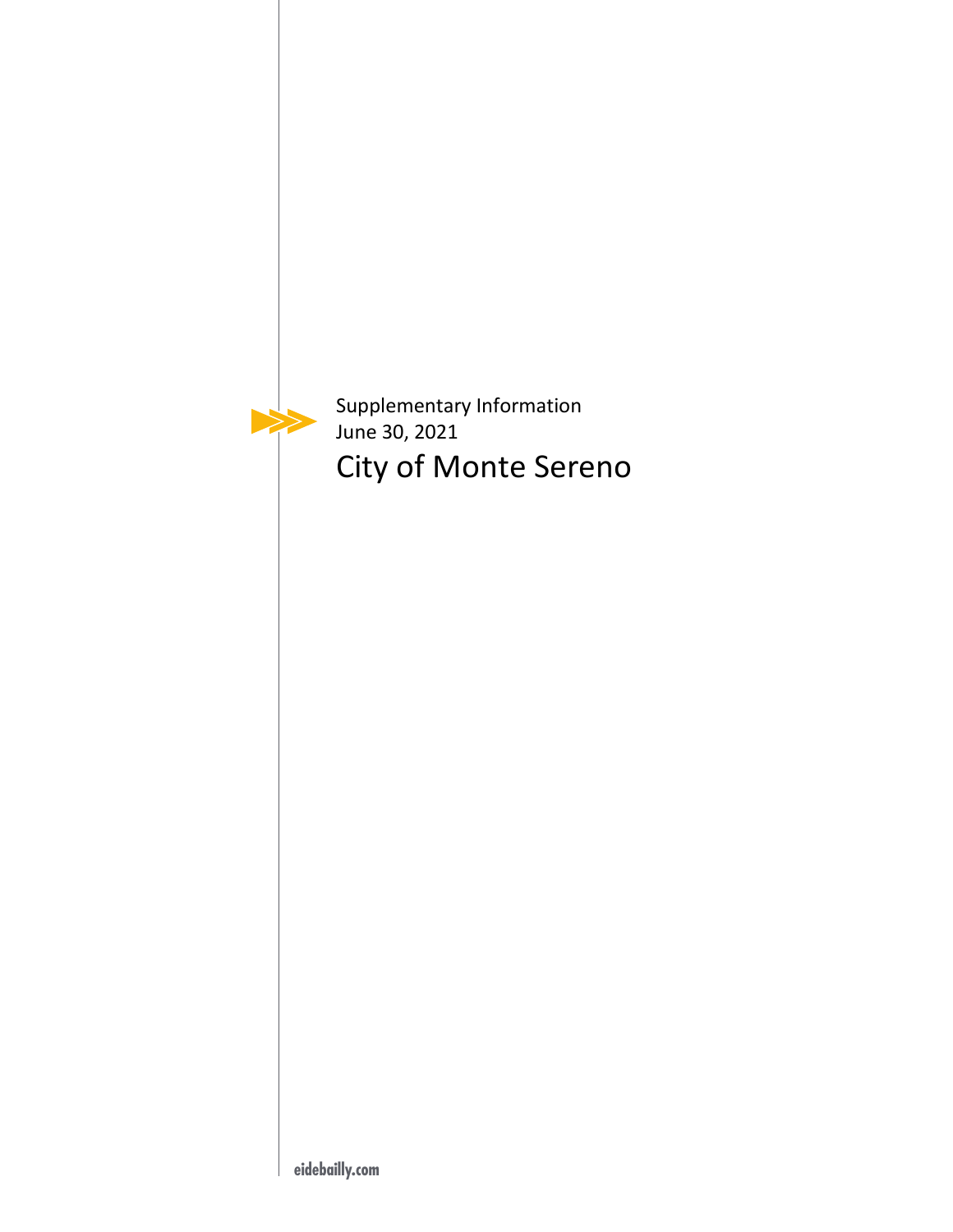Supplementary Information
June 30, 2021

# City of Monte Sereno

eidebailly.com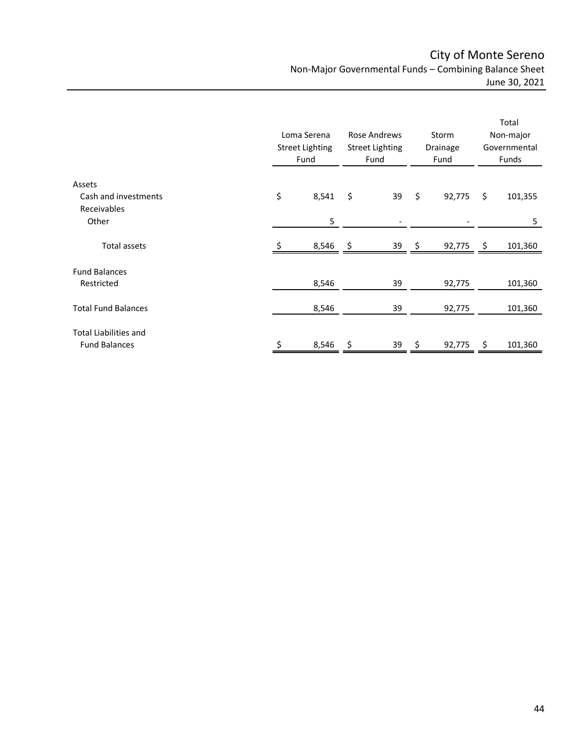# City of Monte Sereno

## Non-Major Governmental Funds – Combining Balance Sheet

June 30, 2021

| | Loma Serena Street Lighting Fund | Rose Andrews Street Lighting Fund | Storm Drainage Fund | Total Non-major Governmental Funds |
|---|---|---|---|---|
| **Assets** | | | | |
| Cash and investments | $ 8,541 | $ 39 | $ 92,775 | $ 101,355 |
| Receivables | | | | |
| Other | 5 | - | - | 5 |
| Total assets | $ 8,546 | $ 39 | $ 92,775 | $ 101,360 |
| **Fund Balances** | | | | |
| Restricted | 8,546 | 39 | 92,775 | 101,360 |
| Total Fund Balances | 8,546 | 39 | 92,775 | 101,360 |
| Total Liabilities and Fund Balances | $ 8,546 | $ 39 | $ 92,775 | $ 101,360 |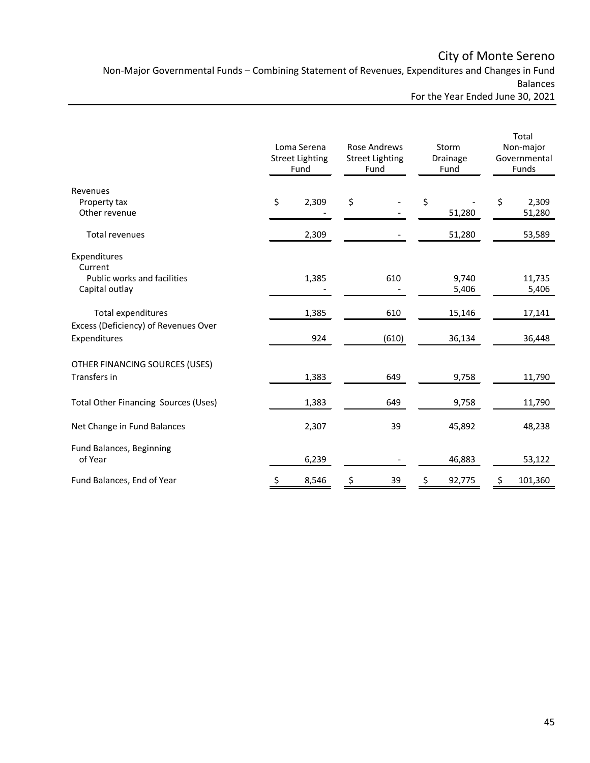# City of Monte Sereno

## Non-Major Governmental Funds – Combining Statement of Revenues, Expenditures and Changes in Fund Balances

### For the Year Ended June 30, 2021

| | Loma Serena Street Lighting Fund | Rose Andrews Street Lighting Fund | Storm Drainage Fund | Total Non-major Governmental Funds |
|---|---|---|---|---|
| **Revenues** | | | | |
| Property tax | $ 2,309 | $ - | $ - | $ 2,309 |
| Other revenue | - | - | 51,280 | 51,280 |
| Total revenues | 2,309 | - | 51,280 | 53,589 |
| **Expenditures** | | | | |
| Current | | | | |
| Public works and facilities | 1,385 | 610 | 9,740 | 11,735 |
| Capital outlay | - | - | 5,406 | 5,406 |
| Total expenditures | 1,385 | 610 | 15,146 | 17,141 |
| Excess (Deficiency) of Revenues Over Expenditures | 924 | (610) | 36,134 | 36,448 |
| **OTHER FINANCING SOURCES (USES)** | | | | |
| Transfers in | 1,383 | 649 | 9,758 | 11,790 |
| Total Other Financing Sources (Uses) | 1,383 | 649 | 9,758 | 11,790 |
| Net Change in Fund Balances | 2,307 | 39 | 45,892 | 48,238 |
| Fund Balances, Beginning of Year | 6,239 | - | 46,883 | 53,122 |
| Fund Balances, End of Year | $ 8,546 | $ 39 | $ 92,775 | $ 101,360 |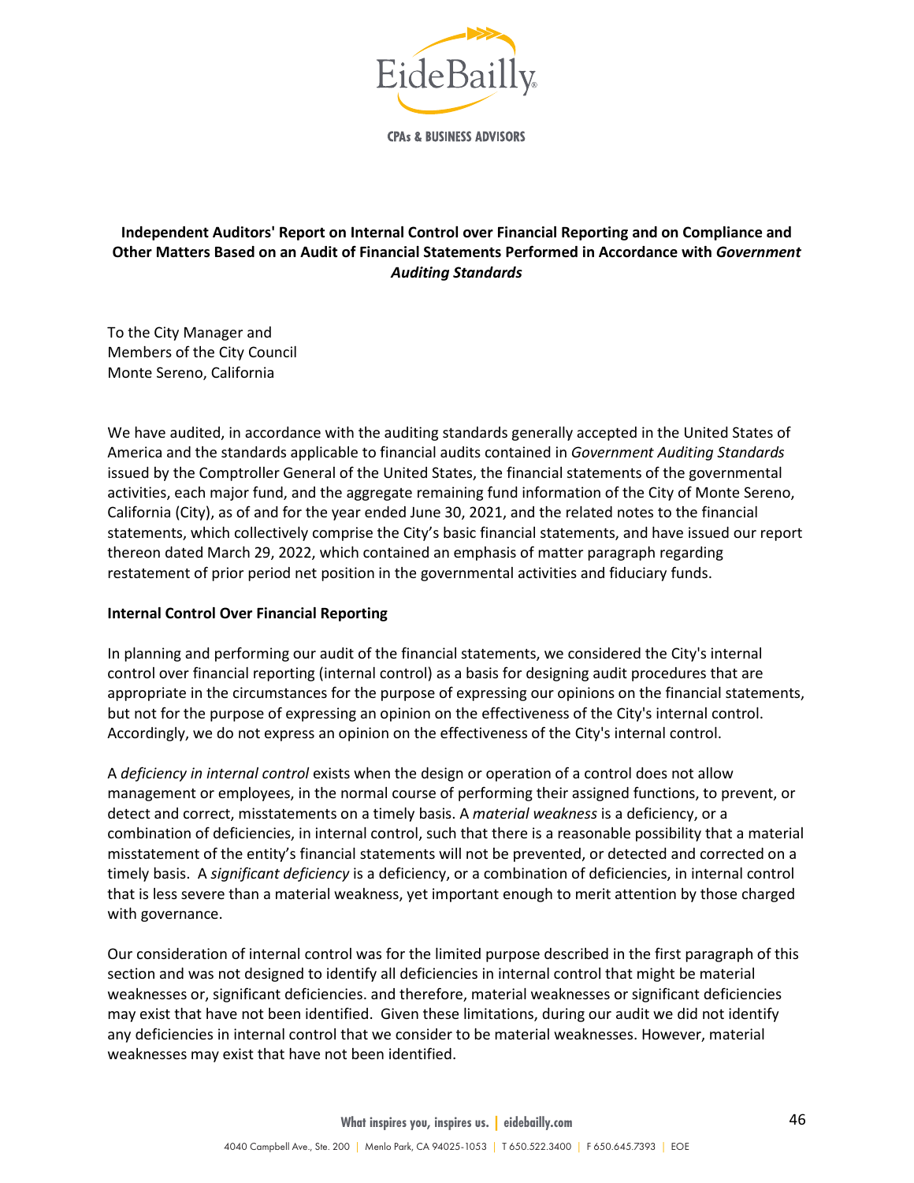EideBailly

CPAs & BUSINESS ADVISORS

**Independent Auditors' Report on Internal Control over Financial Reporting and on Compliance and Other Matters Based on an Audit of Financial Statements Performed in Accordance with *Government Auditing Standards***

To the City Manager and
Members of the City Council
Monte Sereno, California

We have audited, in accordance with the auditing standards generally accepted in the United States of America and the standards applicable to financial audits contained in *Government Auditing Standards* issued by the Comptroller General of the United States, the financial statements of the governmental activities, each major fund, and the aggregate remaining fund information of the City of Monte Sereno, California (City), as of and for the year ended June 30, 2021, and the related notes to the financial statements, which collectively comprise the City's basic financial statements, and have issued our report thereon dated March 29, 2022, which contained an emphasis of matter paragraph regarding restatement of prior period net position in the governmental activities and fiduciary funds.

**Internal Control Over Financial Reporting**

In planning and performing our audit of the financial statements, we considered the City's internal control over financial reporting (internal control) as a basis for designing audit procedures that are appropriate in the circumstances for the purpose of expressing our opinions on the financial statements, but not for the purpose of expressing an opinion on the effectiveness of the City's internal control. Accordingly, we do not express an opinion on the effectiveness of the City's internal control.

A *deficiency in internal control* exists when the design or operation of a control does not allow management or employees, in the normal course of performing their assigned functions, to prevent, or detect and correct, misstatements on a timely basis. A *material weakness* is a deficiency, or a combination of deficiencies, in internal control, such that there is a reasonable possibility that a material misstatement of the entity's financial statements will not be prevented, or detected and corrected on a timely basis. A *significant deficiency* is a deficiency, or a combination of deficiencies, in internal control that is less severe than a material weakness, yet important enough to merit attention by those charged with governance.

Our consideration of internal control was for the limited purpose described in the first paragraph of this section and was not designed to identify all deficiencies in internal control that might be material weaknesses or, significant deficiencies. and therefore, material weaknesses or significant deficiencies may exist that have not been identified. Given these limitations, during our audit we did not identify any deficiencies in internal control that we consider to be material weaknesses. However, material weaknesses may exist that have not been identified.

What inspires you, inspires us. | eidebailly.com

4040 Campbell Ave., Ste. 200 | Menlo Park, CA 94025-1053 | T 650.522.3400 | F 650.645.7393 | EOE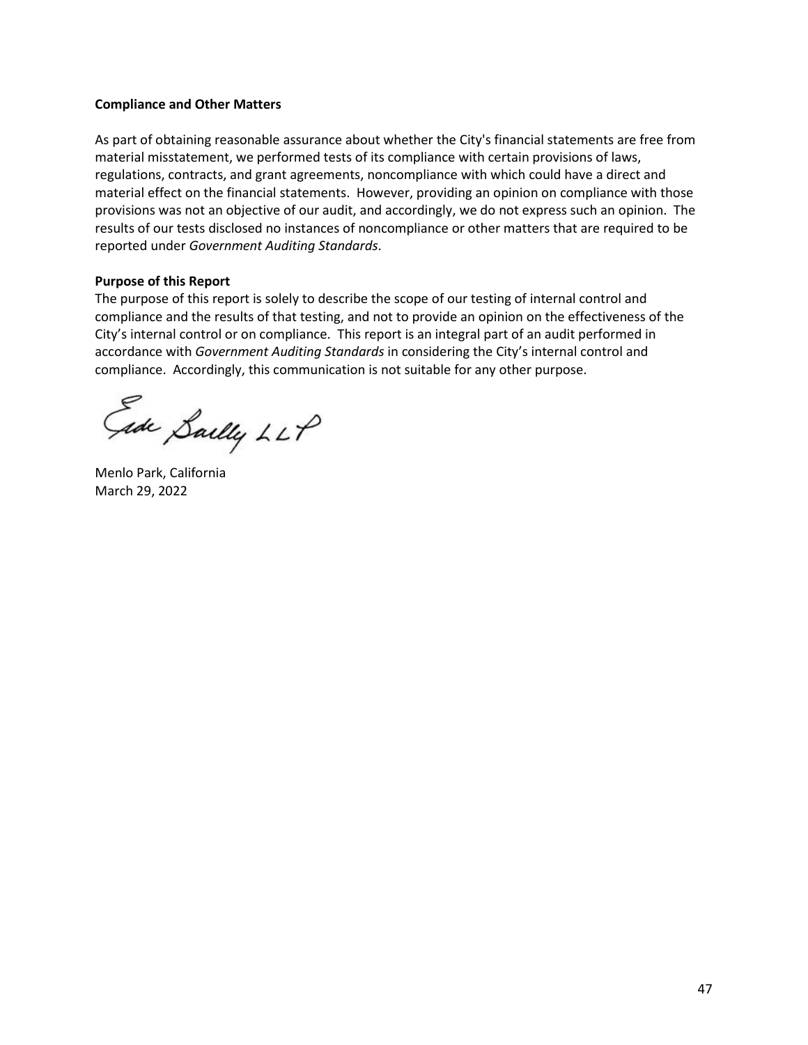**Compliance and Other Matters**

As part of obtaining reasonable assurance about whether the City's financial statements are free from material misstatement, we performed tests of its compliance with certain provisions of laws, regulations, contracts, and grant agreements, noncompliance with which could have a direct and material effect on the financial statements. However, providing an opinion on compliance with those provisions was not an objective of our audit, and accordingly, we do not express such an opinion. The results of our tests disclosed no instances of noncompliance or other matters that are required to be reported under *Government Auditing Standards*.

**Purpose of this Report**

The purpose of this report is solely to describe the scope of our testing of internal control and compliance and the results of that testing, and not to provide an opinion on the effectiveness of the City's internal control or on compliance. This report is an integral part of an audit performed in accordance with *Government Auditing Standards* in considering the City's internal control and compliance. Accordingly, this communication is not suitable for any other purpose.

Eide Bailly LLP

Menlo Park, California
March 29, 2022